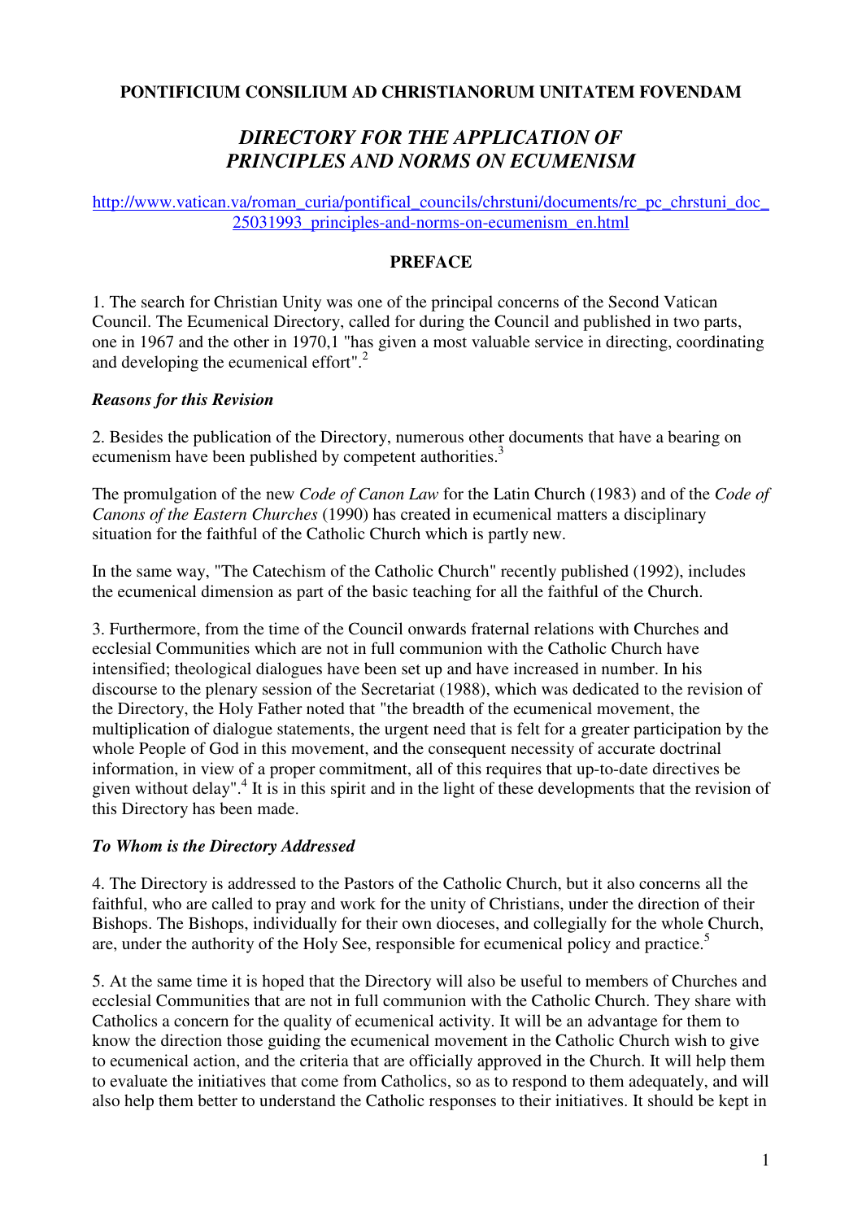**PONTIFICIUM CONSILIUM AD CHRISTIANORUM UNITATEM FOVENDAM**

# *DIRECTORY FOR THE APPLICATION OF PRINCIPLES AND NORMS ON ECUMENISM*

http://www.vatican.va/roman_curia/pontifical_councils/chrstuni/documents/rc_pc_chrstuni_doc_25031993_principles-and-norms-on-ecumenism_en.html

## PREFACE

1. The search for Christian Unity was one of the principal concerns of the Second Vatican Council. The Ecumenical Directory, called for during the Council and published in two parts, one in 1967 and the other in 1970,1 "has given a most valuable service in directing, coordinating and developing the ecumenical effort".[2]

### *Reasons for this Revision*

2. Besides the publication of the Directory, numerous other documents that have a bearing on ecumenism have been published by competent authorities.[3]

The promulgation of the new *Code of Canon Law* for the Latin Church (1983) and of the *Code of Canons of the Eastern Churches* (1990) has created in ecumenical matters a disciplinary situation for the faithful of the Catholic Church which is partly new.

In the same way, "The Catechism of the Catholic Church" recently published (1992), includes the ecumenical dimension as part of the basic teaching for all the faithful of the Church.

3. Furthermore, from the time of the Council onwards fraternal relations with Churches and ecclesial Communities which are not in full communion with the Catholic Church have intensified; theological dialogues have been set up and have increased in number. In his discourse to the plenary session of the Secretariat (1988), which was dedicated to the revision of the Directory, the Holy Father noted that "the breadth of the ecumenical movement, the multiplication of dialogue statements, the urgent need that is felt for a greater participation by the whole People of God in this movement, and the consequent necessity of accurate doctrinal information, in view of a proper commitment, all of this requires that up-to-date directives be given without delay".[4] It is in this spirit and in the light of these developments that the revision of this Directory has been made.

### *To Whom is the Directory Addressed*

4. The Directory is addressed to the Pastors of the Catholic Church, but it also concerns all the faithful, who are called to pray and work for the unity of Christians, under the direction of their Bishops. The Bishops, individually for their own dioceses, and collegially for the whole Church, are, under the authority of the Holy See, responsible for ecumenical policy and practice.[5]

5. At the same time it is hoped that the Directory will also be useful to members of Churches and ecclesial Communities that are not in full communion with the Catholic Church. They share with Catholics a concern for the quality of ecumenical activity. It will be an advantage for them to know the direction those guiding the ecumenical movement in the Catholic Church wish to give to ecumenical action, and the criteria that are officially approved in the Church. It will help them to evaluate the initiatives that come from Catholics, so as to respond to them adequately, and will also help them better to understand the Catholic responses to their initiatives. It should be kept in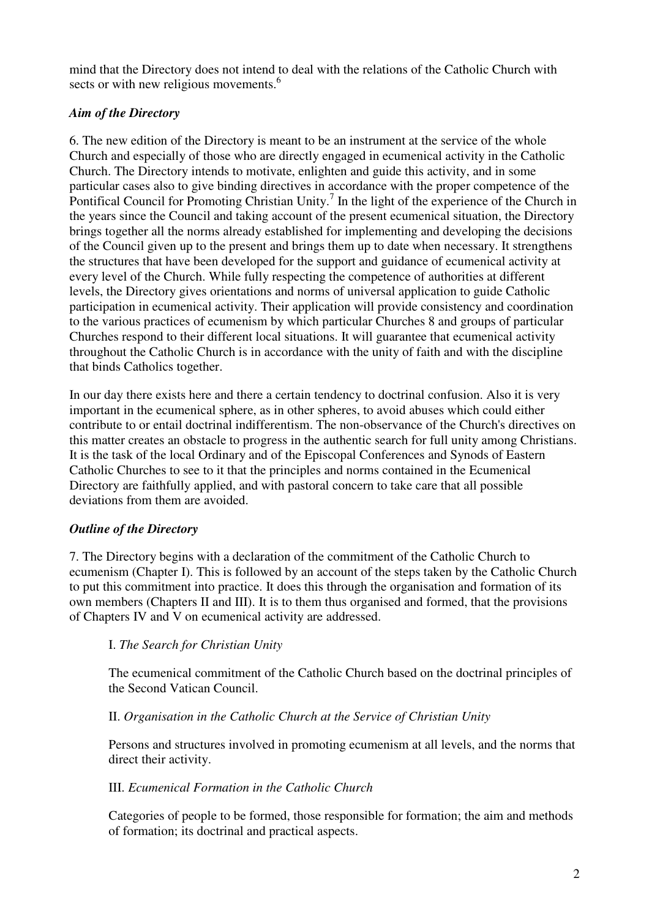mind that the Directory does not intend to deal with the relations of the Catholic Church with sects or with new religious movements.[6]

### *Aim of the Directory*

6. The new edition of the Directory is meant to be an instrument at the service of the whole Church and especially of those who are directly engaged in ecumenical activity in the Catholic Church. The Directory intends to motivate, enlighten and guide this activity, and in some particular cases also to give binding directives in accordance with the proper competence of the Pontifical Council for Promoting Christian Unity.[7] In the light of the experience of the Church in the years since the Council and taking account of the present ecumenical situation, the Directory brings together all the norms already established for implementing and developing the decisions of the Council given up to the present and brings them up to date when necessary. It strengthens the structures that have been developed for the support and guidance of ecumenical activity at every level of the Church. While fully respecting the competence of authorities at different levels, the Directory gives orientations and norms of universal application to guide Catholic participation in ecumenical activity. Their application will provide consistency and coordination to the various practices of ecumenism by which particular Churches 8 and groups of particular Churches respond to their different local situations. It will guarantee that ecumenical activity throughout the Catholic Church is in accordance with the unity of faith and with the discipline that binds Catholics together.

In our day there exists here and there a certain tendency to doctrinal confusion. Also it is very important in the ecumenical sphere, as in other spheres, to avoid abuses which could either contribute to or entail doctrinal indifferentism. The non-observance of the Church's directives on this matter creates an obstacle to progress in the authentic search for full unity among Christians. It is the task of the local Ordinary and of the Episcopal Conferences and Synods of Eastern Catholic Churches to see to it that the principles and norms contained in the Ecumenical Directory are faithfully applied, and with pastoral concern to take care that all possible deviations from them are avoided.

### *Outline of the Directory*

7. The Directory begins with a declaration of the commitment of the Catholic Church to ecumenism (Chapter I). This is followed by an account of the steps taken by the Catholic Church to put this commitment into practice. It does this through the organisation and formation of its own members (Chapters II and III). It is to them thus organised and formed, that the provisions of Chapters IV and V on ecumenical activity are addressed.

I. *The Search for Christian Unity*

The ecumenical commitment of the Catholic Church based on the doctrinal principles of the Second Vatican Council.

II. *Organisation in the Catholic Church at the Service of Christian Unity*

Persons and structures involved in promoting ecumenism at all levels, and the norms that direct their activity.

III. *Ecumenical Formation in the Catholic Church*

Categories of people to be formed, those responsible for formation; the aim and methods of formation; its doctrinal and practical aspects.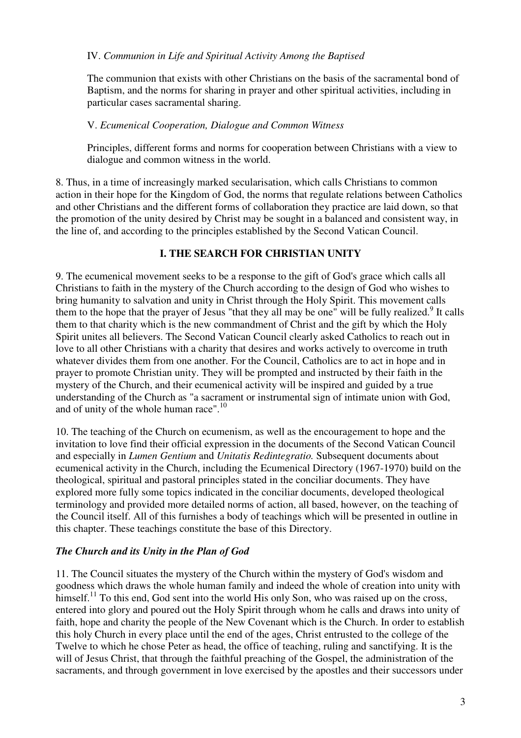IV. *Communion in Life and Spiritual Activity Among the Baptised*

The communion that exists with other Christians on the basis of the sacramental bond of Baptism, and the norms for sharing in prayer and other spiritual activities, including in particular cases sacramental sharing.

V. *Ecumenical Cooperation, Dialogue and Common Witness*

Principles, different forms and norms for cooperation between Christians with a view to dialogue and common witness in the world.

8. Thus, in a time of increasingly marked secularisation, which calls Christians to common action in their hope for the Kingdom of God, the norms that regulate relations between Catholics and other Christians and the different forms of collaboration they practice are laid down, so that the promotion of the unity desired by Christ may be sought in a balanced and consistent way, in the line of, and according to the principles established by the Second Vatican Council.

## I. THE SEARCH FOR CHRISTIAN UNITY

9. The ecumenical movement seeks to be a response to the gift of God's grace which calls all Christians to faith in the mystery of the Church according to the design of God who wishes to bring humanity to salvation and unity in Christ through the Holy Spirit. This movement calls them to the hope that the prayer of Jesus "that they all may be one" will be fully realized.[9] It calls them to that charity which is the new commandment of Christ and the gift by which the Holy Spirit unites all believers. The Second Vatican Council clearly asked Catholics to reach out in love to all other Christians with a charity that desires and works actively to overcome in truth whatever divides them from one another. For the Council, Catholics are to act in hope and in prayer to promote Christian unity. They will be prompted and instructed by their faith in the mystery of the Church, and their ecumenical activity will be inspired and guided by a true understanding of the Church as "a sacrament or instrumental sign of intimate union with God, and of unity of the whole human race".[10]

10. The teaching of the Church on ecumenism, as well as the encouragement to hope and the invitation to love find their official expression in the documents of the Second Vatican Council and especially in *Lumen Gentium* and *Unitatis Redintegratio.* Subsequent documents about ecumenical activity in the Church, including the Ecumenical Directory (1967-1970) build on the theological, spiritual and pastoral principles stated in the conciliar documents. They have explored more fully some topics indicated in the conciliar documents, developed theological terminology and provided more detailed norms of action, all based, however, on the teaching of the Council itself. All of this furnishes a body of teachings which will be presented in outline in this chapter. These teachings constitute the base of this Directory.

### *The Church and its Unity in the Plan of God*

11. The Council situates the mystery of the Church within the mystery of God's wisdom and goodness which draws the whole human family and indeed the whole of creation into unity with himself.[11] To this end, God sent into the world His only Son, who was raised up on the cross, entered into glory and poured out the Holy Spirit through whom he calls and draws into unity of faith, hope and charity the people of the New Covenant which is the Church. In order to establish this holy Church in every place until the end of the ages, Christ entrusted to the college of the Twelve to which he chose Peter as head, the office of teaching, ruling and sanctifying. It is the will of Jesus Christ, that through the faithful preaching of the Gospel, the administration of the sacraments, and through government in love exercised by the apostles and their successors under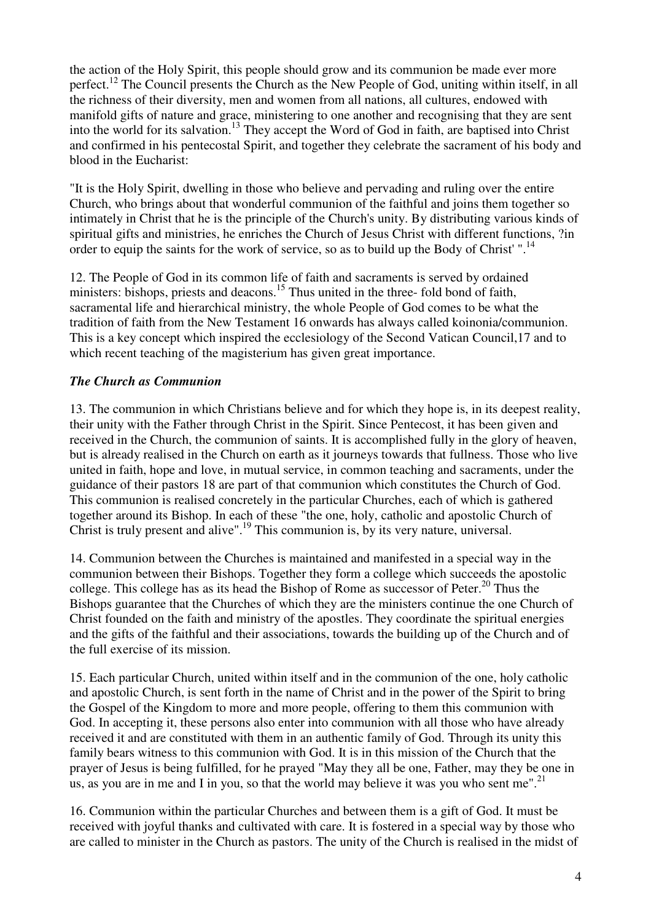the action of the Holy Spirit, this people should grow and its communion be made ever more perfect.[12] The Council presents the Church as the New People of God, uniting within itself, in all the richness of their diversity, men and women from all nations, all cultures, endowed with manifold gifts of nature and grace, ministering to one another and recognising that they are sent into the world for its salvation.[13] They accept the Word of God in faith, are baptised into Christ and confirmed in his pentecostal Spirit, and together they celebrate the sacrament of his body and blood in the Eucharist:

"It is the Holy Spirit, dwelling in those who believe and pervading and ruling over the entire Church, who brings about that wonderful communion of the faithful and joins them together so intimately in Christ that he is the principle of the Church's unity. By distributing various kinds of spiritual gifts and ministries, he enriches the Church of Jesus Christ with different functions, ?in order to equip the saints for the work of service, so as to build up the Body of Christ' ".[14]

12. The People of God in its common life of faith and sacraments is served by ordained ministers: bishops, priests and deacons.[15] Thus united in the three- fold bond of faith, sacramental life and hierarchical ministry, the whole People of God comes to be what the tradition of faith from the New Testament 16 onwards has always called koinonia/communion. This is a key concept which inspired the ecclesiology of the Second Vatican Council,17 and to which recent teaching of the magisterium has given great importance.

### *The Church as Communion*

13. The communion in which Christians believe and for which they hope is, in its deepest reality, their unity with the Father through Christ in the Spirit. Since Pentecost, it has been given and received in the Church, the communion of saints. It is accomplished fully in the glory of heaven, but is already realised in the Church on earth as it journeys towards that fullness. Those who live united in faith, hope and love, in mutual service, in common teaching and sacraments, under the guidance of their pastors 18 are part of that communion which constitutes the Church of God. This communion is realised concretely in the particular Churches, each of which is gathered together around its Bishop. In each of these "the one, holy, catholic and apostolic Church of Christ is truly present and alive".[19] This communion is, by its very nature, universal.

14. Communion between the Churches is maintained and manifested in a special way in the communion between their Bishops. Together they form a college which succeeds the apostolic college. This college has as its head the Bishop of Rome as successor of Peter.[20] Thus the Bishops guarantee that the Churches of which they are the ministers continue the one Church of Christ founded on the faith and ministry of the apostles. They coordinate the spiritual energies and the gifts of the faithful and their associations, towards the building up of the Church and of the full exercise of its mission.

15. Each particular Church, united within itself and in the communion of the one, holy catholic and apostolic Church, is sent forth in the name of Christ and in the power of the Spirit to bring the Gospel of the Kingdom to more and more people, offering to them this communion with God. In accepting it, these persons also enter into communion with all those who have already received it and are constituted with them in an authentic family of God. Through its unity this family bears witness to this communion with God. It is in this mission of the Church that the prayer of Jesus is being fulfilled, for he prayed "May they all be one, Father, may they be one in us, as you are in me and I in you, so that the world may believe it was you who sent me".[21]

16. Communion within the particular Churches and between them is a gift of God. It must be received with joyful thanks and cultivated with care. It is fostered in a special way by those who are called to minister in the Church as pastors. The unity of the Church is realised in the midst of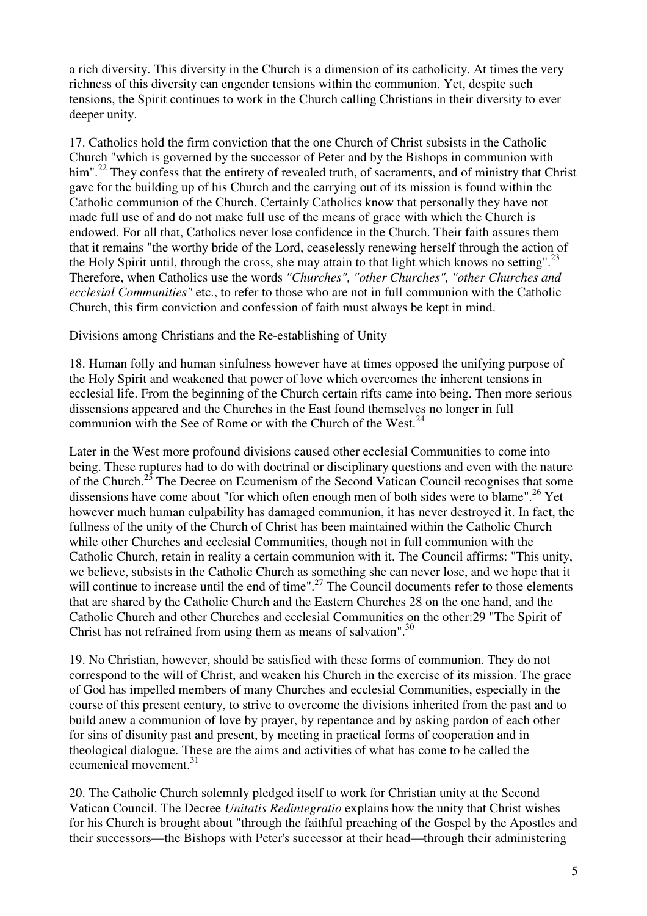a rich diversity. This diversity in the Church is a dimension of its catholicity. At times the very richness of this diversity can engender tensions within the communion. Yet, despite such tensions, the Spirit continues to work in the Church calling Christians in their diversity to ever deeper unity.

17. Catholics hold the firm conviction that the one Church of Christ subsists in the Catholic Church "which is governed by the successor of Peter and by the Bishops in communion with him".[22] They confess that the entirety of revealed truth, of sacraments, and of ministry that Christ gave for the building up of his Church and the carrying out of its mission is found within the Catholic communion of the Church. Certainly Catholics know that personally they have not made full use of and do not make full use of the means of grace with which the Church is endowed. For all that, Catholics never lose confidence in the Church. Their faith assures them that it remains "the worthy bride of the Lord, ceaselessly renewing herself through the action of the Holy Spirit until, through the cross, she may attain to that light which knows no setting".[23] Therefore, when Catholics use the words *"Churches", "other Churches", "other Churches and ecclesial Communities"* etc., to refer to those who are not in full communion with the Catholic Church, this firm conviction and confession of faith must always be kept in mind.

Divisions among Christians and the Re-establishing of Unity

18. Human folly and human sinfulness however have at times opposed the unifying purpose of the Holy Spirit and weakened that power of love which overcomes the inherent tensions in ecclesial life. From the beginning of the Church certain rifts came into being. Then more serious dissensions appeared and the Churches in the East found themselves no longer in full communion with the See of Rome or with the Church of the West.[24]

Later in the West more profound divisions caused other ecclesial Communities to come into being. These ruptures had to do with doctrinal or disciplinary questions and even with the nature of the Church.[25] The Decree on Ecumenism of the Second Vatican Council recognises that some dissensions have come about "for which often enough men of both sides were to blame".[26] Yet however much human culpability has damaged communion, it has never destroyed it. In fact, the fullness of the unity of the Church of Christ has been maintained within the Catholic Church while other Churches and ecclesial Communities, though not in full communion with the Catholic Church, retain in reality a certain communion with it. The Council affirms: "This unity, we believe, subsists in the Catholic Church as something she can never lose, and we hope that it will continue to increase until the end of time".[27] The Council documents refer to those elements that are shared by the Catholic Church and the Eastern Churches 28 on the one hand, and the Catholic Church and other Churches and ecclesial Communities on the other:29 "The Spirit of Christ has not refrained from using them as means of salvation".[30]

19. No Christian, however, should be satisfied with these forms of communion. They do not correspond to the will of Christ, and weaken his Church in the exercise of its mission. The grace of God has impelled members of many Churches and ecclesial Communities, especially in the course of this present century, to strive to overcome the divisions inherited from the past and to build anew a communion of love by prayer, by repentance and by asking pardon of each other for sins of disunity past and present, by meeting in practical forms of cooperation and in theological dialogue. These are the aims and activities of what has come to be called the ecumenical movement.[31]

20. The Catholic Church solemnly pledged itself to work for Christian unity at the Second Vatican Council. The Decree *Unitatis Redintegratio* explains how the unity that Christ wishes for his Church is brought about "through the faithful preaching of the Gospel by the Apostles and their successors—the Bishops with Peter's successor at their head—through their administering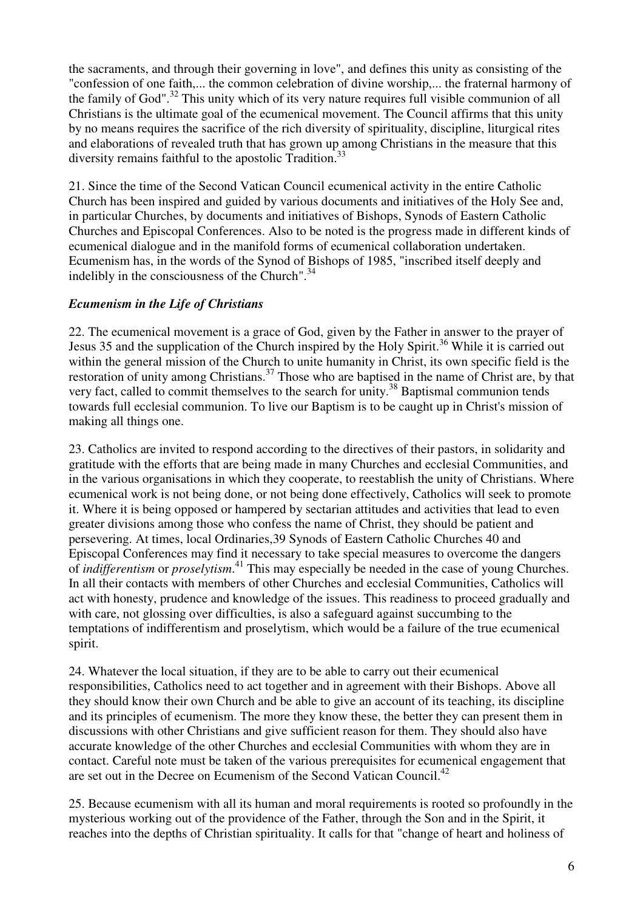the sacraments, and through their governing in love", and defines this unity as consisting of the "confession of one faith,... the common celebration of divine worship,... the fraternal harmony of the family of God".[32] This unity which of its very nature requires full visible communion of all Christians is the ultimate goal of the ecumenical movement. The Council affirms that this unity by no means requires the sacrifice of the rich diversity of spirituality, discipline, liturgical rites and elaborations of revealed truth that has grown up among Christians in the measure that this diversity remains faithful to the apostolic Tradition.[33]

21. Since the time of the Second Vatican Council ecumenical activity in the entire Catholic Church has been inspired and guided by various documents and initiatives of the Holy See and, in particular Churches, by documents and initiatives of Bishops, Synods of Eastern Catholic Churches and Episcopal Conferences. Also to be noted is the progress made in different kinds of ecumenical dialogue and in the manifold forms of ecumenical collaboration undertaken. Ecumenism has, in the words of the Synod of Bishops of 1985, "inscribed itself deeply and indelibly in the consciousness of the Church".[34]

### *Ecumenism in the Life of Christians*

22. The ecumenical movement is a grace of God, given by the Father in answer to the prayer of Jesus 35 and the supplication of the Church inspired by the Holy Spirit.[36] While it is carried out within the general mission of the Church to unite humanity in Christ, its own specific field is the restoration of unity among Christians.[37] Those who are baptised in the name of Christ are, by that very fact, called to commit themselves to the search for unity.[38] Baptismal communion tends towards full ecclesial communion. To live our Baptism is to be caught up in Christ's mission of making all things one.

23. Catholics are invited to respond according to the directives of their pastors, in solidarity and gratitude with the efforts that are being made in many Churches and ecclesial Communities, and in the various organisations in which they cooperate, to reestablish the unity of Christians. Where ecumenical work is not being done, or not being done effectively, Catholics will seek to promote it. Where it is being opposed or hampered by sectarian attitudes and activities that lead to even greater divisions among those who confess the name of Christ, they should be patient and persevering. At times, local Ordinaries,39 Synods of Eastern Catholic Churches 40 and Episcopal Conferences may find it necessary to take special measures to overcome the dangers of *indifferentism* or *proselytism*.[41] This may especially be needed in the case of young Churches. In all their contacts with members of other Churches and ecclesial Communities, Catholics will act with honesty, prudence and knowledge of the issues. This readiness to proceed gradually and with care, not glossing over difficulties, is also a safeguard against succumbing to the temptations of indifferentism and proselytism, which would be a failure of the true ecumenical spirit.

24. Whatever the local situation, if they are to be able to carry out their ecumenical responsibilities, Catholics need to act together and in agreement with their Bishops. Above all they should know their own Church and be able to give an account of its teaching, its discipline and its principles of ecumenism. The more they know these, the better they can present them in discussions with other Christians and give sufficient reason for them. They should also have accurate knowledge of the other Churches and ecclesial Communities with whom they are in contact. Careful note must be taken of the various prerequisites for ecumenical engagement that are set out in the Decree on Ecumenism of the Second Vatican Council.[42]

25. Because ecumenism with all its human and moral requirements is rooted so profoundly in the mysterious working out of the providence of the Father, through the Son and in the Spirit, it reaches into the depths of Christian spirituality. It calls for that "change of heart and holiness of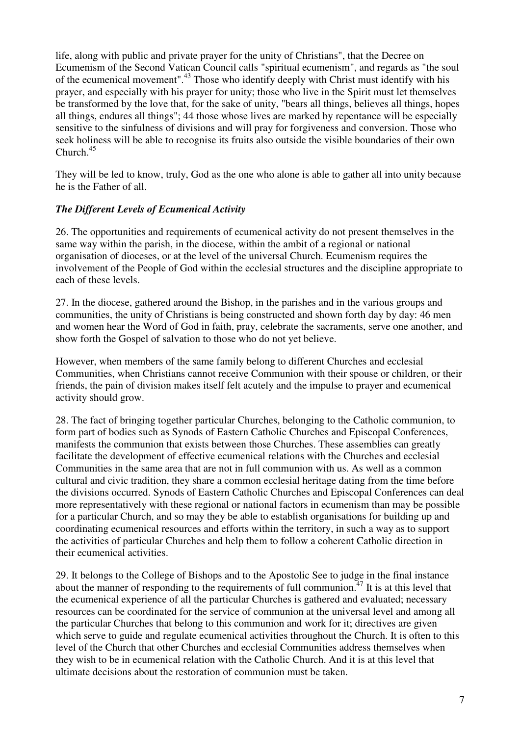life, along with public and private prayer for the unity of Christians", that the Decree on Ecumenism of the Second Vatican Council calls "spiritual ecumenism", and regards as "the soul of the ecumenical movement".[43] Those who identify deeply with Christ must identify with his prayer, and especially with his prayer for unity; those who live in the Spirit must let themselves be transformed by the love that, for the sake of unity, "bears all things, believes all things, hopes all things, endures all things"; 44 those whose lives are marked by repentance will be especially sensitive to the sinfulness of divisions and will pray for forgiveness and conversion. Those who seek holiness will be able to recognise its fruits also outside the visible boundaries of their own Church.[45]

They will be led to know, truly, God as the one who alone is able to gather all into unity because he is the Father of all.

### *The Different Levels of Ecumenical Activity*

26. The opportunities and requirements of ecumenical activity do not present themselves in the same way within the parish, in the diocese, within the ambit of a regional or national organisation of dioceses, or at the level of the universal Church. Ecumenism requires the involvement of the People of God within the ecclesial structures and the discipline appropriate to each of these levels.

27. In the diocese, gathered around the Bishop, in the parishes and in the various groups and communities, the unity of Christians is being constructed and shown forth day by day: 46 men and women hear the Word of God in faith, pray, celebrate the sacraments, serve one another, and show forth the Gospel of salvation to those who do not yet believe.

However, when members of the same family belong to different Churches and ecclesial Communities, when Christians cannot receive Communion with their spouse or children, or their friends, the pain of division makes itself felt acutely and the impulse to prayer and ecumenical activity should grow.

28. The fact of bringing together particular Churches, belonging to the Catholic communion, to form part of bodies such as Synods of Eastern Catholic Churches and Episcopal Conferences, manifests the communion that exists between those Churches. These assemblies can greatly facilitate the development of effective ecumenical relations with the Churches and ecclesial Communities in the same area that are not in full communion with us. As well as a common cultural and civic tradition, they share a common ecclesial heritage dating from the time before the divisions occurred. Synods of Eastern Catholic Churches and Episcopal Conferences can deal more representatively with these regional or national factors in ecumenism than may be possible for a particular Church, and so may they be able to establish organisations for building up and coordinating ecumenical resources and efforts within the territory, in such a way as to support the activities of particular Churches and help them to follow a coherent Catholic direction in their ecumenical activities.

29. It belongs to the College of Bishops and to the Apostolic See to judge in the final instance about the manner of responding to the requirements of full communion.[47] It is at this level that the ecumenical experience of all the particular Churches is gathered and evaluated; necessary resources can be coordinated for the service of communion at the universal level and among all the particular Churches that belong to this communion and work for it; directives are given which serve to guide and regulate ecumenical activities throughout the Church. It is often to this level of the Church that other Churches and ecclesial Communities address themselves when they wish to be in ecumenical relation with the Catholic Church. And it is at this level that ultimate decisions about the restoration of communion must be taken.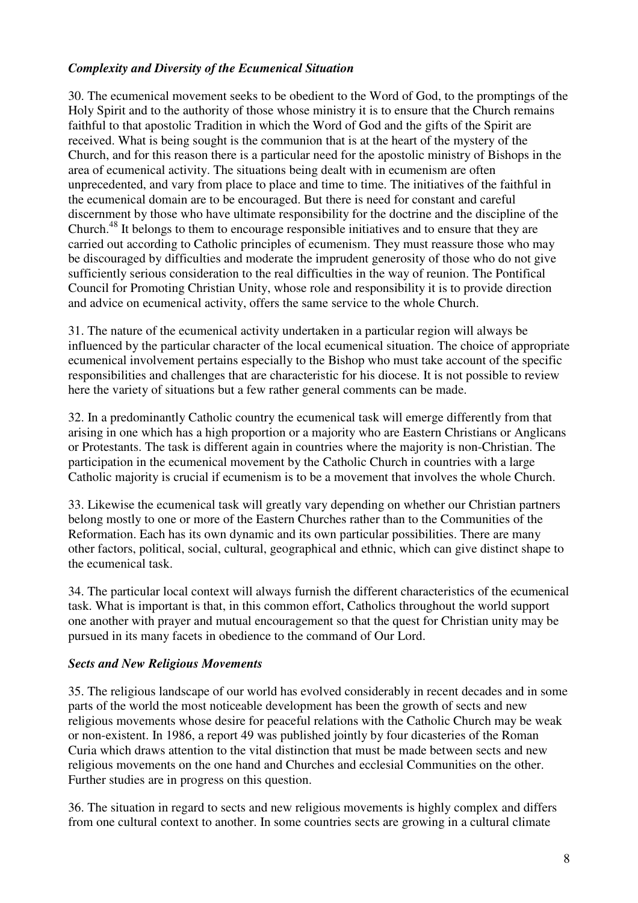### *Complexity and Diversity of the Ecumenical Situation*

30. The ecumenical movement seeks to be obedient to the Word of God, to the promptings of the Holy Spirit and to the authority of those whose ministry it is to ensure that the Church remains faithful to that apostolic Tradition in which the Word of God and the gifts of the Spirit are received. What is being sought is the communion that is at the heart of the mystery of the Church, and for this reason there is a particular need for the apostolic ministry of Bishops in the area of ecumenical activity. The situations being dealt with in ecumenism are often unprecedented, and vary from place to place and time to time. The initiatives of the faithful in the ecumenical domain are to be encouraged. But there is need for constant and careful discernment by those who have ultimate responsibility for the doctrine and the discipline of the Church.[48] It belongs to them to encourage responsible initiatives and to ensure that they are carried out according to Catholic principles of ecumenism. They must reassure those who may be discouraged by difficulties and moderate the imprudent generosity of those who do not give sufficiently serious consideration to the real difficulties in the way of reunion. The Pontifical Council for Promoting Christian Unity, whose role and responsibility it is to provide direction and advice on ecumenical activity, offers the same service to the whole Church.

31. The nature of the ecumenical activity undertaken in a particular region will always be influenced by the particular character of the local ecumenical situation. The choice of appropriate ecumenical involvement pertains especially to the Bishop who must take account of the specific responsibilities and challenges that are characteristic for his diocese. It is not possible to review here the variety of situations but a few rather general comments can be made.

32. In a predominantly Catholic country the ecumenical task will emerge differently from that arising in one which has a high proportion or a majority who are Eastern Christians or Anglicans or Protestants. The task is different again in countries where the majority is non-Christian. The participation in the ecumenical movement by the Catholic Church in countries with a large Catholic majority is crucial if ecumenism is to be a movement that involves the whole Church.

33. Likewise the ecumenical task will greatly vary depending on whether our Christian partners belong mostly to one or more of the Eastern Churches rather than to the Communities of the Reformation. Each has its own dynamic and its own particular possibilities. There are many other factors, political, social, cultural, geographical and ethnic, which can give distinct shape to the ecumenical task.

34. The particular local context will always furnish the different characteristics of the ecumenical task. What is important is that, in this common effort, Catholics throughout the world support one another with prayer and mutual encouragement so that the quest for Christian unity may be pursued in its many facets in obedience to the command of Our Lord.

### *Sects and New Religious Movements*

35. The religious landscape of our world has evolved considerably in recent decades and in some parts of the world the most noticeable development has been the growth of sects and new religious movements whose desire for peaceful relations with the Catholic Church may be weak or non-existent. In 1986, a report 49 was published jointly by four dicasteries of the Roman Curia which draws attention to the vital distinction that must be made between sects and new religious movements on the one hand and Churches and ecclesial Communities on the other. Further studies are in progress on this question.

36. The situation in regard to sects and new religious movements is highly complex and differs from one cultural context to another. In some countries sects are growing in a cultural climate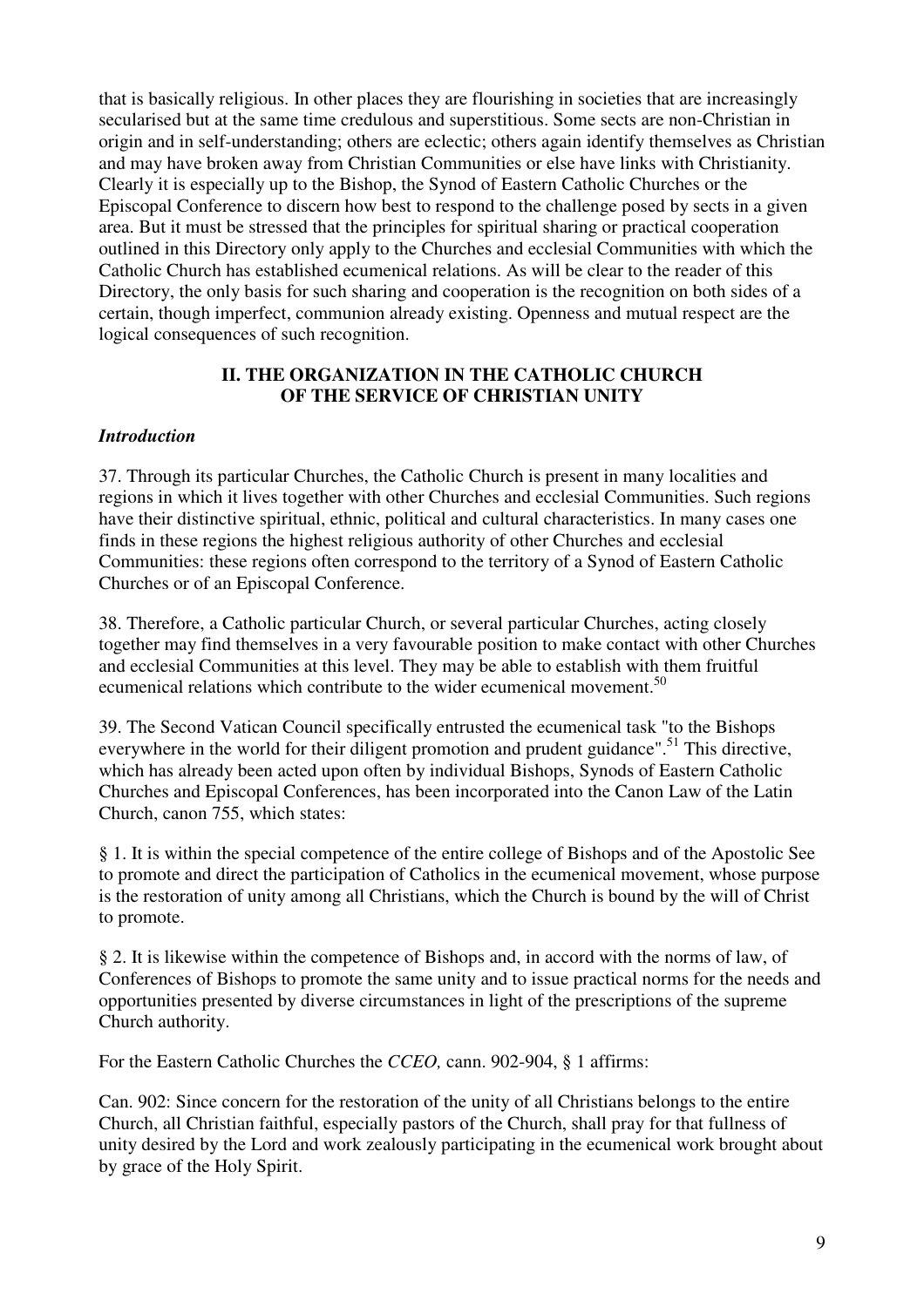that is basically religious. In other places they are flourishing in societies that are increasingly secularised but at the same time credulous and superstitious. Some sects are non-Christian in origin and in self-understanding; others are eclectic; others again identify themselves as Christian and may have broken away from Christian Communities or else have links with Christianity. Clearly it is especially up to the Bishop, the Synod of Eastern Catholic Churches or the Episcopal Conference to discern how best to respond to the challenge posed by sects in a given area. But it must be stressed that the principles for spiritual sharing or practical cooperation outlined in this Directory only apply to the Churches and ecclesial Communities with which the Catholic Church has established ecumenical relations. As will be clear to the reader of this Directory, the only basis for such sharing and cooperation is the recognition on both sides of a certain, though imperfect, communion already existing. Openness and mutual respect are the logical consequences of such recognition.

## II. THE ORGANIZATION IN THE CATHOLIC CHURCH OF THE SERVICE OF CHRISTIAN UNITY

### *Introduction*

37. Through its particular Churches, the Catholic Church is present in many localities and regions in which it lives together with other Churches and ecclesial Communities. Such regions have their distinctive spiritual, ethnic, political and cultural characteristics. In many cases one finds in these regions the highest religious authority of other Churches and ecclesial Communities: these regions often correspond to the territory of a Synod of Eastern Catholic Churches or of an Episcopal Conference.

38. Therefore, a Catholic particular Church, or several particular Churches, acting closely together may find themselves in a very favourable position to make contact with other Churches and ecclesial Communities at this level. They may be able to establish with them fruitful ecumenical relations which contribute to the wider ecumenical movement.[50]

39. The Second Vatican Council specifically entrusted the ecumenical task "to the Bishops everywhere in the world for their diligent promotion and prudent guidance".[51] This directive, which has already been acted upon often by individual Bishops, Synods of Eastern Catholic Churches and Episcopal Conferences, has been incorporated into the Canon Law of the Latin Church, canon 755, which states:

§ 1. It is within the special competence of the entire college of Bishops and of the Apostolic See to promote and direct the participation of Catholics in the ecumenical movement, whose purpose is the restoration of unity among all Christians, which the Church is bound by the will of Christ to promote.

§ 2. It is likewise within the competence of Bishops and, in accord with the norms of law, of Conferences of Bishops to promote the same unity and to issue practical norms for the needs and opportunities presented by diverse circumstances in light of the prescriptions of the supreme Church authority.

For the Eastern Catholic Churches the *CCEO,* cann. 902-904, § 1 affirms:

Can. 902: Since concern for the restoration of the unity of all Christians belongs to the entire Church, all Christian faithful, especially pastors of the Church, shall pray for that fullness of unity desired by the Lord and work zealously participating in the ecumenical work brought about by grace of the Holy Spirit.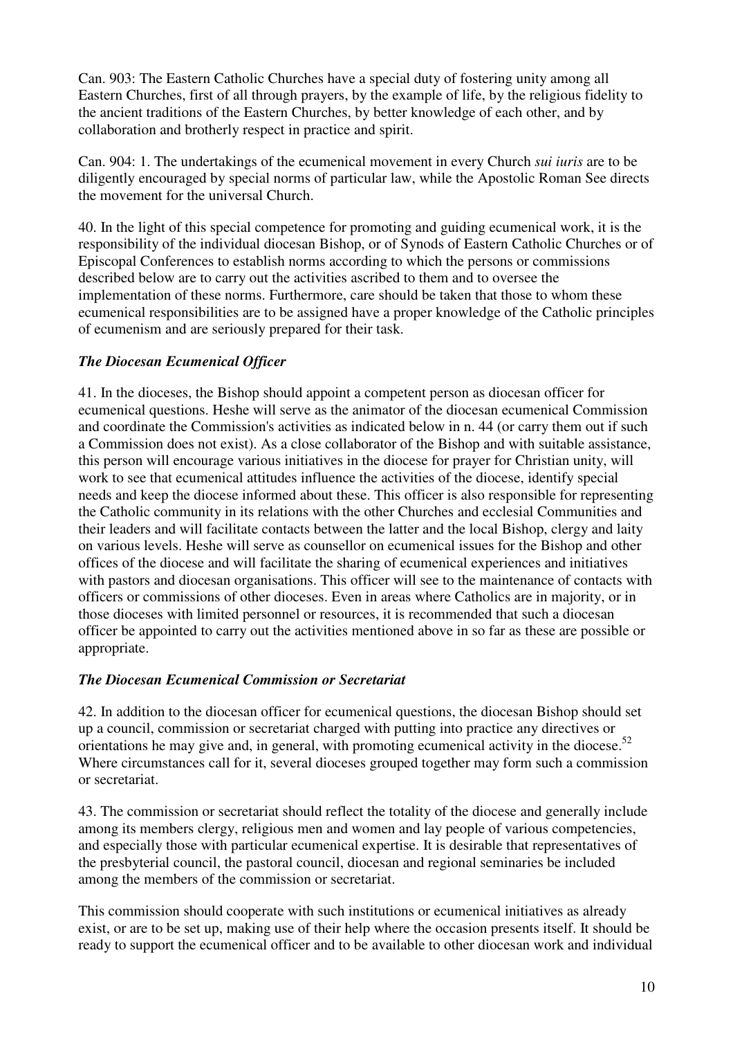Can. 903: The Eastern Catholic Churches have a special duty of fostering unity among all Eastern Churches, first of all through prayers, by the example of life, by the religious fidelity to the ancient traditions of the Eastern Churches, by better knowledge of each other, and by collaboration and brotherly respect in practice and spirit.

Can. 904: 1. The undertakings of the ecumenical movement in every Church *sui iuris* are to be diligently encouraged by special norms of particular law, while the Apostolic Roman See directs the movement for the universal Church.

40. In the light of this special competence for promoting and guiding ecumenical work, it is the responsibility of the individual diocesan Bishop, or of Synods of Eastern Catholic Churches or of Episcopal Conferences to establish norms according to which the persons or commissions described below are to carry out the activities ascribed to them and to oversee the implementation of these norms. Furthermore, care should be taken that those to whom these ecumenical responsibilities are to be assigned have a proper knowledge of the Catholic principles of ecumenism and are seriously prepared for their task.

### *The Diocesan Ecumenical Officer*

41. In the dioceses, the Bishop should appoint a competent person as diocesan officer for ecumenical questions. Heshe will serve as the animator of the diocesan ecumenical Commission and coordinate the Commission's activities as indicated below in n. 44 (or carry them out if such a Commission does not exist). As a close collaborator of the Bishop and with suitable assistance, this person will encourage various initiatives in the diocese for prayer for Christian unity, will work to see that ecumenical attitudes influence the activities of the diocese, identify special needs and keep the diocese informed about these. This officer is also responsible for representing the Catholic community in its relations with the other Churches and ecclesial Communities and their leaders and will facilitate contacts between the latter and the local Bishop, clergy and laity on various levels. Heshe will serve as counsellor on ecumenical issues for the Bishop and other offices of the diocese and will facilitate the sharing of ecumenical experiences and initiatives with pastors and diocesan organisations. This officer will see to the maintenance of contacts with officers or commissions of other dioceses. Even in areas where Catholics are in majority, or in those dioceses with limited personnel or resources, it is recommended that such a diocesan officer be appointed to carry out the activities mentioned above in so far as these are possible or appropriate.

### *The Diocesan Ecumenical Commission or Secretariat*

42. In addition to the diocesan officer for ecumenical questions, the diocesan Bishop should set up a council, commission or secretariat charged with putting into practice any directives or orientations he may give and, in general, with promoting ecumenical activity in the diocese.[52] Where circumstances call for it, several dioceses grouped together may form such a commission or secretariat.

43. The commission or secretariat should reflect the totality of the diocese and generally include among its members clergy, religious men and women and lay people of various competencies, and especially those with particular ecumenical expertise. It is desirable that representatives of the presbyterial council, the pastoral council, diocesan and regional seminaries be included among the members of the commission or secretariat.

This commission should cooperate with such institutions or ecumenical initiatives as already exist, or are to be set up, making use of their help where the occasion presents itself. It should be ready to support the ecumenical officer and to be available to other diocesan work and individual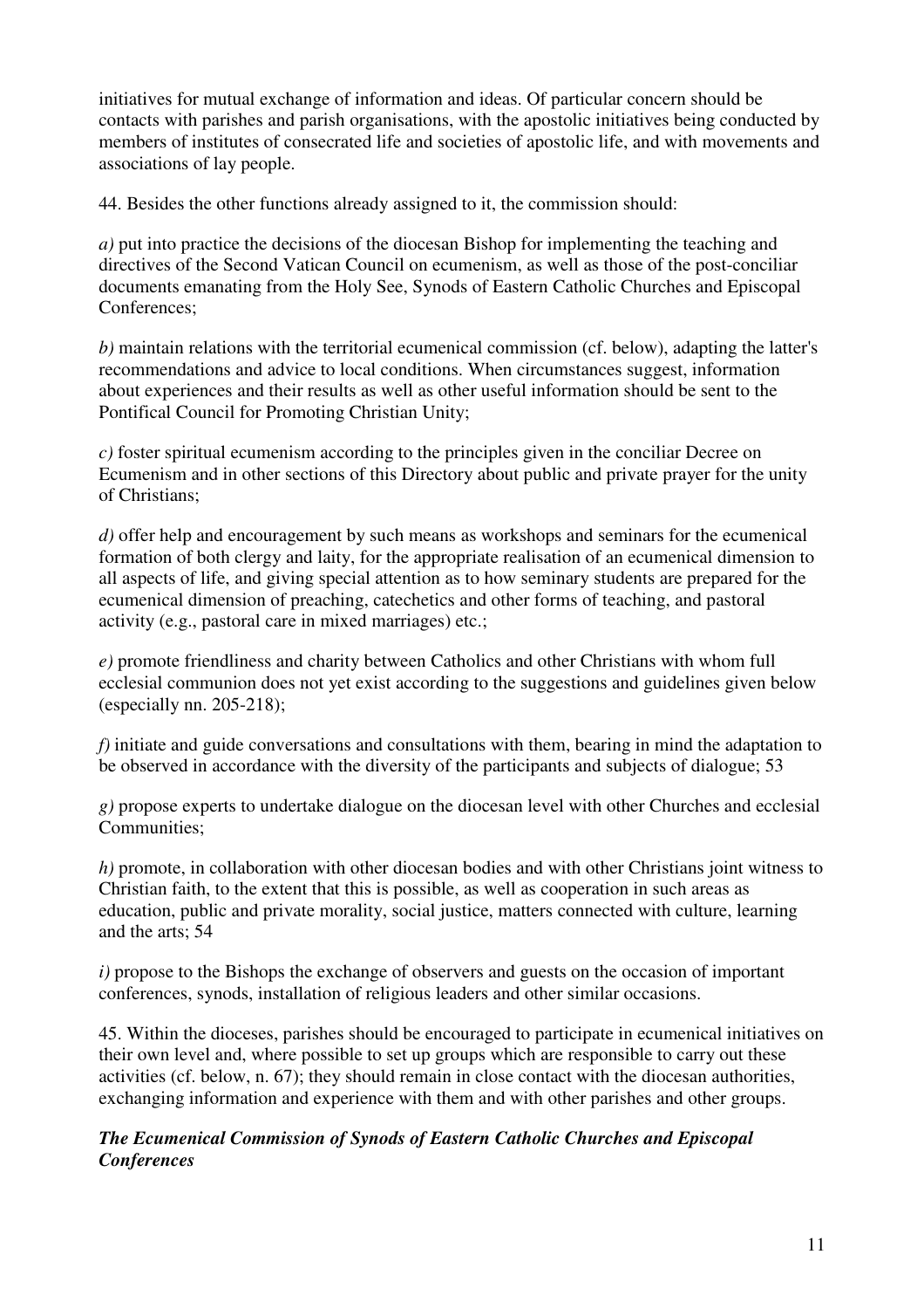initiatives for mutual exchange of information and ideas. Of particular concern should be contacts with parishes and parish organisations, with the apostolic initiatives being conducted by members of institutes of consecrated life and societies of apostolic life, and with movements and associations of lay people.

44. Besides the other functions already assigned to it, the commission should:

*a)* put into practice the decisions of the diocesan Bishop for implementing the teaching and directives of the Second Vatican Council on ecumenism, as well as those of the post-conciliar documents emanating from the Holy See, Synods of Eastern Catholic Churches and Episcopal Conferences;

*b)* maintain relations with the territorial ecumenical commission (cf. below), adapting the latter's recommendations and advice to local conditions. When circumstances suggest, information about experiences and their results as well as other useful information should be sent to the Pontifical Council for Promoting Christian Unity;

*c)* foster spiritual ecumenism according to the principles given in the conciliar Decree on Ecumenism and in other sections of this Directory about public and private prayer for the unity of Christians;

*d)* offer help and encouragement by such means as workshops and seminars for the ecumenical formation of both clergy and laity, for the appropriate realisation of an ecumenical dimension to all aspects of life, and giving special attention as to how seminary students are prepared for the ecumenical dimension of preaching, catechetics and other forms of teaching, and pastoral activity (e.g., pastoral care in mixed marriages) etc.;

*e)* promote friendliness and charity between Catholics and other Christians with whom full ecclesial communion does not yet exist according to the suggestions and guidelines given below (especially nn. 205-218);

*f)* initiate and guide conversations and consultations with them, bearing in mind the adaptation to be observed in accordance with the diversity of the participants and subjects of dialogue; 53

*g)* propose experts to undertake dialogue on the diocesan level with other Churches and ecclesial Communities;

*h)* promote, in collaboration with other diocesan bodies and with other Christians joint witness to Christian faith, to the extent that this is possible, as well as cooperation in such areas as education, public and private morality, social justice, matters connected with culture, learning and the arts; 54

*i)* propose to the Bishops the exchange of observers and guests on the occasion of important conferences, synods, installation of religious leaders and other similar occasions.

45. Within the dioceses, parishes should be encouraged to participate in ecumenical initiatives on their own level and, where possible to set up groups which are responsible to carry out these activities (cf. below, n. 67); they should remain in close contact with the diocesan authorities, exchanging information and experience with them and with other parishes and other groups.

### ***The Ecumenical Commission of Synods of Eastern Catholic Churches and Episcopal Conferences***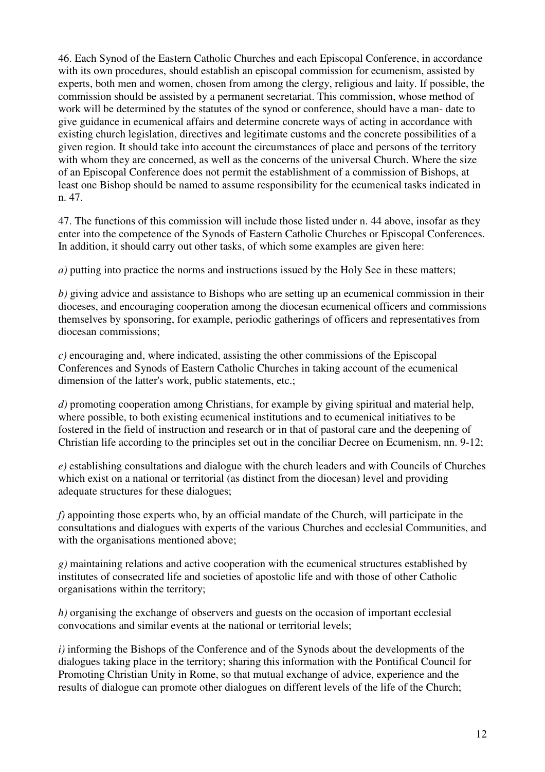46. Each Synod of the Eastern Catholic Churches and each Episcopal Conference, in accordance with its own procedures, should establish an episcopal commission for ecumenism, assisted by experts, both men and women, chosen from among the clergy, religious and laity. If possible, the commission should be assisted by a permanent secretariat. This commission, whose method of work will be determined by the statutes of the synod or conference, should have a man- date to give guidance in ecumenical affairs and determine concrete ways of acting in accordance with existing church legislation, directives and legitimate customs and the concrete possibilities of a given region. It should take into account the circumstances of place and persons of the territory with whom they are concerned, as well as the concerns of the universal Church. Where the size of an Episcopal Conference does not permit the establishment of a commission of Bishops, at least one Bishop should be named to assume responsibility for the ecumenical tasks indicated in n. 47.

47. The functions of this commission will include those listed under n. 44 above, insofar as they enter into the competence of the Synods of Eastern Catholic Churches or Episcopal Conferences. In addition, it should carry out other tasks, of which some examples are given here:

*a)* putting into practice the norms and instructions issued by the Holy See in these matters;

*b)* giving advice and assistance to Bishops who are setting up an ecumenical commission in their dioceses, and encouraging cooperation among the diocesan ecumenical officers and commissions themselves by sponsoring, for example, periodic gatherings of officers and representatives from diocesan commissions;

*c)* encouraging and, where indicated, assisting the other commissions of the Episcopal Conferences and Synods of Eastern Catholic Churches in taking account of the ecumenical dimension of the latter's work, public statements, etc.;

*d)* promoting cooperation among Christians, for example by giving spiritual and material help, where possible, to both existing ecumenical institutions and to ecumenical initiatives to be fostered in the field of instruction and research or in that of pastoral care and the deepening of Christian life according to the principles set out in the conciliar Decree on Ecumenism, nn. 9-12;

*e)* establishing consultations and dialogue with the church leaders and with Councils of Churches which exist on a national or territorial (as distinct from the diocesan) level and providing adequate structures for these dialogues;

*f)* appointing those experts who, by an official mandate of the Church, will participate in the consultations and dialogues with experts of the various Churches and ecclesial Communities, and with the organisations mentioned above;

*g)* maintaining relations and active cooperation with the ecumenical structures established by institutes of consecrated life and societies of apostolic life and with those of other Catholic organisations within the territory;

*h)* organising the exchange of observers and guests on the occasion of important ecclesial convocations and similar events at the national or territorial levels;

*i)* informing the Bishops of the Conference and of the Synods about the developments of the dialogues taking place in the territory; sharing this information with the Pontifical Council for Promoting Christian Unity in Rome, so that mutual exchange of advice, experience and the results of dialogue can promote other dialogues on different levels of the life of the Church;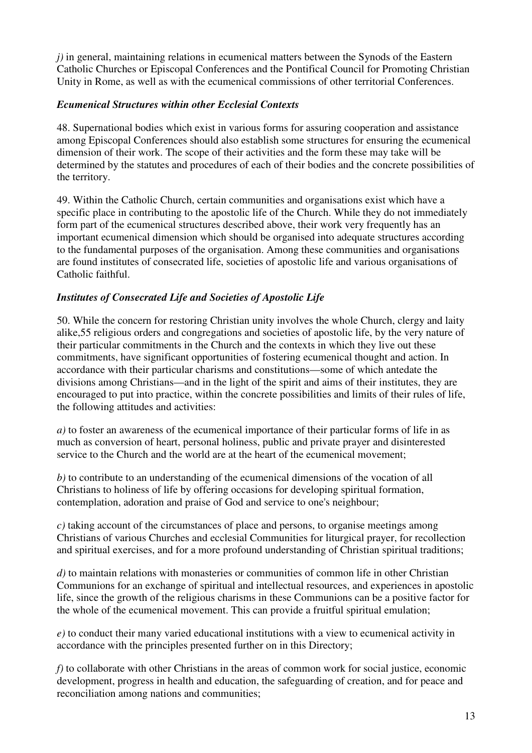*j)* in general, maintaining relations in ecumenical matters between the Synods of the Eastern Catholic Churches or Episcopal Conferences and the Pontifical Council for Promoting Christian Unity in Rome, as well as with the ecumenical commissions of other territorial Conferences.

### *Ecumenical Structures within other Ecclesial Contexts*

48. Supernational bodies which exist in various forms for assuring cooperation and assistance among Episcopal Conferences should also establish some structures for ensuring the ecumenical dimension of their work. The scope of their activities and the form these may take will be determined by the statutes and procedures of each of their bodies and the concrete possibilities of the territory.

49. Within the Catholic Church, certain communities and organisations exist which have a specific place in contributing to the apostolic life of the Church. While they do not immediately form part of the ecumenical structures described above, their work very frequently has an important ecumenical dimension which should be organised into adequate structures according to the fundamental purposes of the organisation. Among these communities and organisations are found institutes of consecrated life, societies of apostolic life and various organisations of Catholic faithful.

### *Institutes of Consecrated Life and Societies of Apostolic Life*

50. While the concern for restoring Christian unity involves the whole Church, clergy and laity alike,55 religious orders and congregations and societies of apostolic life, by the very nature of their particular commitments in the Church and the contexts in which they live out these commitments, have significant opportunities of fostering ecumenical thought and action. In accordance with their particular charisms and constitutions—some of which antedate the divisions among Christians—and in the light of the spirit and aims of their institutes, they are encouraged to put into practice, within the concrete possibilities and limits of their rules of life, the following attitudes and activities:

*a)* to foster an awareness of the ecumenical importance of their particular forms of life in as much as conversion of heart, personal holiness, public and private prayer and disinterested service to the Church and the world are at the heart of the ecumenical movement;

*b)* to contribute to an understanding of the ecumenical dimensions of the vocation of all Christians to holiness of life by offering occasions for developing spiritual formation, contemplation, adoration and praise of God and service to one's neighbour;

*c)* taking account of the circumstances of place and persons, to organise meetings among Christians of various Churches and ecclesial Communities for liturgical prayer, for recollection and spiritual exercises, and for a more profound understanding of Christian spiritual traditions;

*d)* to maintain relations with monasteries or communities of common life in other Christian Communions for an exchange of spiritual and intellectual resources, and experiences in apostolic life, since the growth of the religious charisms in these Communions can be a positive factor for the whole of the ecumenical movement. This can provide a fruitful spiritual emulation;

*e)* to conduct their many varied educational institutions with a view to ecumenical activity in accordance with the principles presented further on in this Directory;

*f)* to collaborate with other Christians in the areas of common work for social justice, economic development, progress in health and education, the safeguarding of creation, and for peace and reconciliation among nations and communities;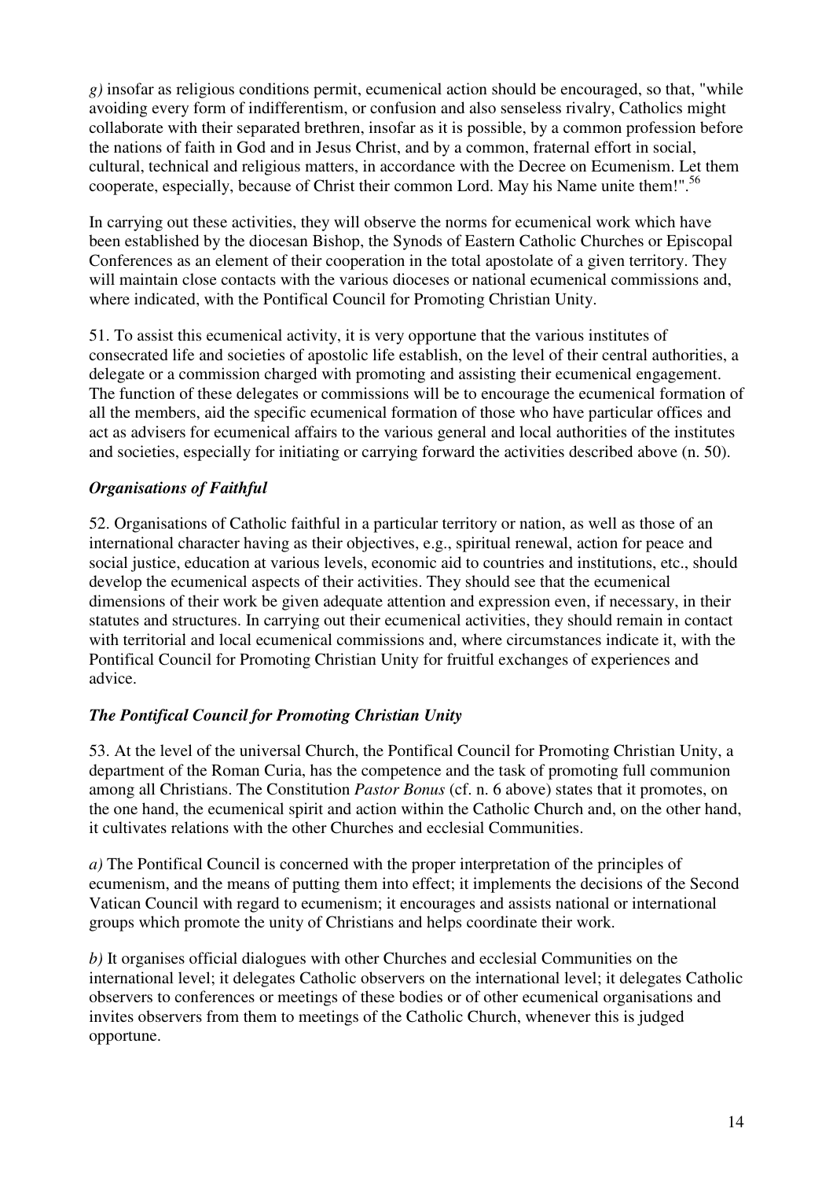*g)* insofar as religious conditions permit, ecumenical action should be encouraged, so that, "while avoiding every form of indifferentism, or confusion and also senseless rivalry, Catholics might collaborate with their separated brethren, insofar as it is possible, by a common profession before the nations of faith in God and in Jesus Christ, and by a common, fraternal effort in social, cultural, technical and religious matters, in accordance with the Decree on Ecumenism. Let them cooperate, especially, because of Christ their common Lord. May his Name unite them!".[56]

In carrying out these activities, they will observe the norms for ecumenical work which have been established by the diocesan Bishop, the Synods of Eastern Catholic Churches or Episcopal Conferences as an element of their cooperation in the total apostolate of a given territory. They will maintain close contacts with the various dioceses or national ecumenical commissions and, where indicated, with the Pontifical Council for Promoting Christian Unity.

51. To assist this ecumenical activity, it is very opportune that the various institutes of consecrated life and societies of apostolic life establish, on the level of their central authorities, a delegate or a commission charged with promoting and assisting their ecumenical engagement. The function of these delegates or commissions will be to encourage the ecumenical formation of all the members, aid the specific ecumenical formation of those who have particular offices and act as advisers for ecumenical affairs to the various general and local authorities of the institutes and societies, especially for initiating or carrying forward the activities described above (n. 50).

### *Organisations of Faithful*

52. Organisations of Catholic faithful in a particular territory or nation, as well as those of an international character having as their objectives, e.g., spiritual renewal, action for peace and social justice, education at various levels, economic aid to countries and institutions, etc., should develop the ecumenical aspects of their activities. They should see that the ecumenical dimensions of their work be given adequate attention and expression even, if necessary, in their statutes and structures. In carrying out their ecumenical activities, they should remain in contact with territorial and local ecumenical commissions and, where circumstances indicate it, with the Pontifical Council for Promoting Christian Unity for fruitful exchanges of experiences and advice.

### *The Pontifical Council for Promoting Christian Unity*

53. At the level of the universal Church, the Pontifical Council for Promoting Christian Unity, a department of the Roman Curia, has the competence and the task of promoting full communion among all Christians. The Constitution *Pastor Bonus* (cf. n. 6 above) states that it promotes, on the one hand, the ecumenical spirit and action within the Catholic Church and, on the other hand, it cultivates relations with the other Churches and ecclesial Communities.

*a)* The Pontifical Council is concerned with the proper interpretation of the principles of ecumenism, and the means of putting them into effect; it implements the decisions of the Second Vatican Council with regard to ecumenism; it encourages and assists national or international groups which promote the unity of Christians and helps coordinate their work.

*b)* It organises official dialogues with other Churches and ecclesial Communities on the international level; it delegates Catholic observers on the international level; it delegates Catholic observers to conferences or meetings of these bodies or of other ecumenical organisations and invites observers from them to meetings of the Catholic Church, whenever this is judged opportune.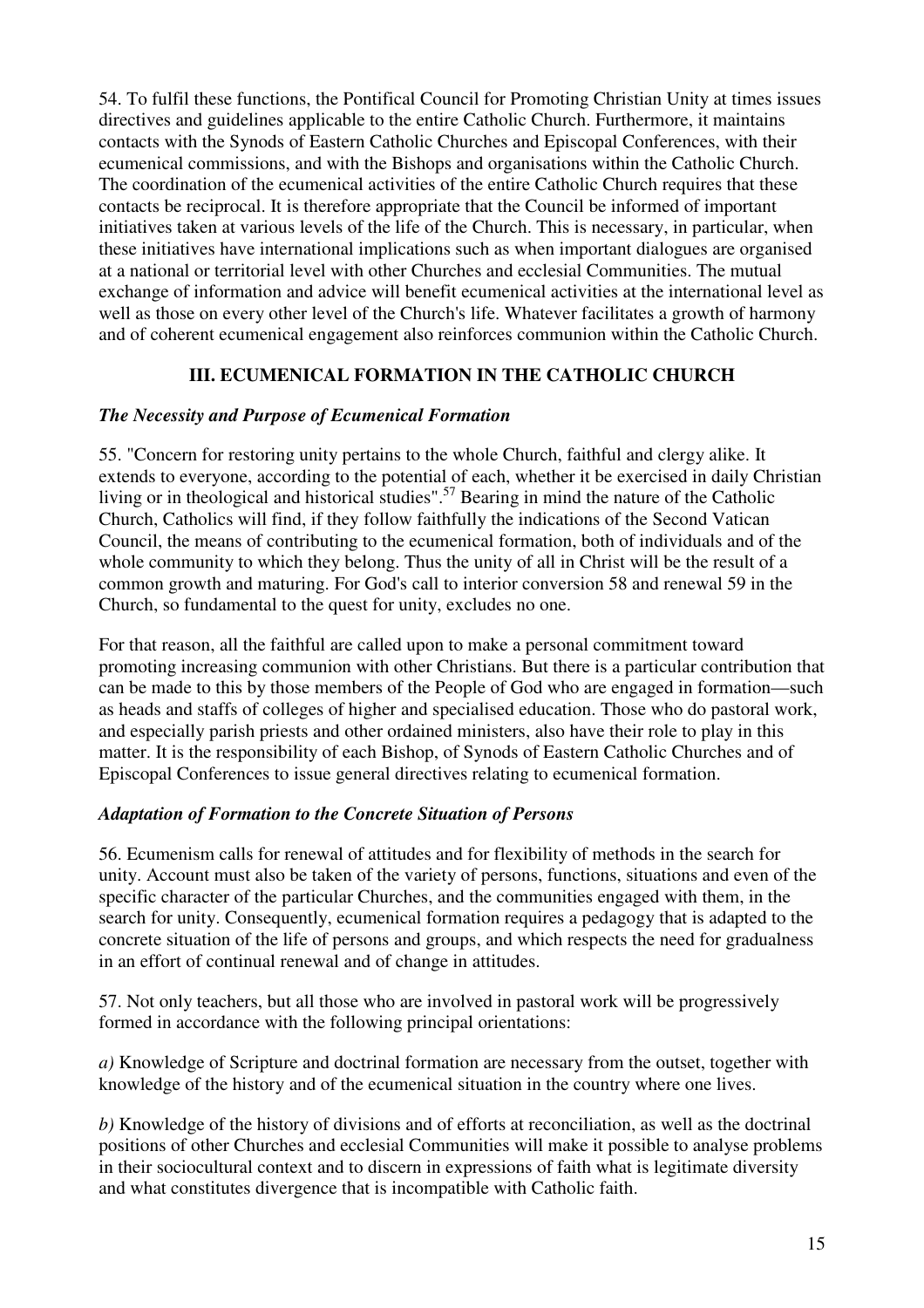54. To fulfil these functions, the Pontifical Council for Promoting Christian Unity at times issues directives and guidelines applicable to the entire Catholic Church. Furthermore, it maintains contacts with the Synods of Eastern Catholic Churches and Episcopal Conferences, with their ecumenical commissions, and with the Bishops and organisations within the Catholic Church. The coordination of the ecumenical activities of the entire Catholic Church requires that these contacts be reciprocal. It is therefore appropriate that the Council be informed of important initiatives taken at various levels of the life of the Church. This is necessary, in particular, when these initiatives have international implications such as when important dialogues are organised at a national or territorial level with other Churches and ecclesial Communities. The mutual exchange of information and advice will benefit ecumenical activities at the international level as well as those on every other level of the Church's life. Whatever facilitates a growth of harmony and of coherent ecumenical engagement also reinforces communion within the Catholic Church.

## III. ECUMENICAL FORMATION IN THE CATHOLIC CHURCH

### *The Necessity and Purpose of Ecumenical Formation*

55. "Concern for restoring unity pertains to the whole Church, faithful and clergy alike. It extends to everyone, according to the potential of each, whether it be exercised in daily Christian living or in theological and historical studies".[57] Bearing in mind the nature of the Catholic Church, Catholics will find, if they follow faithfully the indications of the Second Vatican Council, the means of contributing to the ecumenical formation, both of individuals and of the whole community to which they belong. Thus the unity of all in Christ will be the result of a common growth and maturing. For God's call to interior conversion 58 and renewal 59 in the Church, so fundamental to the quest for unity, excludes no one.

For that reason, all the faithful are called upon to make a personal commitment toward promoting increasing communion with other Christians. But there is a particular contribution that can be made to this by those members of the People of God who are engaged in formation—such as heads and staffs of colleges of higher and specialised education. Those who do pastoral work, and especially parish priests and other ordained ministers, also have their role to play in this matter. It is the responsibility of each Bishop, of Synods of Eastern Catholic Churches and of Episcopal Conferences to issue general directives relating to ecumenical formation.

### *Adaptation of Formation to the Concrete Situation of Persons*

56. Ecumenism calls for renewal of attitudes and for flexibility of methods in the search for unity. Account must also be taken of the variety of persons, functions, situations and even of the specific character of the particular Churches, and the communities engaged with them, in the search for unity. Consequently, ecumenical formation requires a pedagogy that is adapted to the concrete situation of the life of persons and groups, and which respects the need for gradualness in an effort of continual renewal and of change in attitudes.

57. Not only teachers, but all those who are involved in pastoral work will be progressively formed in accordance with the following principal orientations:

*a)* Knowledge of Scripture and doctrinal formation are necessary from the outset, together with knowledge of the history and of the ecumenical situation in the country where one lives.

*b)* Knowledge of the history of divisions and of efforts at reconciliation, as well as the doctrinal positions of other Churches and ecclesial Communities will make it possible to analyse problems in their sociocultural context and to discern in expressions of faith what is legitimate diversity and what constitutes divergence that is incompatible with Catholic faith.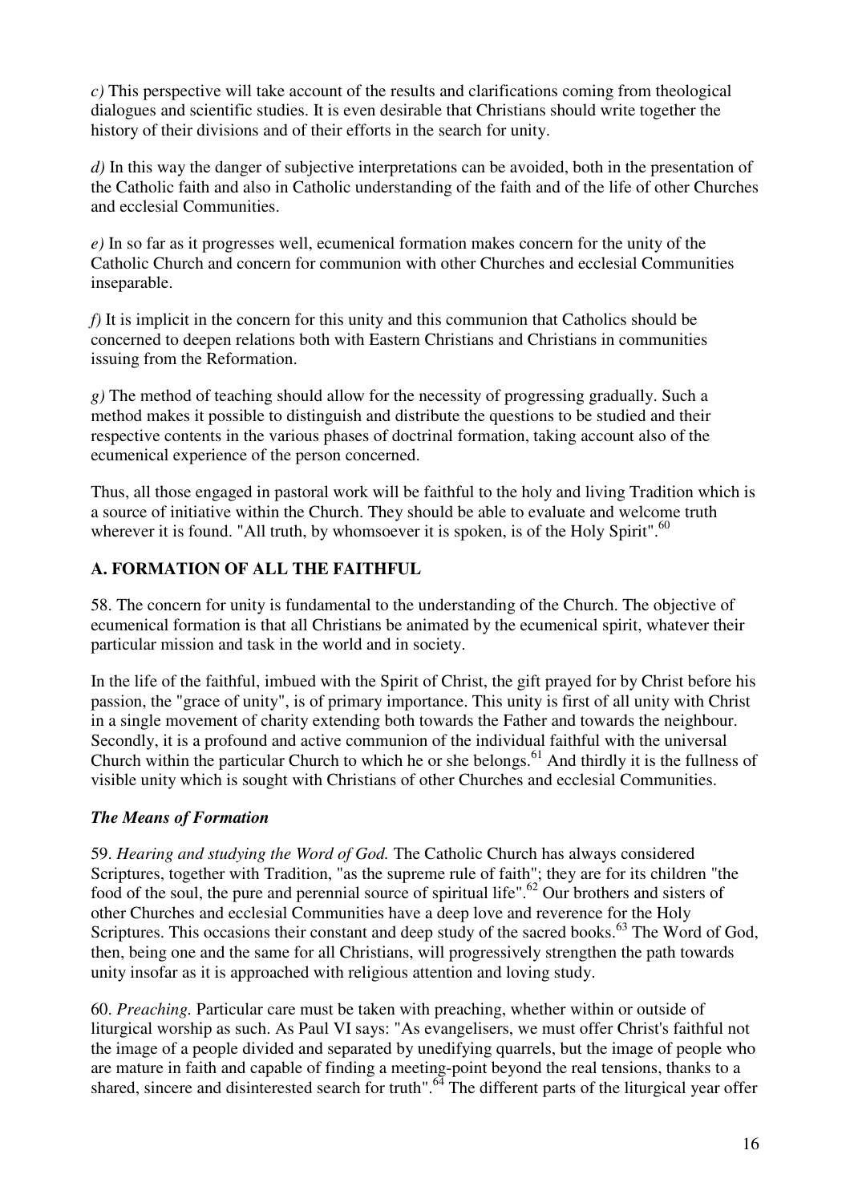*c)* This perspective will take account of the results and clarifications coming from theological dialogues and scientific studies. It is even desirable that Christians should write together the history of their divisions and of their efforts in the search for unity.

*d)* In this way the danger of subjective interpretations can be avoided, both in the presentation of the Catholic faith and also in Catholic understanding of the faith and of the life of other Churches and ecclesial Communities.

*e)* In so far as it progresses well, ecumenical formation makes concern for the unity of the Catholic Church and concern for communion with other Churches and ecclesial Communities inseparable.

*f)* It is implicit in the concern for this unity and this communion that Catholics should be concerned to deepen relations both with Eastern Christians and Christians in communities issuing from the Reformation.

*g)* The method of teaching should allow for the necessity of progressing gradually. Such a method makes it possible to distinguish and distribute the questions to be studied and their respective contents in the various phases of doctrinal formation, taking account also of the ecumenical experience of the person concerned.

Thus, all those engaged in pastoral work will be faithful to the holy and living Tradition which is a source of initiative within the Church. They should be able to evaluate and welcome truth wherever it is found. "All truth, by whomsoever it is spoken, is of the Holy Spirit".[60]

### A. FORMATION OF ALL THE FAITHFUL

58. The concern for unity is fundamental to the understanding of the Church. The objective of ecumenical formation is that all Christians be animated by the ecumenical spirit, whatever their particular mission and task in the world and in society.

In the life of the faithful, imbued with the Spirit of Christ, the gift prayed for by Christ before his passion, the "grace of unity", is of primary importance. This unity is first of all unity with Christ in a single movement of charity extending both towards the Father and towards the neighbour. Secondly, it is a profound and active communion of the individual faithful with the universal Church within the particular Church to which he or she belongs.[61] And thirdly it is the fullness of visible unity which is sought with Christians of other Churches and ecclesial Communities.

#### *The Means of Formation*

59. *Hearing and studying the Word of God.* The Catholic Church has always considered Scriptures, together with Tradition, "as the supreme rule of faith"; they are for its children "the food of the soul, the pure and perennial source of spiritual life".[62] Our brothers and sisters of other Churches and ecclesial Communities have a deep love and reverence for the Holy Scriptures. This occasions their constant and deep study of the sacred books.[63] The Word of God, then, being one and the same for all Christians, will progressively strengthen the path towards unity insofar as it is approached with religious attention and loving study.

60. *Preaching.* Particular care must be taken with preaching, whether within or outside of liturgical worship as such. As Paul VI says: "As evangelisers, we must offer Christ's faithful not the image of a people divided and separated by unedifying quarrels, but the image of people who are mature in faith and capable of finding a meeting-point beyond the real tensions, thanks to a shared, sincere and disinterested search for truth".[64] The different parts of the liturgical year offer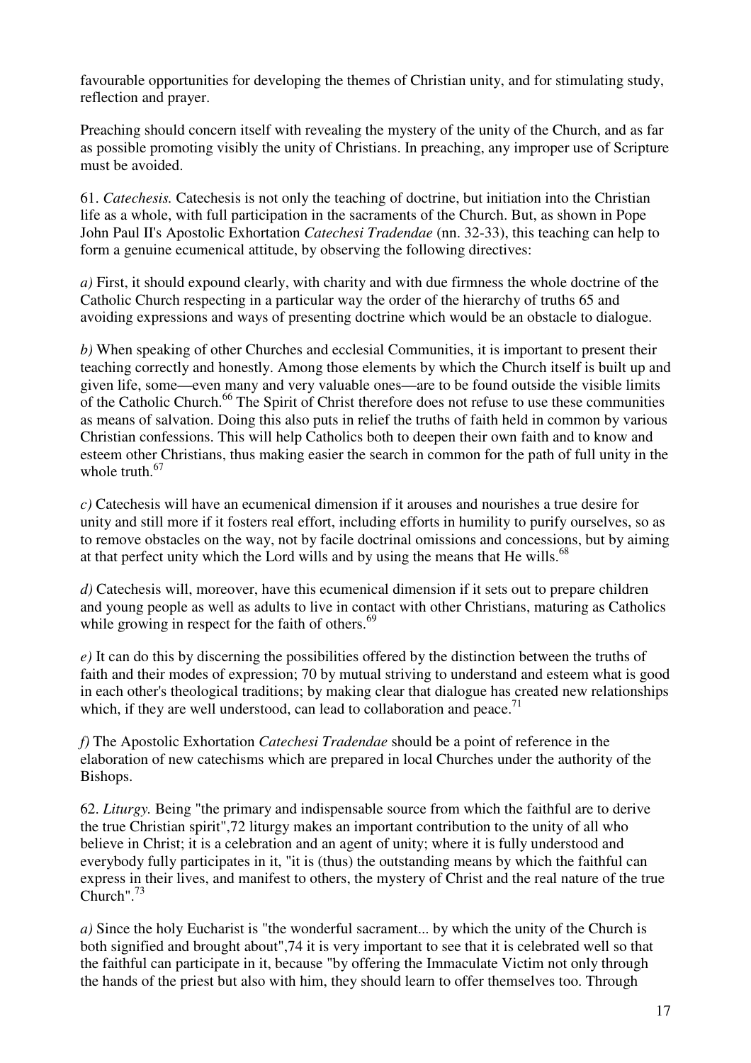favourable opportunities for developing the themes of Christian unity, and for stimulating study, reflection and prayer.

Preaching should concern itself with revealing the mystery of the unity of the Church, and as far as possible promoting visibly the unity of Christians. In preaching, any improper use of Scripture must be avoided.

61. *Catechesis.* Catechesis is not only the teaching of doctrine, but initiation into the Christian life as a whole, with full participation in the sacraments of the Church. But, as shown in Pope John Paul II's Apostolic Exhortation *Catechesi Tradendae* (nn. 32-33), this teaching can help to form a genuine ecumenical attitude, by observing the following directives:

*a)* First, it should expound clearly, with charity and with due firmness the whole doctrine of the Catholic Church respecting in a particular way the order of the hierarchy of truths 65 and avoiding expressions and ways of presenting doctrine which would be an obstacle to dialogue.

*b)* When speaking of other Churches and ecclesial Communities, it is important to present their teaching correctly and honestly. Among those elements by which the Church itself is built up and given life, some—even many and very valuable ones—are to be found outside the visible limits of the Catholic Church.[66] The Spirit of Christ therefore does not refuse to use these communities as means of salvation. Doing this also puts in relief the truths of faith held in common by various Christian confessions. This will help Catholics both to deepen their own faith and to know and esteem other Christians, thus making easier the search in common for the path of full unity in the whole truth.[67]

*c)* Catechesis will have an ecumenical dimension if it arouses and nourishes a true desire for unity and still more if it fosters real effort, including efforts in humility to purify ourselves, so as to remove obstacles on the way, not by facile doctrinal omissions and concessions, but by aiming at that perfect unity which the Lord wills and by using the means that He wills.[68]

*d)* Catechesis will, moreover, have this ecumenical dimension if it sets out to prepare children and young people as well as adults to live in contact with other Christians, maturing as Catholics while growing in respect for the faith of others.[69]

*e)* It can do this by discerning the possibilities offered by the distinction between the truths of faith and their modes of expression; 70 by mutual striving to understand and esteem what is good in each other's theological traditions; by making clear that dialogue has created new relationships which, if they are well understood, can lead to collaboration and peace.[71]

*f)* The Apostolic Exhortation *Catechesi Tradendae* should be a point of reference in the elaboration of new catechisms which are prepared in local Churches under the authority of the Bishops.

62. *Liturgy.* Being "the primary and indispensable source from which the faithful are to derive the true Christian spirit",72 liturgy makes an important contribution to the unity of all who believe in Christ; it is a celebration and an agent of unity; where it is fully understood and everybody fully participates in it, "it is (thus) the outstanding means by which the faithful can express in their lives, and manifest to others, the mystery of Christ and the real nature of the true Church".[73]

*a)* Since the holy Eucharist is "the wonderful sacrament... by which the unity of the Church is both signified and brought about",74 it is very important to see that it is celebrated well so that the faithful can participate in it, because "by offering the Immaculate Victim not only through the hands of the priest but also with him, they should learn to offer themselves too. Through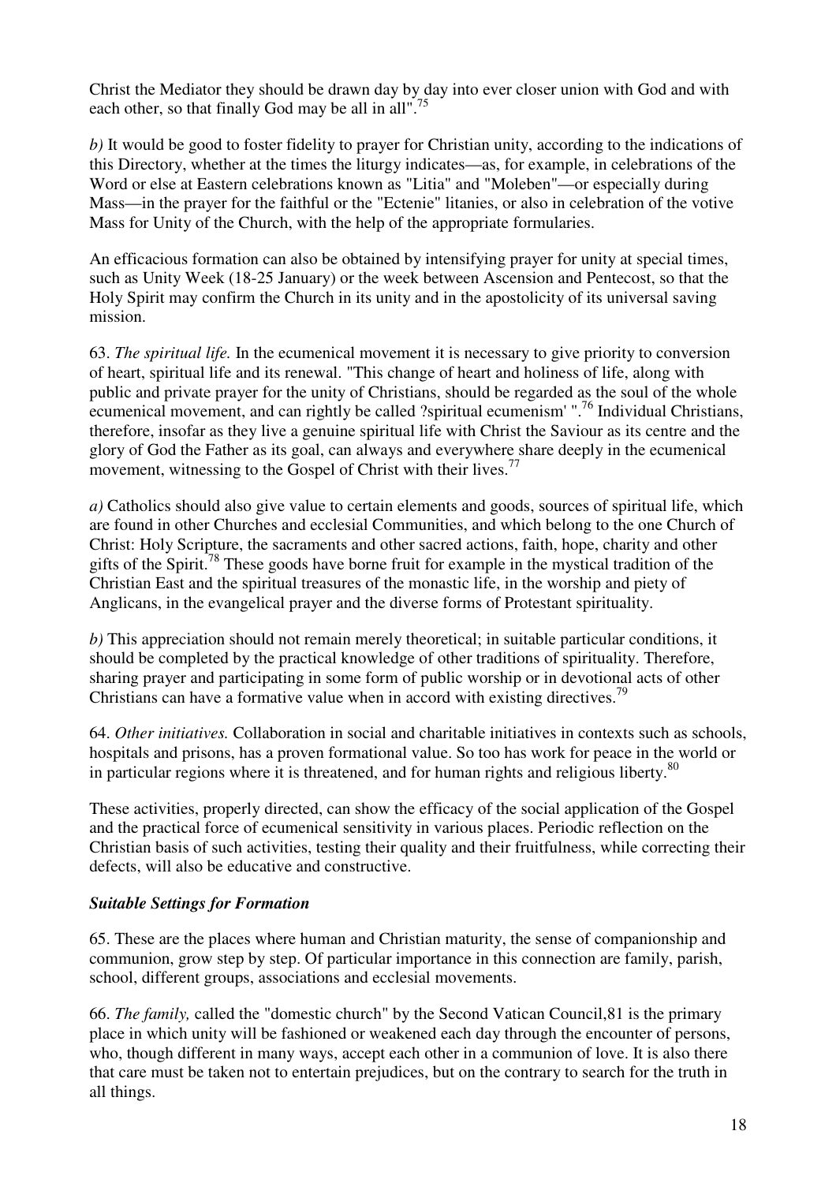Christ the Mediator they should be drawn day by day into ever closer union with God and with each other, so that finally God may be all in all".[75]

*b)* It would be good to foster fidelity to prayer for Christian unity, according to the indications of this Directory, whether at the times the liturgy indicates—as, for example, in celebrations of the Word or else at Eastern celebrations known as "Litia" and "Moleben"—or especially during Mass—in the prayer for the faithful or the "Ectenie" litanies, or also in celebration of the votive Mass for Unity of the Church, with the help of the appropriate formularies.

An efficacious formation can also be obtained by intensifying prayer for unity at special times, such as Unity Week (18-25 January) or the week between Ascension and Pentecost, so that the Holy Spirit may confirm the Church in its unity and in the apostolicity of its universal saving mission.

63. *The spiritual life.* In the ecumenical movement it is necessary to give priority to conversion of heart, spiritual life and its renewal. "This change of heart and holiness of life, along with public and private prayer for the unity of Christians, should be regarded as the soul of the whole ecumenical movement, and can rightly be called ?spiritual ecumenism' ".[76] Individual Christians, therefore, insofar as they live a genuine spiritual life with Christ the Saviour as its centre and the glory of God the Father as its goal, can always and everywhere share deeply in the ecumenical movement, witnessing to the Gospel of Christ with their lives.[77]

*a)* Catholics should also give value to certain elements and goods, sources of spiritual life, which are found in other Churches and ecclesial Communities, and which belong to the one Church of Christ: Holy Scripture, the sacraments and other sacred actions, faith, hope, charity and other gifts of the Spirit.[78] These goods have borne fruit for example in the mystical tradition of the Christian East and the spiritual treasures of the monastic life, in the worship and piety of Anglicans, in the evangelical prayer and the diverse forms of Protestant spirituality.

*b)* This appreciation should not remain merely theoretical; in suitable particular conditions, it should be completed by the practical knowledge of other traditions of spirituality. Therefore, sharing prayer and participating in some form of public worship or in devotional acts of other Christians can have a formative value when in accord with existing directives.[79]

64. *Other initiatives.* Collaboration in social and charitable initiatives in contexts such as schools, hospitals and prisons, has a proven formational value. So too has work for peace in the world or in particular regions where it is threatened, and for human rights and religious liberty.[80]

These activities, properly directed, can show the efficacy of the social application of the Gospel and the practical force of ecumenical sensitivity in various places. Periodic reflection on the Christian basis of such activities, testing their quality and their fruitfulness, while correcting their defects, will also be educative and constructive.

### ***Suitable Settings for Formation***

65. These are the places where human and Christian maturity, the sense of companionship and communion, grow step by step. Of particular importance in this connection are family, parish, school, different groups, associations and ecclesial movements.

66. *The family,* called the "domestic church" by the Second Vatican Council,81 is the primary place in which unity will be fashioned or weakened each day through the encounter of persons, who, though different in many ways, accept each other in a communion of love. It is also there that care must be taken not to entertain prejudices, but on the contrary to search for the truth in all things.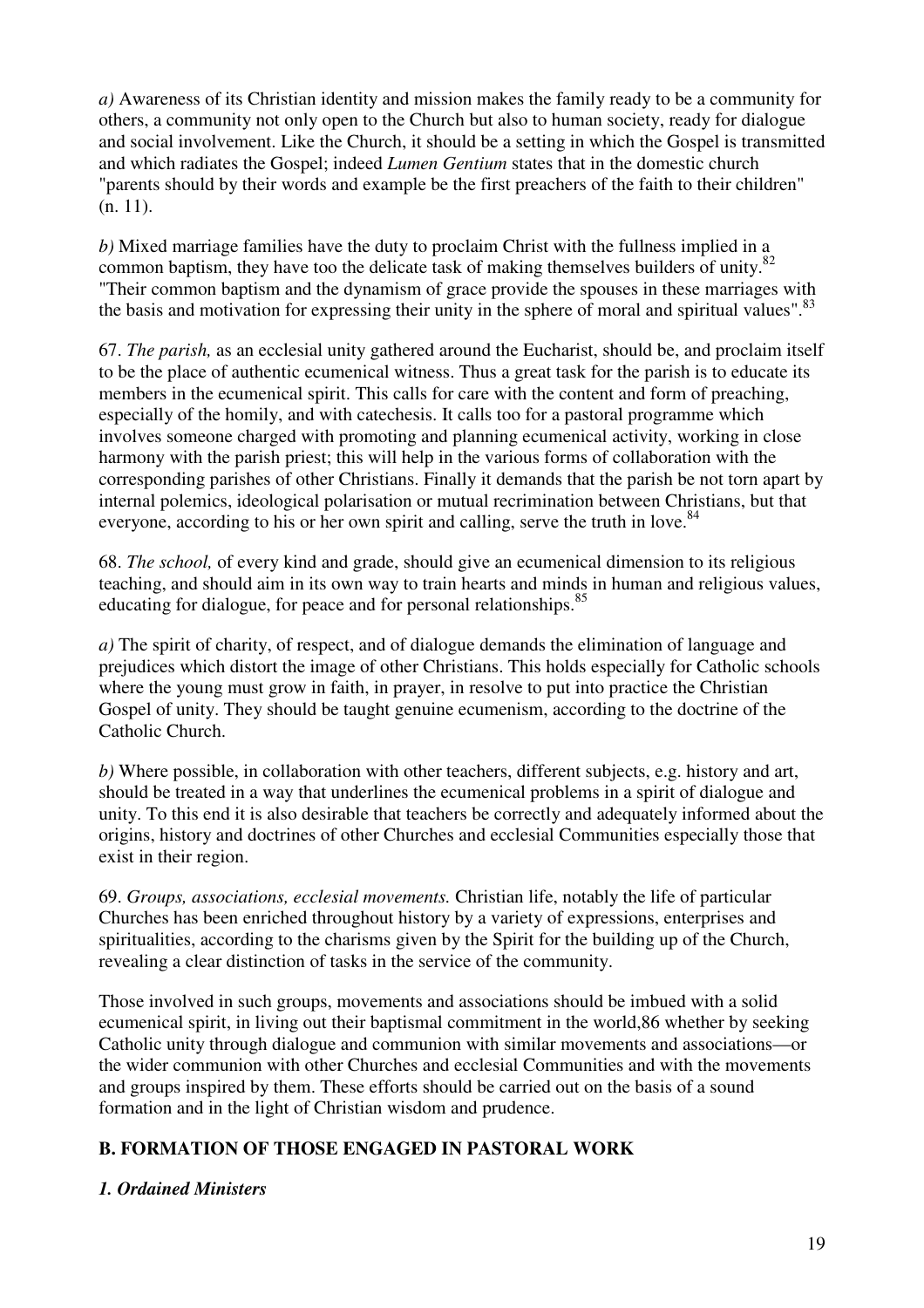*a)* Awareness of its Christian identity and mission makes the family ready to be a community for others, a community not only open to the Church but also to human society, ready for dialogue and social involvement. Like the Church, it should be a setting in which the Gospel is transmitted and which radiates the Gospel; indeed *Lumen Gentium* states that in the domestic church "parents should by their words and example be the first preachers of the faith to their children" (n. 11).

*b)* Mixed marriage families have the duty to proclaim Christ with the fullness implied in a common baptism, they have too the delicate task of making themselves builders of unity.[82] "Their common baptism and the dynamism of grace provide the spouses in these marriages with the basis and motivation for expressing their unity in the sphere of moral and spiritual values".[83]

67. *The parish,* as an ecclesial unity gathered around the Eucharist, should be, and proclaim itself to be the place of authentic ecumenical witness. Thus a great task for the parish is to educate its members in the ecumenical spirit. This calls for care with the content and form of preaching, especially of the homily, and with catechesis. It calls too for a pastoral programme which involves someone charged with promoting and planning ecumenical activity, working in close harmony with the parish priest; this will help in the various forms of collaboration with the corresponding parishes of other Christians. Finally it demands that the parish be not torn apart by internal polemics, ideological polarisation or mutual recrimination between Christians, but that everyone, according to his or her own spirit and calling, serve the truth in love.[84]

68. *The school,* of every kind and grade, should give an ecumenical dimension to its religious teaching, and should aim in its own way to train hearts and minds in human and religious values, educating for dialogue, for peace and for personal relationships.[85]

*a)* The spirit of charity, of respect, and of dialogue demands the elimination of language and prejudices which distort the image of other Christians. This holds especially for Catholic schools where the young must grow in faith, in prayer, in resolve to put into practice the Christian Gospel of unity. They should be taught genuine ecumenism, according to the doctrine of the Catholic Church.

*b)* Where possible, in collaboration with other teachers, different subjects, e.g. history and art, should be treated in a way that underlines the ecumenical problems in a spirit of dialogue and unity. To this end it is also desirable that teachers be correctly and adequately informed about the origins, history and doctrines of other Churches and ecclesial Communities especially those that exist in their region.

69. *Groups, associations, ecclesial movements.* Christian life, notably the life of particular Churches has been enriched throughout history by a variety of expressions, enterprises and spiritualities, according to the charisms given by the Spirit for the building up of the Church, revealing a clear distinction of tasks in the service of the community.

Those involved in such groups, movements and associations should be imbued with a solid ecumenical spirit, in living out their baptismal commitment in the world,86 whether by seeking Catholic unity through dialogue and communion with similar movements and associations—or the wider communion with other Churches and ecclesial Communities and with the movements and groups inspired by them. These efforts should be carried out on the basis of a sound formation and in the light of Christian wisdom and prudence.

## B. FORMATION OF THOSE ENGAGED IN PASTORAL WORK

### *1. Ordained Ministers*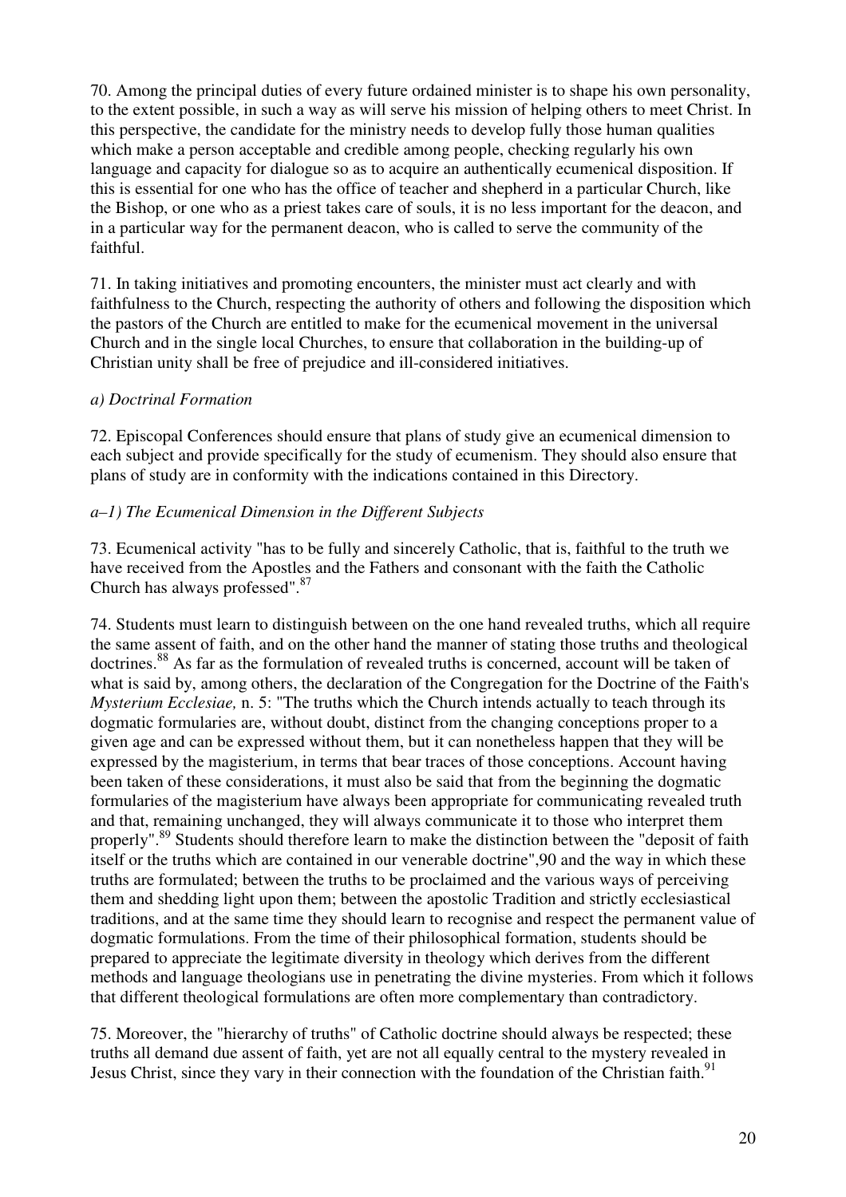70. Among the principal duties of every future ordained minister is to shape his own personality, to the extent possible, in such a way as will serve his mission of helping others to meet Christ. In this perspective, the candidate for the ministry needs to develop fully those human qualities which make a person acceptable and credible among people, checking regularly his own language and capacity for dialogue so as to acquire an authentically ecumenical disposition. If this is essential for one who has the office of teacher and shepherd in a particular Church, like the Bishop, or one who as a priest takes care of souls, it is no less important for the deacon, and in a particular way for the permanent deacon, who is called to serve the community of the faithful.

71. In taking initiatives and promoting encounters, the minister must act clearly and with faithfulness to the Church, respecting the authority of others and following the disposition which the pastors of the Church are entitled to make for the ecumenical movement in the universal Church and in the single local Churches, to ensure that collaboration in the building-up of Christian unity shall be free of prejudice and ill-considered initiatives.

*a) Doctrinal Formation*

72. Episcopal Conferences should ensure that plans of study give an ecumenical dimension to each subject and provide specifically for the study of ecumenism. They should also ensure that plans of study are in conformity with the indications contained in this Directory.

*a–1) The Ecumenical Dimension in the Different Subjects*

73. Ecumenical activity "has to be fully and sincerely Catholic, that is, faithful to the truth we have received from the Apostles and the Fathers and consonant with the faith the Catholic Church has always professed".[87]

74. Students must learn to distinguish between on the one hand revealed truths, which all require the same assent of faith, and on the other hand the manner of stating those truths and theological doctrines.[88] As far as the formulation of revealed truths is concerned, account will be taken of what is said by, among others, the declaration of the Congregation for the Doctrine of the Faith's *Mysterium Ecclesiae,* n. 5: "The truths which the Church intends actually to teach through its dogmatic formularies are, without doubt, distinct from the changing conceptions proper to a given age and can be expressed without them, but it can nonetheless happen that they will be expressed by the magisterium, in terms that bear traces of those conceptions. Account having been taken of these considerations, it must also be said that from the beginning the dogmatic formularies of the magisterium have always been appropriate for communicating revealed truth and that, remaining unchanged, they will always communicate it to those who interpret them properly".[89] Students should therefore learn to make the distinction between the "deposit of faith itself or the truths which are contained in our venerable doctrine",90 and the way in which these truths are formulated; between the truths to be proclaimed and the various ways of perceiving them and shedding light upon them; between the apostolic Tradition and strictly ecclesiastical traditions, and at the same time they should learn to recognise and respect the permanent value of dogmatic formulations. From the time of their philosophical formation, students should be prepared to appreciate the legitimate diversity in theology which derives from the different methods and language theologians use in penetrating the divine mysteries. From which it follows that different theological formulations are often more complementary than contradictory.

75. Moreover, the "hierarchy of truths" of Catholic doctrine should always be respected; these truths all demand due assent of faith, yet are not all equally central to the mystery revealed in Jesus Christ, since they vary in their connection with the foundation of the Christian faith.[91]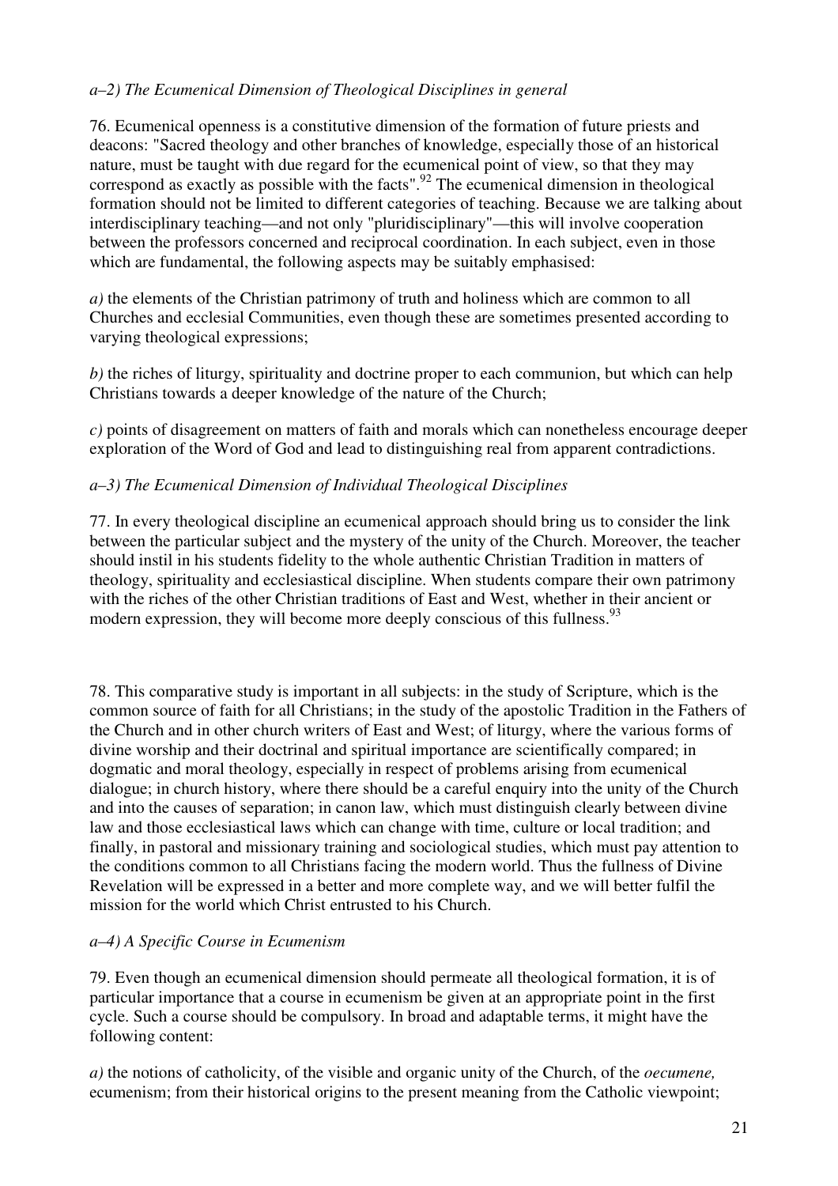*a–2) The Ecumenical Dimension of Theological Disciplines in general*

76. Ecumenical openness is a constitutive dimension of the formation of future priests and deacons: "Sacred theology and other branches of knowledge, especially those of an historical nature, must be taught with due regard for the ecumenical point of view, so that they may correspond as exactly as possible with the facts".[92] The ecumenical dimension in theological formation should not be limited to different categories of teaching. Because we are talking about interdisciplinary teaching—and not only "pluridisciplinary"—this will involve cooperation between the professors concerned and reciprocal coordination. In each subject, even in those which are fundamental, the following aspects may be suitably emphasised:

*a)* the elements of the Christian patrimony of truth and holiness which are common to all Churches and ecclesial Communities, even though these are sometimes presented according to varying theological expressions;

*b)* the riches of liturgy, spirituality and doctrine proper to each communion, but which can help Christians towards a deeper knowledge of the nature of the Church;

*c)* points of disagreement on matters of faith and morals which can nonetheless encourage deeper exploration of the Word of God and lead to distinguishing real from apparent contradictions.

*a–3) The Ecumenical Dimension of Individual Theological Disciplines*

77. In every theological discipline an ecumenical approach should bring us to consider the link between the particular subject and the mystery of the unity of the Church. Moreover, the teacher should instil in his students fidelity to the whole authentic Christian Tradition in matters of theology, spirituality and ecclesiastical discipline. When students compare their own patrimony with the riches of the other Christian traditions of East and West, whether in their ancient or modern expression, they will become more deeply conscious of this fullness.[93]

78. This comparative study is important in all subjects: in the study of Scripture, which is the common source of faith for all Christians; in the study of the apostolic Tradition in the Fathers of the Church and in other church writers of East and West; of liturgy, where the various forms of divine worship and their doctrinal and spiritual importance are scientifically compared; in dogmatic and moral theology, especially in respect of problems arising from ecumenical dialogue; in church history, where there should be a careful enquiry into the unity of the Church and into the causes of separation; in canon law, which must distinguish clearly between divine law and those ecclesiastical laws which can change with time, culture or local tradition; and finally, in pastoral and missionary training and sociological studies, which must pay attention to the conditions common to all Christians facing the modern world. Thus the fullness of Divine Revelation will be expressed in a better and more complete way, and we will better fulfil the mission for the world which Christ entrusted to his Church.

*a–4) A Specific Course in Ecumenism*

79. Even though an ecumenical dimension should permeate all theological formation, it is of particular importance that a course in ecumenism be given at an appropriate point in the first cycle. Such a course should be compulsory. In broad and adaptable terms, it might have the following content:

*a)* the notions of catholicity, of the visible and organic unity of the Church, of the *oecumene,* ecumenism; from their historical origins to the present meaning from the Catholic viewpoint;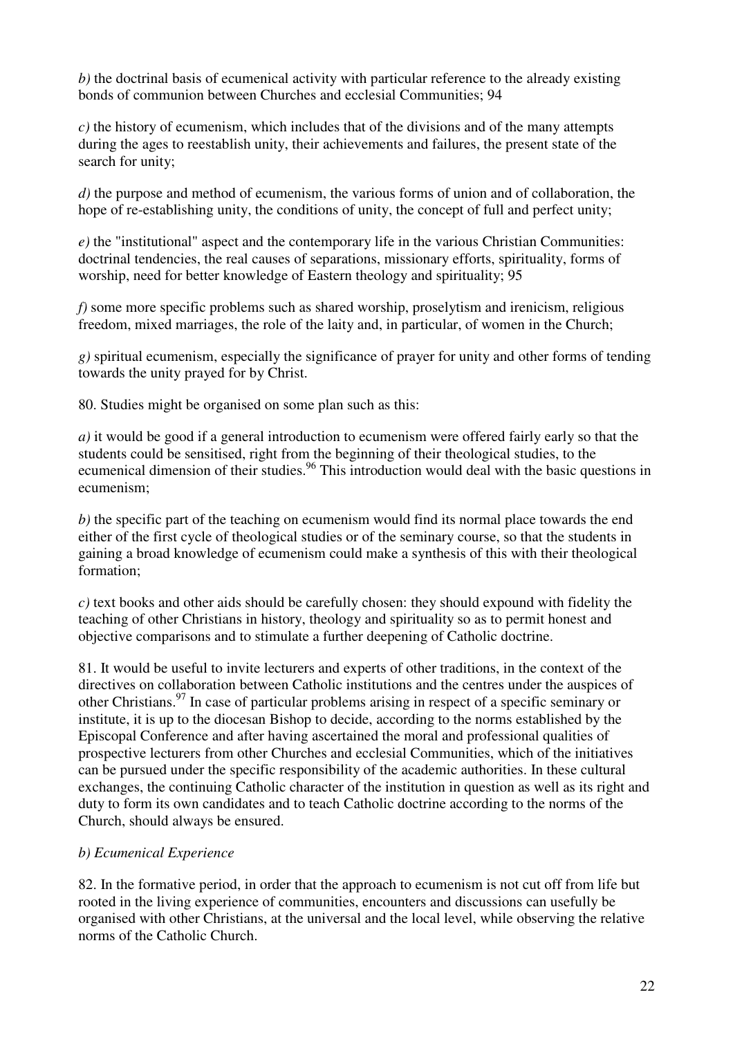*b)* the doctrinal basis of ecumenical activity with particular reference to the already existing bonds of communion between Churches and ecclesial Communities; 94

*c)* the history of ecumenism, which includes that of the divisions and of the many attempts during the ages to reestablish unity, their achievements and failures, the present state of the search for unity;

*d)* the purpose and method of ecumenism, the various forms of union and of collaboration, the hope of re-establishing unity, the conditions of unity, the concept of full and perfect unity;

*e)* the "institutional" aspect and the contemporary life in the various Christian Communities: doctrinal tendencies, the real causes of separations, missionary efforts, spirituality, forms of worship, need for better knowledge of Eastern theology and spirituality; 95

*f)* some more specific problems such as shared worship, proselytism and irenicism, religious freedom, mixed marriages, the role of the laity and, in particular, of women in the Church;

*g)* spiritual ecumenism, especially the significance of prayer for unity and other forms of tending towards the unity prayed for by Christ.

80. Studies might be organised on some plan such as this:

*a)* it would be good if a general introduction to ecumenism were offered fairly early so that the students could be sensitised, right from the beginning of their theological studies, to the ecumenical dimension of their studies.[96] This introduction would deal with the basic questions in ecumenism;

*b)* the specific part of the teaching on ecumenism would find its normal place towards the end either of the first cycle of theological studies or of the seminary course, so that the students in gaining a broad knowledge of ecumenism could make a synthesis of this with their theological formation;

*c)* text books and other aids should be carefully chosen: they should expound with fidelity the teaching of other Christians in history, theology and spirituality so as to permit honest and objective comparisons and to stimulate a further deepening of Catholic doctrine.

81. It would be useful to invite lecturers and experts of other traditions, in the context of the directives on collaboration between Catholic institutions and the centres under the auspices of other Christians.[97] In case of particular problems arising in respect of a specific seminary or institute, it is up to the diocesan Bishop to decide, according to the norms established by the Episcopal Conference and after having ascertained the moral and professional qualities of prospective lecturers from other Churches and ecclesial Communities, which of the initiatives can be pursued under the specific responsibility of the academic authorities. In these cultural exchanges, the continuing Catholic character of the institution in question as well as its right and duty to form its own candidates and to teach Catholic doctrine according to the norms of the Church, should always be ensured.

*b) Ecumenical Experience*

82. In the formative period, in order that the approach to ecumenism is not cut off from life but rooted in the living experience of communities, encounters and discussions can usefully be organised with other Christians, at the universal and the local level, while observing the relative norms of the Catholic Church.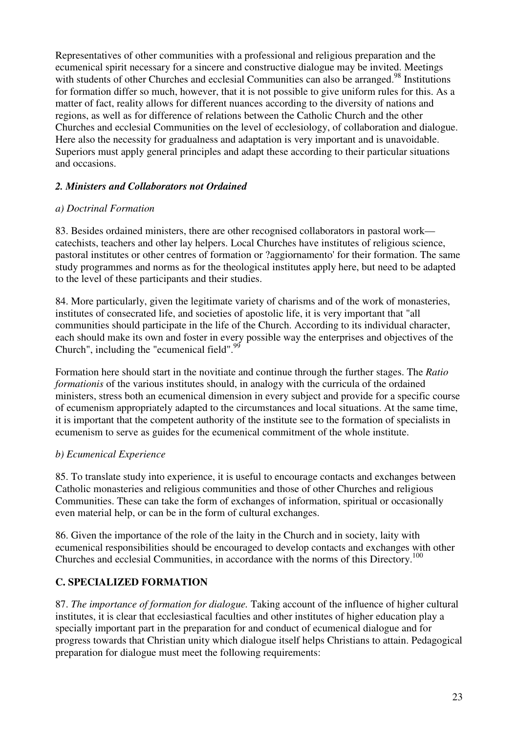Representatives of other communities with a professional and religious preparation and the ecumenical spirit necessary for a sincere and constructive dialogue may be invited. Meetings with students of other Churches and ecclesial Communities can also be arranged.[98] Institutions for formation differ so much, however, that it is not possible to give uniform rules for this. As a matter of fact, reality allows for different nuances according to the diversity of nations and regions, as well as for difference of relations between the Catholic Church and the other Churches and ecclesial Communities on the level of ecclesiology, of collaboration and dialogue. Here also the necessity for gradualness and adaptation is very important and is unavoidable. Superiors must apply general principles and adapt these according to their particular situations and occasions.

### *2. Ministers and Collaborators not Ordained*

#### *a) Doctrinal Formation*

83. Besides ordained ministers, there are other recognised collaborators in pastoral work—catechists, teachers and other lay helpers. Local Churches have institutes of religious science, pastoral institutes or other centres of formation or ?aggiornamento' for their formation. The same study programmes and norms as for the theological institutes apply here, but need to be adapted to the level of these participants and their studies.

84. More particularly, given the legitimate variety of charisms and of the work of monasteries, institutes of consecrated life, and societies of apostolic life, it is very important that "all communities should participate in the life of the Church. According to its individual character, each should make its own and foster in every possible way the enterprises and objectives of the Church", including the "ecumenical field".[99]

Formation here should start in the novitiate and continue through the further stages. The *Ratio formationis* of the various institutes should, in analogy with the curricula of the ordained ministers, stress both an ecumenical dimension in every subject and provide for a specific course of ecumenism appropriately adapted to the circumstances and local situations. At the same time, it is important that the competent authority of the institute see to the formation of specialists in ecumenism to serve as guides for the ecumenical commitment of the whole institute.

#### *b) Ecumenical Experience*

85. To translate study into experience, it is useful to encourage contacts and exchanges between Catholic monasteries and religious communities and those of other Churches and religious Communities. These can take the form of exchanges of information, spiritual or occasionally even material help, or can be in the form of cultural exchanges.

86. Given the importance of the role of the laity in the Church and in society, laity with ecumenical responsibilities should be encouraged to develop contacts and exchanges with other Churches and ecclesial Communities, in accordance with the norms of this Directory.[100]

## C. SPECIALIZED FORMATION

87. *The importance of formation for dialogue.* Taking account of the influence of higher cultural institutes, it is clear that ecclesiastical faculties and other institutes of higher education play a specially important part in the preparation for and conduct of ecumenical dialogue and for progress towards that Christian unity which dialogue itself helps Christians to attain. Pedagogical preparation for dialogue must meet the following requirements: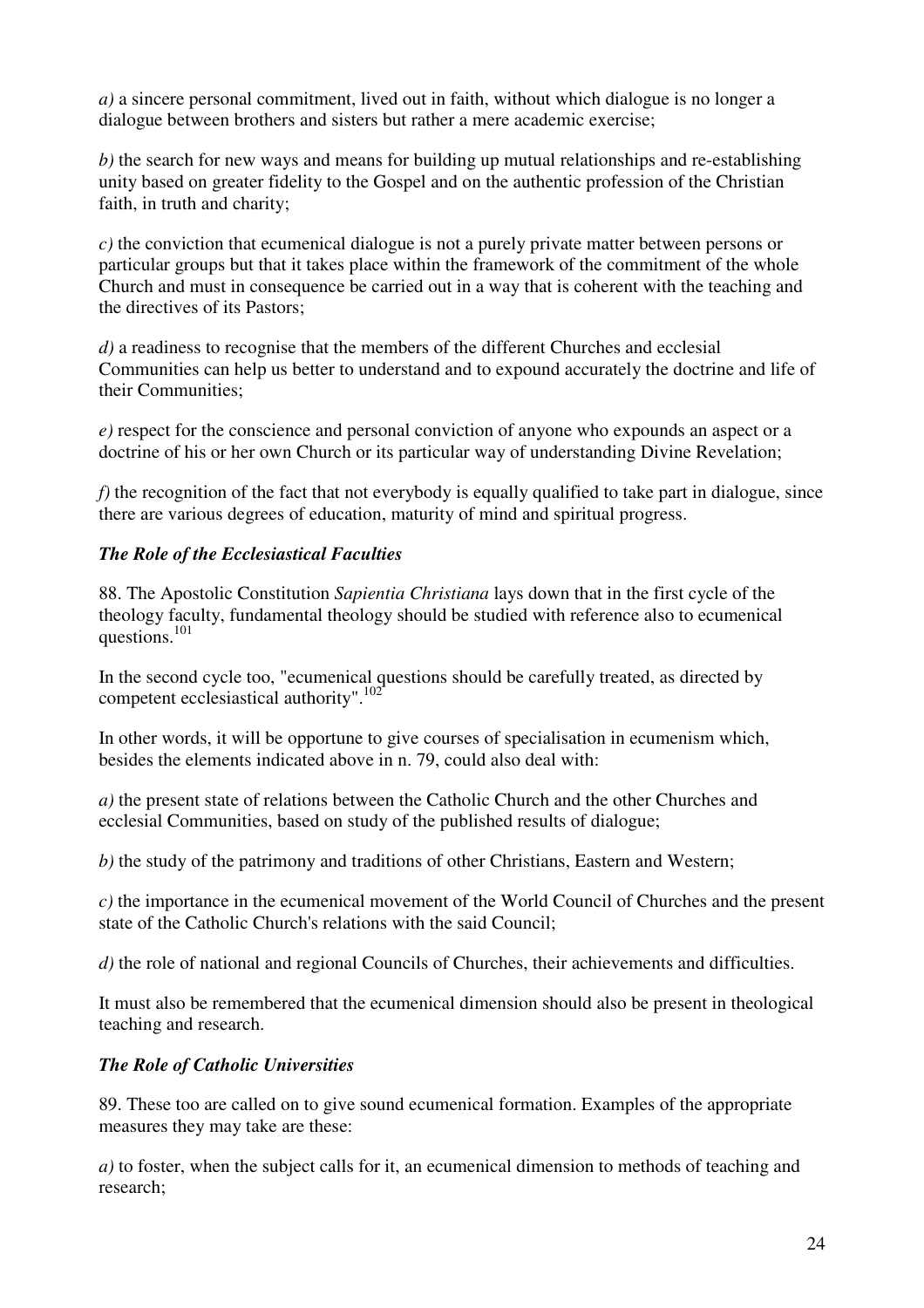*a)* a sincere personal commitment, lived out in faith, without which dialogue is no longer a dialogue between brothers and sisters but rather a mere academic exercise;

*b)* the search for new ways and means for building up mutual relationships and re-establishing unity based on greater fidelity to the Gospel and on the authentic profession of the Christian faith, in truth and charity;

*c)* the conviction that ecumenical dialogue is not a purely private matter between persons or particular groups but that it takes place within the framework of the commitment of the whole Church and must in consequence be carried out in a way that is coherent with the teaching and the directives of its Pastors;

*d)* a readiness to recognise that the members of the different Churches and ecclesial Communities can help us better to understand and to expound accurately the doctrine and life of their Communities;

*e)* respect for the conscience and personal conviction of anyone who expounds an aspect or a doctrine of his or her own Church or its particular way of understanding Divine Revelation;

*f)* the recognition of the fact that not everybody is equally qualified to take part in dialogue, since there are various degrees of education, maturity of mind and spiritual progress.

### *The Role of the Ecclesiastical Faculties*

88. The Apostolic Constitution *Sapientia Christiana* lays down that in the first cycle of the theology faculty, fundamental theology should be studied with reference also to ecumenical questions.[101]

In the second cycle too, "ecumenical questions should be carefully treated, as directed by competent ecclesiastical authority".[102]

In other words, it will be opportune to give courses of specialisation in ecumenism which, besides the elements indicated above in n. 79, could also deal with:

*a)* the present state of relations between the Catholic Church and the other Churches and ecclesial Communities, based on study of the published results of dialogue;

*b)* the study of the patrimony and traditions of other Christians, Eastern and Western;

*c)* the importance in the ecumenical movement of the World Council of Churches and the present state of the Catholic Church's relations with the said Council;

*d)* the role of national and regional Councils of Churches, their achievements and difficulties.

It must also be remembered that the ecumenical dimension should also be present in theological teaching and research.

### *The Role of Catholic Universities*

89. These too are called on to give sound ecumenical formation. Examples of the appropriate measures they may take are these:

*a)* to foster, when the subject calls for it, an ecumenical dimension to methods of teaching and research;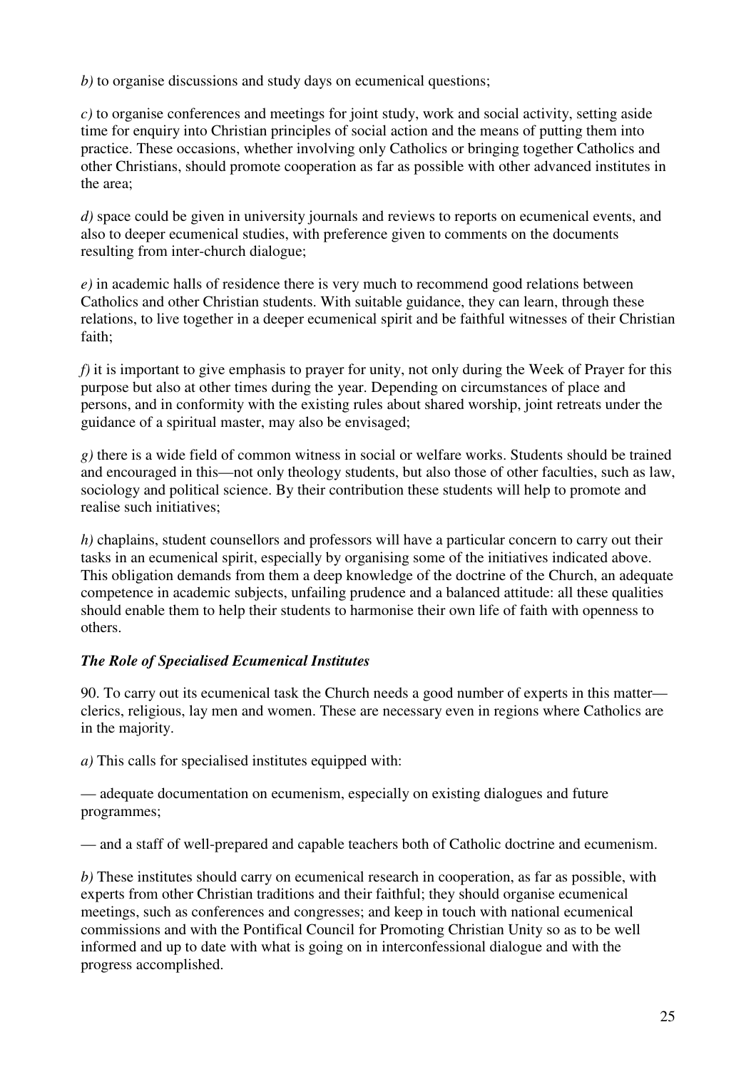*b)* to organise discussions and study days on ecumenical questions;

*c)* to organise conferences and meetings for joint study, work and social activity, setting aside time for enquiry into Christian principles of social action and the means of putting them into practice. These occasions, whether involving only Catholics or bringing together Catholics and other Christians, should promote cooperation as far as possible with other advanced institutes in the area;

*d)* space could be given in university journals and reviews to reports on ecumenical events, and also to deeper ecumenical studies, with preference given to comments on the documents resulting from inter-church dialogue;

*e)* in academic halls of residence there is very much to recommend good relations between Catholics and other Christian students. With suitable guidance, they can learn, through these relations, to live together in a deeper ecumenical spirit and be faithful witnesses of their Christian faith;

*f)* it is important to give emphasis to prayer for unity, not only during the Week of Prayer for this purpose but also at other times during the year. Depending on circumstances of place and persons, and in conformity with the existing rules about shared worship, joint retreats under the guidance of a spiritual master, may also be envisaged;

*g)* there is a wide field of common witness in social or welfare works. Students should be trained and encouraged in this—not only theology students, but also those of other faculties, such as law, sociology and political science. By their contribution these students will help to promote and realise such initiatives;

*h)* chaplains, student counsellors and professors will have a particular concern to carry out their tasks in an ecumenical spirit, especially by organising some of the initiatives indicated above. This obligation demands from them a deep knowledge of the doctrine of the Church, an adequate competence in academic subjects, unfailing prudence and a balanced attitude: all these qualities should enable them to help their students to harmonise their own life of faith with openness to others.

### *The Role of Specialised Ecumenical Institutes*

90. To carry out its ecumenical task the Church needs a good number of experts in this matter—clerics, religious, lay men and women. These are necessary even in regions where Catholics are in the majority.

*a)* This calls for specialised institutes equipped with:

— adequate documentation on ecumenism, especially on existing dialogues and future programmes;

— and a staff of well-prepared and capable teachers both of Catholic doctrine and ecumenism.

*b)* These institutes should carry on ecumenical research in cooperation, as far as possible, with experts from other Christian traditions and their faithful; they should organise ecumenical meetings, such as conferences and congresses; and keep in touch with national ecumenical commissions and with the Pontifical Council for Promoting Christian Unity so as to be well informed and up to date with what is going on in interconfessional dialogue and with the progress accomplished.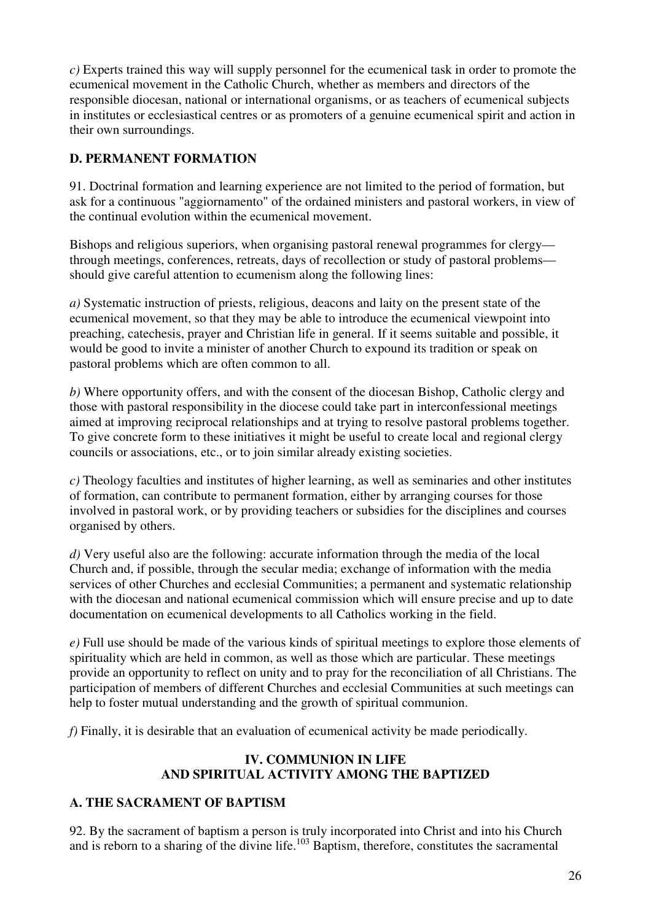*c)* Experts trained this way will supply personnel for the ecumenical task in order to promote the ecumenical movement in the Catholic Church, whether as members and directors of the responsible diocesan, national or international organisms, or as teachers of ecumenical subjects in institutes or ecclesiastical centres or as promoters of a genuine ecumenical spirit and action in their own surroundings.

### D. PERMANENT FORMATION

91. Doctrinal formation and learning experience are not limited to the period of formation, but ask for a continuous "aggiornamento" of the ordained ministers and pastoral workers, in view of the continual evolution within the ecumenical movement.

Bishops and religious superiors, when organising pastoral renewal programmes for clergy—through meetings, conferences, retreats, days of recollection or study of pastoral problems—should give careful attention to ecumenism along the following lines:

*a)* Systematic instruction of priests, religious, deacons and laity on the present state of the ecumenical movement, so that they may be able to introduce the ecumenical viewpoint into preaching, catechesis, prayer and Christian life in general. If it seems suitable and possible, it would be good to invite a minister of another Church to expound its tradition or speak on pastoral problems which are often common to all.

*b)* Where opportunity offers, and with the consent of the diocesan Bishop, Catholic clergy and those with pastoral responsibility in the diocese could take part in interconfessional meetings aimed at improving reciprocal relationships and at trying to resolve pastoral problems together. To give concrete form to these initiatives it might be useful to create local and regional clergy councils or associations, etc., or to join similar already existing societies.

*c)* Theology faculties and institutes of higher learning, as well as seminaries and other institutes of formation, can contribute to permanent formation, either by arranging courses for those involved in pastoral work, or by providing teachers or subsidies for the disciplines and courses organised by others.

*d)* Very useful also are the following: accurate information through the media of the local Church and, if possible, through the secular media; exchange of information with the media services of other Churches and ecclesial Communities; a permanent and systematic relationship with the diocesan and national ecumenical commission which will ensure precise and up to date documentation on ecumenical developments to all Catholics working in the field.

*e)* Full use should be made of the various kinds of spiritual meetings to explore those elements of spirituality which are held in common, as well as those which are particular. These meetings provide an opportunity to reflect on unity and to pray for the reconciliation of all Christians. The participation of members of different Churches and ecclesial Communities at such meetings can help to foster mutual understanding and the growth of spiritual communion.

*f)* Finally, it is desirable that an evaluation of ecumenical activity be made periodically.

## IV. COMMUNION IN LIFE AND SPIRITUAL ACTIVITY AMONG THE BAPTIZED

### A. THE SACRAMENT OF BAPTISM

92. By the sacrament of baptism a person is truly incorporated into Christ and into his Church and is reborn to a sharing of the divine life.[103] Baptism, therefore, constitutes the sacramental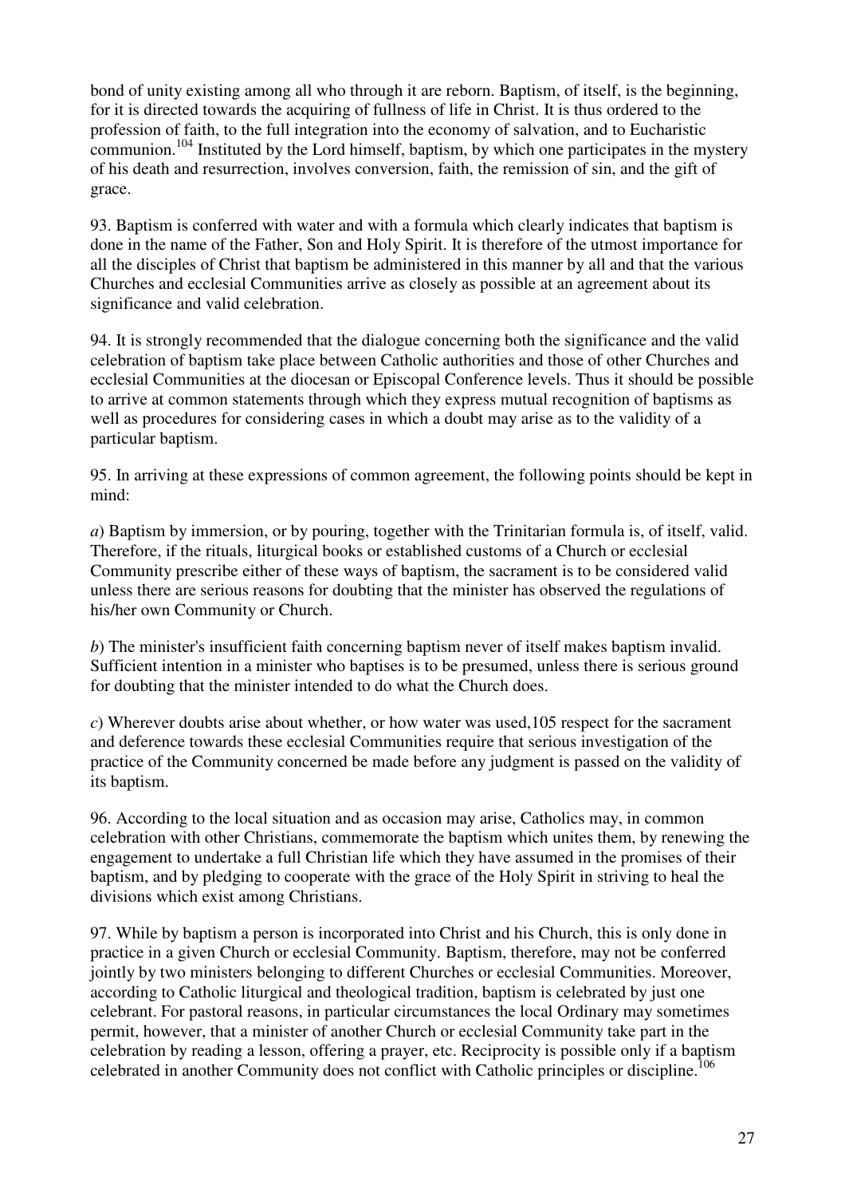bond of unity existing among all who through it are reborn. Baptism, of itself, is the beginning, for it is directed towards the acquiring of fullness of life in Christ. It is thus ordered to the profession of faith, to the full integration into the economy of salvation, and to Eucharistic communion.[104] Instituted by the Lord himself, baptism, by which one participates in the mystery of his death and resurrection, involves conversion, faith, the remission of sin, and the gift of grace.

93. Baptism is conferred with water and with a formula which clearly indicates that baptism is done in the name of the Father, Son and Holy Spirit. It is therefore of the utmost importance for all the disciples of Christ that baptism be administered in this manner by all and that the various Churches and ecclesial Communities arrive as closely as possible at an agreement about its significance and valid celebration.

94. It is strongly recommended that the dialogue concerning both the significance and the valid celebration of baptism take place between Catholic authorities and those of other Churches and ecclesial Communities at the diocesan or Episcopal Conference levels. Thus it should be possible to arrive at common statements through which they express mutual recognition of baptisms as well as procedures for considering cases in which a doubt may arise as to the validity of a particular baptism.

95. In arriving at these expressions of common agreement, the following points should be kept in mind:

*a*) Baptism by immersion, or by pouring, together with the Trinitarian formula is, of itself, valid. Therefore, if the rituals, liturgical books or established customs of a Church or ecclesial Community prescribe either of these ways of baptism, the sacrament is to be considered valid unless there are serious reasons for doubting that the minister has observed the regulations of his/her own Community or Church.

*b*) The minister's insufficient faith concerning baptism never of itself makes baptism invalid. Sufficient intention in a minister who baptises is to be presumed, unless there is serious ground for doubting that the minister intended to do what the Church does.

*c*) Wherever doubts arise about whether, or how water was used,105 respect for the sacrament and deference towards these ecclesial Communities require that serious investigation of the practice of the Community concerned be made before any judgment is passed on the validity of its baptism.

96. According to the local situation and as occasion may arise, Catholics may, in common celebration with other Christians, commemorate the baptism which unites them, by renewing the engagement to undertake a full Christian life which they have assumed in the promises of their baptism, and by pledging to cooperate with the grace of the Holy Spirit in striving to heal the divisions which exist among Christians.

97. While by baptism a person is incorporated into Christ and his Church, this is only done in practice in a given Church or ecclesial Community. Baptism, therefore, may not be conferred jointly by two ministers belonging to different Churches or ecclesial Communities. Moreover, according to Catholic liturgical and theological tradition, baptism is celebrated by just one celebrant. For pastoral reasons, in particular circumstances the local Ordinary may sometimes permit, however, that a minister of another Church or ecclesial Community take part in the celebration by reading a lesson, offering a prayer, etc. Reciprocity is possible only if a baptism celebrated in another Community does not conflict with Catholic principles or discipline.[106]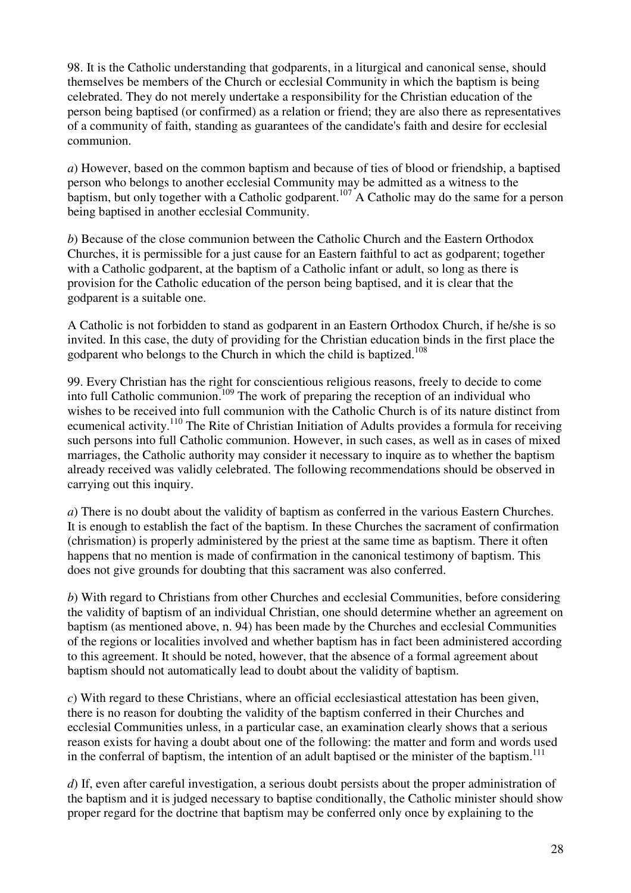98. It is the Catholic understanding that godparents, in a liturgical and canonical sense, should themselves be members of the Church or ecclesial Community in which the baptism is being celebrated. They do not merely undertake a responsibility for the Christian education of the person being baptised (or confirmed) as a relation or friend; they are also there as representatives of a community of faith, standing as guarantees of the candidate's faith and desire for ecclesial communion.

*a*) However, based on the common baptism and because of ties of blood or friendship, a baptised person who belongs to another ecclesial Community may be admitted as a witness to the baptism, but only together with a Catholic godparent.[107] A Catholic may do the same for a person being baptised in another ecclesial Community.

*b*) Because of the close communion between the Catholic Church and the Eastern Orthodox Churches, it is permissible for a just cause for an Eastern faithful to act as godparent; together with a Catholic godparent, at the baptism of a Catholic infant or adult, so long as there is provision for the Catholic education of the person being baptised, and it is clear that the godparent is a suitable one.

A Catholic is not forbidden to stand as godparent in an Eastern Orthodox Church, if he/she is so invited. In this case, the duty of providing for the Christian education binds in the first place the godparent who belongs to the Church in which the child is baptized.[108]

99. Every Christian has the right for conscientious religious reasons, freely to decide to come into full Catholic communion.[109] The work of preparing the reception of an individual who wishes to be received into full communion with the Catholic Church is of its nature distinct from ecumenical activity.[110] The Rite of Christian Initiation of Adults provides a formula for receiving such persons into full Catholic communion. However, in such cases, as well as in cases of mixed marriages, the Catholic authority may consider it necessary to inquire as to whether the baptism already received was validly celebrated. The following recommendations should be observed in carrying out this inquiry.

*a*) There is no doubt about the validity of baptism as conferred in the various Eastern Churches. It is enough to establish the fact of the baptism. In these Churches the sacrament of confirmation (chrismation) is properly administered by the priest at the same time as baptism. There it often happens that no mention is made of confirmation in the canonical testimony of baptism. This does not give grounds for doubting that this sacrament was also conferred.

*b*) With regard to Christians from other Churches and ecclesial Communities, before considering the validity of baptism of an individual Christian, one should determine whether an agreement on baptism (as mentioned above, n. 94) has been made by the Churches and ecclesial Communities of the regions or localities involved and whether baptism has in fact been administered according to this agreement. It should be noted, however, that the absence of a formal agreement about baptism should not automatically lead to doubt about the validity of baptism.

*c*) With regard to these Christians, where an official ecclesiastical attestation has been given, there is no reason for doubting the validity of the baptism conferred in their Churches and ecclesial Communities unless, in a particular case, an examination clearly shows that a serious reason exists for having a doubt about one of the following: the matter and form and words used in the conferral of baptism, the intention of an adult baptised or the minister of the baptism.[111]

*d*) If, even after careful investigation, a serious doubt persists about the proper administration of the baptism and it is judged necessary to baptise conditionally, the Catholic minister should show proper regard for the doctrine that baptism may be conferred only once by explaining to the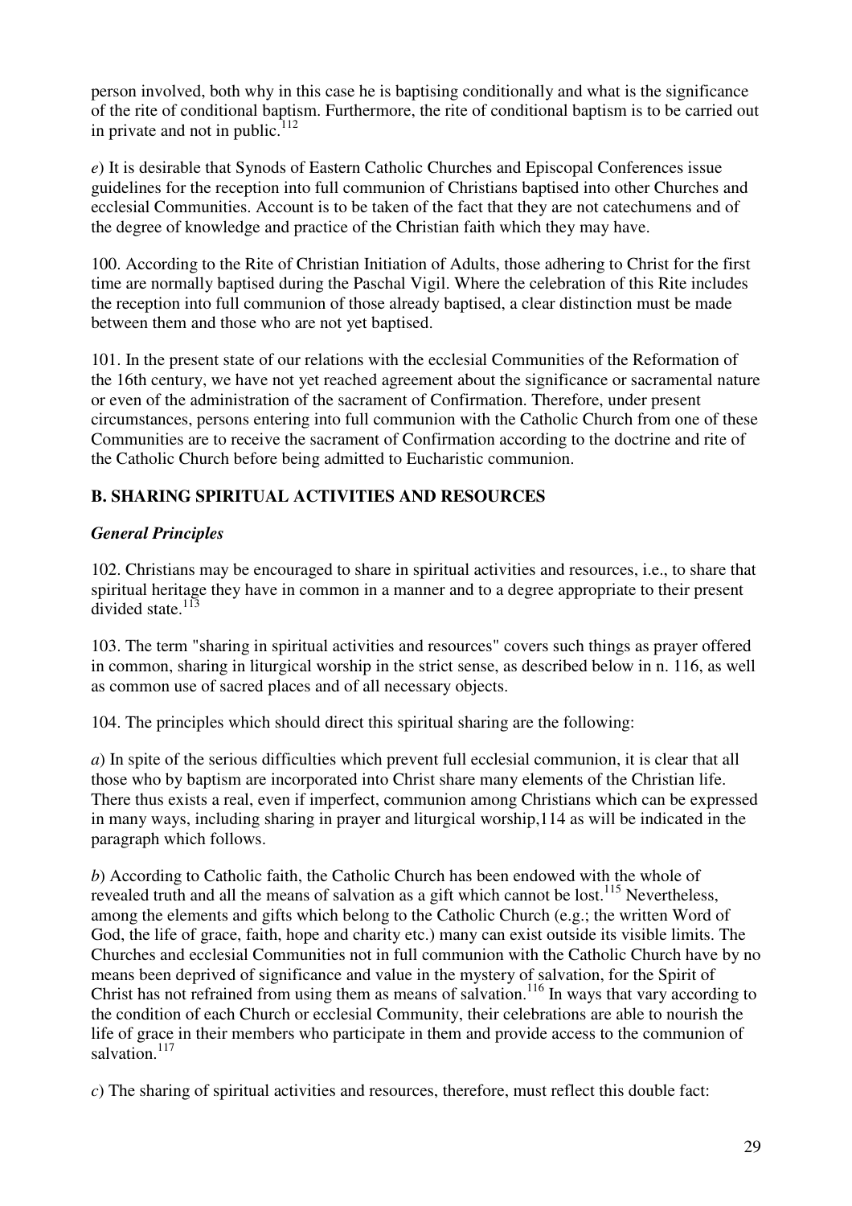person involved, both why in this case he is baptising conditionally and what is the significance of the rite of conditional baptism. Furthermore, the rite of conditional baptism is to be carried out in private and not in public.[112]

*e*) It is desirable that Synods of Eastern Catholic Churches and Episcopal Conferences issue guidelines for the reception into full communion of Christians baptised into other Churches and ecclesial Communities. Account is to be taken of the fact that they are not catechumens and of the degree of knowledge and practice of the Christian faith which they may have.

100. According to the Rite of Christian Initiation of Adults, those adhering to Christ for the first time are normally baptised during the Paschal Vigil. Where the celebration of this Rite includes the reception into full communion of those already baptised, a clear distinction must be made between them and those who are not yet baptised.

101. In the present state of our relations with the ecclesial Communities of the Reformation of the 16th century, we have not yet reached agreement about the significance or sacramental nature or even of the administration of the sacrament of Confirmation. Therefore, under present circumstances, persons entering into full communion with the Catholic Church from one of these Communities are to receive the sacrament of Confirmation according to the doctrine and rite of the Catholic Church before being admitted to Eucharistic communion.

## B. SHARING SPIRITUAL ACTIVITIES AND RESOURCES

### *General Principles*

102. Christians may be encouraged to share in spiritual activities and resources, i.e., to share that spiritual heritage they have in common in a manner and to a degree appropriate to their present divided state.[113]

103. The term "sharing in spiritual activities and resources" covers such things as prayer offered in common, sharing in liturgical worship in the strict sense, as described below in n. 116, as well as common use of sacred places and of all necessary objects.

104. The principles which should direct this spiritual sharing are the following:

*a*) In spite of the serious difficulties which prevent full ecclesial communion, it is clear that all those who by baptism are incorporated into Christ share many elements of the Christian life. There thus exists a real, even if imperfect, communion among Christians which can be expressed in many ways, including sharing in prayer and liturgical worship,114 as will be indicated in the paragraph which follows.

*b*) According to Catholic faith, the Catholic Church has been endowed with the whole of revealed truth and all the means of salvation as a gift which cannot be lost.[115] Nevertheless, among the elements and gifts which belong to the Catholic Church (e.g.; the written Word of God, the life of grace, faith, hope and charity etc.) many can exist outside its visible limits. The Churches and ecclesial Communities not in full communion with the Catholic Church have by no means been deprived of significance and value in the mystery of salvation, for the Spirit of Christ has not refrained from using them as means of salvation.[116] In ways that vary according to the condition of each Church or ecclesial Community, their celebrations are able to nourish the life of grace in their members who participate in them and provide access to the communion of salvation.[117]

*c*) The sharing of spiritual activities and resources, therefore, must reflect this double fact: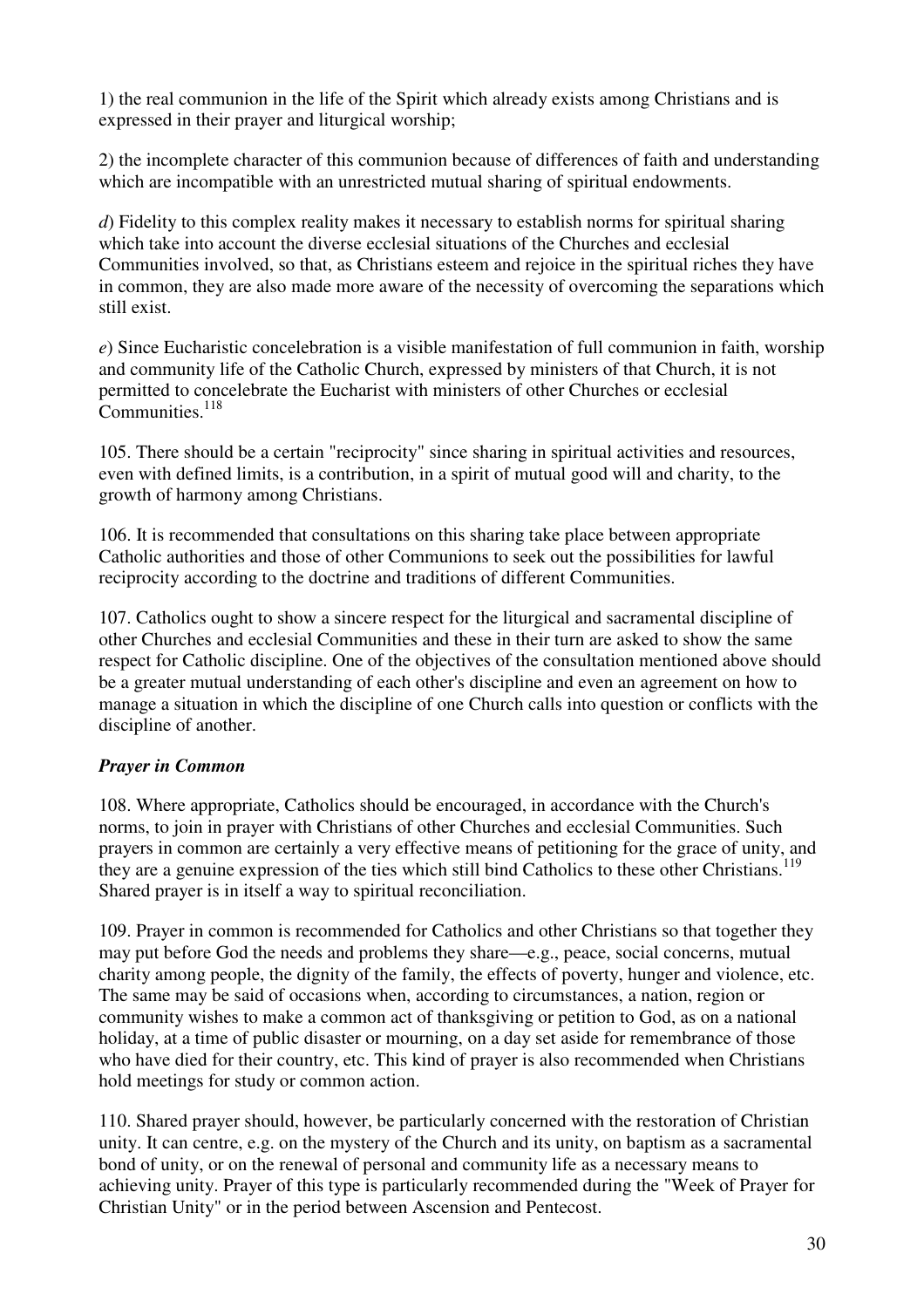1) the real communion in the life of the Spirit which already exists among Christians and is expressed in their prayer and liturgical worship;

2) the incomplete character of this communion because of differences of faith and understanding which are incompatible with an unrestricted mutual sharing of spiritual endowments.

*d*) Fidelity to this complex reality makes it necessary to establish norms for spiritual sharing which take into account the diverse ecclesial situations of the Churches and ecclesial Communities involved, so that, as Christians esteem and rejoice in the spiritual riches they have in common, they are also made more aware of the necessity of overcoming the separations which still exist.

*e*) Since Eucharistic concelebration is a visible manifestation of full communion in faith, worship and community life of the Catholic Church, expressed by ministers of that Church, it is not permitted to concelebrate the Eucharist with ministers of other Churches or ecclesial Communities.[118]

105. There should be a certain "reciprocity" since sharing in spiritual activities and resources, even with defined limits, is a contribution, in a spirit of mutual good will and charity, to the growth of harmony among Christians.

106. It is recommended that consultations on this sharing take place between appropriate Catholic authorities and those of other Communions to seek out the possibilities for lawful reciprocity according to the doctrine and traditions of different Communities.

107. Catholics ought to show a sincere respect for the liturgical and sacramental discipline of other Churches and ecclesial Communities and these in their turn are asked to show the same respect for Catholic discipline. One of the objectives of the consultation mentioned above should be a greater mutual understanding of each other's discipline and even an agreement on how to manage a situation in which the discipline of one Church calls into question or conflicts with the discipline of another.

### ***Prayer in Common***

108. Where appropriate, Catholics should be encouraged, in accordance with the Church's norms, to join in prayer with Christians of other Churches and ecclesial Communities. Such prayers in common are certainly a very effective means of petitioning for the grace of unity, and they are a genuine expression of the ties which still bind Catholics to these other Christians.[119] Shared prayer is in itself a way to spiritual reconciliation.

109. Prayer in common is recommended for Catholics and other Christians so that together they may put before God the needs and problems they share—e.g., peace, social concerns, mutual charity among people, the dignity of the family, the effects of poverty, hunger and violence, etc. The same may be said of occasions when, according to circumstances, a nation, region or community wishes to make a common act of thanksgiving or petition to God, as on a national holiday, at a time of public disaster or mourning, on a day set aside for remembrance of those who have died for their country, etc. This kind of prayer is also recommended when Christians hold meetings for study or common action.

110. Shared prayer should, however, be particularly concerned with the restoration of Christian unity. It can centre, e.g. on the mystery of the Church and its unity, on baptism as a sacramental bond of unity, or on the renewal of personal and community life as a necessary means to achieving unity. Prayer of this type is particularly recommended during the "Week of Prayer for Christian Unity" or in the period between Ascension and Pentecost.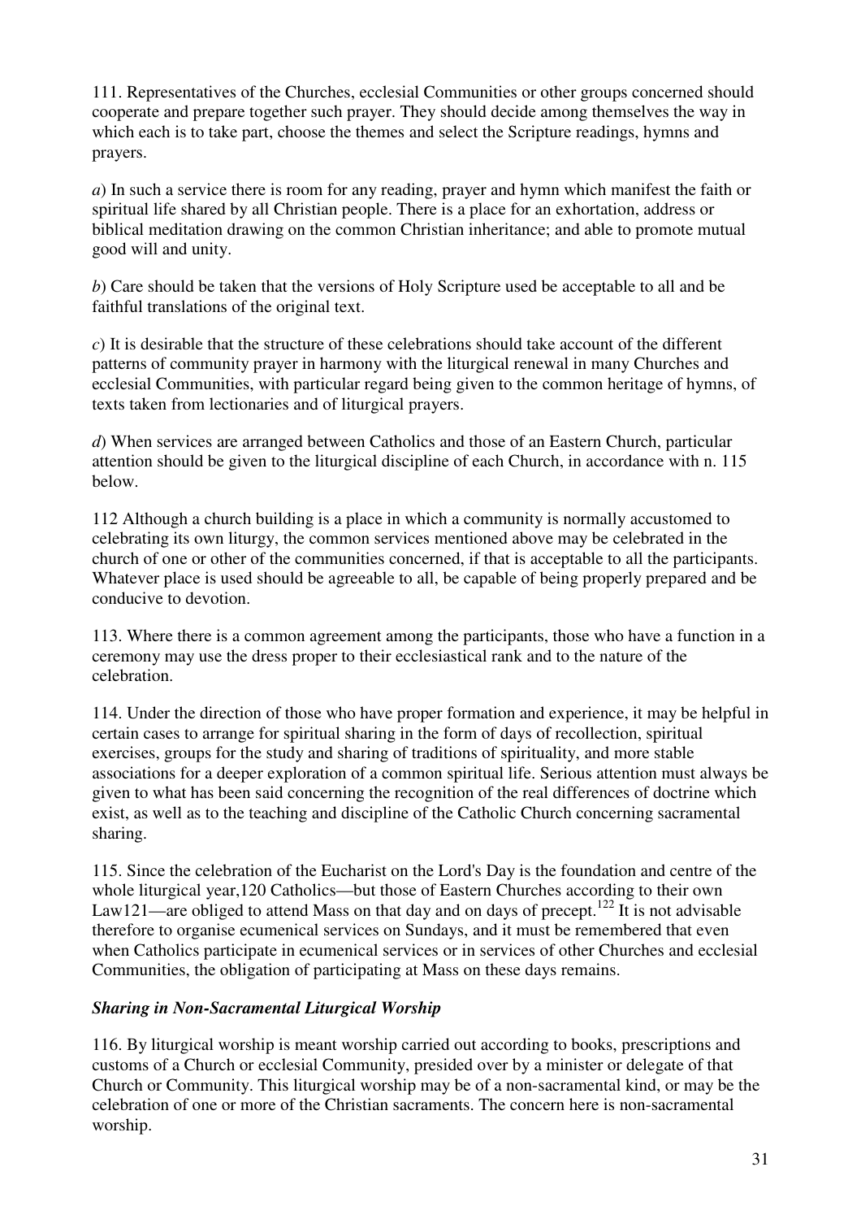111. Representatives of the Churches, ecclesial Communities or other groups concerned should cooperate and prepare together such prayer. They should decide among themselves the way in which each is to take part, choose the themes and select the Scripture readings, hymns and prayers.

*a*) In such a service there is room for any reading, prayer and hymn which manifest the faith or spiritual life shared by all Christian people. There is a place for an exhortation, address or biblical meditation drawing on the common Christian inheritance; and able to promote mutual good will and unity.

*b*) Care should be taken that the versions of Holy Scripture used be acceptable to all and be faithful translations of the original text.

*c*) It is desirable that the structure of these celebrations should take account of the different patterns of community prayer in harmony with the liturgical renewal in many Churches and ecclesial Communities, with particular regard being given to the common heritage of hymns, of texts taken from lectionaries and of liturgical prayers.

*d*) When services are arranged between Catholics and those of an Eastern Church, particular attention should be given to the liturgical discipline of each Church, in accordance with n. 115 below.

112 Although a church building is a place in which a community is normally accustomed to celebrating its own liturgy, the common services mentioned above may be celebrated in the church of one or other of the communities concerned, if that is acceptable to all the participants. Whatever place is used should be agreeable to all, be capable of being properly prepared and be conducive to devotion.

113. Where there is a common agreement among the participants, those who have a function in a ceremony may use the dress proper to their ecclesiastical rank and to the nature of the celebration.

114. Under the direction of those who have proper formation and experience, it may be helpful in certain cases to arrange for spiritual sharing in the form of days of recollection, spiritual exercises, groups for the study and sharing of traditions of spirituality, and more stable associations for a deeper exploration of a common spiritual life. Serious attention must always be given to what has been said concerning the recognition of the real differences of doctrine which exist, as well as to the teaching and discipline of the Catholic Church concerning sacramental sharing.

115. Since the celebration of the Eucharist on the Lord's Day is the foundation and centre of the whole liturgical year,120 Catholics—but those of Eastern Churches according to their own Law121—are obliged to attend Mass on that day and on days of precept.[122] It is not advisable therefore to organise ecumenical services on Sundays, and it must be remembered that even when Catholics participate in ecumenical services or in services of other Churches and ecclesial Communities, the obligation of participating at Mass on these days remains.

### ***Sharing in Non-Sacramental Liturgical Worship***

116. By liturgical worship is meant worship carried out according to books, prescriptions and customs of a Church or ecclesial Community, presided over by a minister or delegate of that Church or Community. This liturgical worship may be of a non-sacramental kind, or may be the celebration of one or more of the Christian sacraments. The concern here is non-sacramental worship.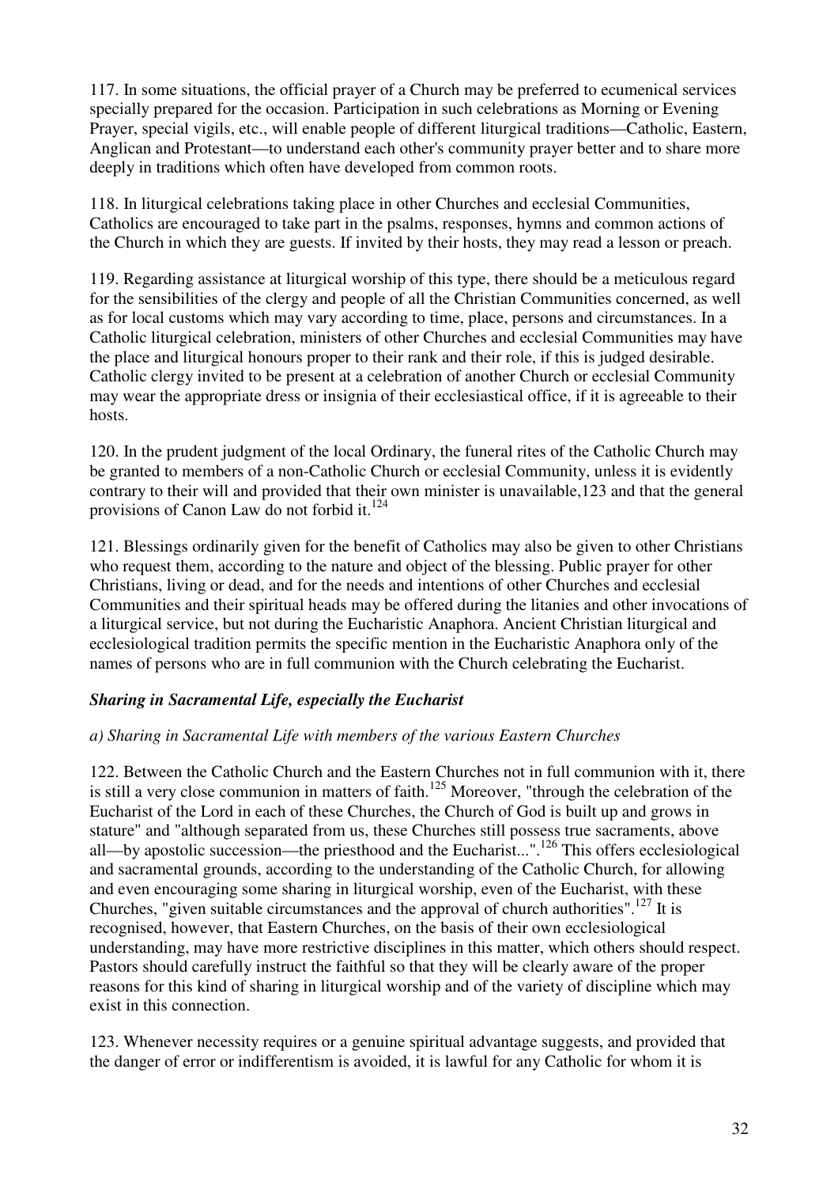117. In some situations, the official prayer of a Church may be preferred to ecumenical services specially prepared for the occasion. Participation in such celebrations as Morning or Evening Prayer, special vigils, etc., will enable people of different liturgical traditions—Catholic, Eastern, Anglican and Protestant—to understand each other's community prayer better and to share more deeply in traditions which often have developed from common roots.

118. In liturgical celebrations taking place in other Churches and ecclesial Communities, Catholics are encouraged to take part in the psalms, responses, hymns and common actions of the Church in which they are guests. If invited by their hosts, they may read a lesson or preach.

119. Regarding assistance at liturgical worship of this type, there should be a meticulous regard for the sensibilities of the clergy and people of all the Christian Communities concerned, as well as for local customs which may vary according to time, place, persons and circumstances. In a Catholic liturgical celebration, ministers of other Churches and ecclesial Communities may have the place and liturgical honours proper to their rank and their role, if this is judged desirable. Catholic clergy invited to be present at a celebration of another Church or ecclesial Community may wear the appropriate dress or insignia of their ecclesiastical office, if it is agreeable to their hosts.

120. In the prudent judgment of the local Ordinary, the funeral rites of the Catholic Church may be granted to members of a non-Catholic Church or ecclesial Community, unless it is evidently contrary to their will and provided that their own minister is unavailable,123 and that the general provisions of Canon Law do not forbid it.[124]

121. Blessings ordinarily given for the benefit of Catholics may also be given to other Christians who request them, according to the nature and object of the blessing. Public prayer for other Christians, living or dead, and for the needs and intentions of other Churches and ecclesial Communities and their spiritual heads may be offered during the litanies and other invocations of a liturgical service, but not during the Eucharistic Anaphora. Ancient Christian liturgical and ecclesiological tradition permits the specific mention in the Eucharistic Anaphora only of the names of persons who are in full communion with the Church celebrating the Eucharist.

### *Sharing in Sacramental Life, especially the Eucharist*

#### *a) Sharing in Sacramental Life with members of the various Eastern Churches*

122. Between the Catholic Church and the Eastern Churches not in full communion with it, there is still a very close communion in matters of faith.[125] Moreover, "through the celebration of the Eucharist of the Lord in each of these Churches, the Church of God is built up and grows in stature" and "although separated from us, these Churches still possess true sacraments, above all—by apostolic succession—the priesthood and the Eucharist...".[126] This offers ecclesiological and sacramental grounds, according to the understanding of the Catholic Church, for allowing and even encouraging some sharing in liturgical worship, even of the Eucharist, with these Churches, "given suitable circumstances and the approval of church authorities".[127] It is recognised, however, that Eastern Churches, on the basis of their own ecclesiological understanding, may have more restrictive disciplines in this matter, which others should respect. Pastors should carefully instruct the faithful so that they will be clearly aware of the proper reasons for this kind of sharing in liturgical worship and of the variety of discipline which may exist in this connection.

123. Whenever necessity requires or a genuine spiritual advantage suggests, and provided that the danger of error or indifferentism is avoided, it is lawful for any Catholic for whom it is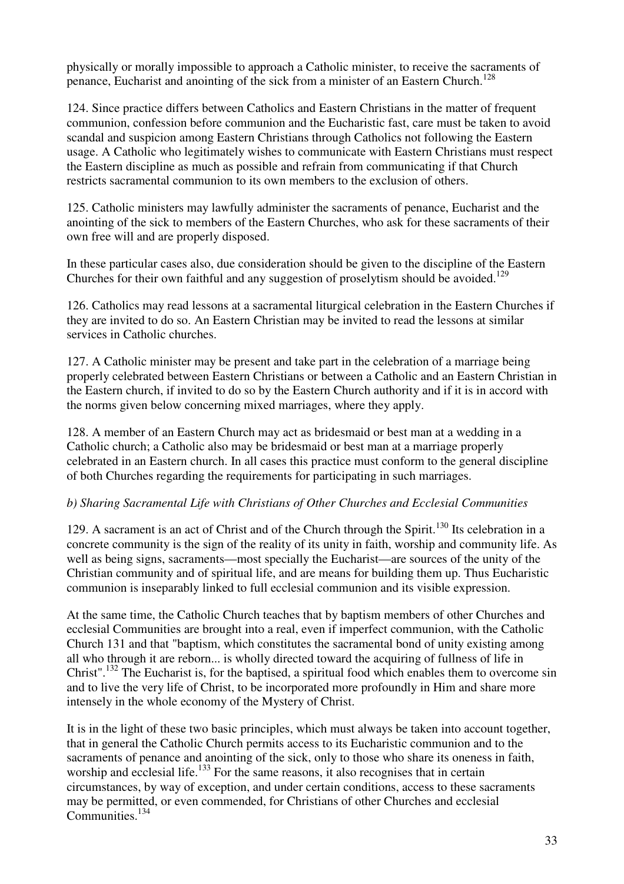physically or morally impossible to approach a Catholic minister, to receive the sacraments of penance, Eucharist and anointing of the sick from a minister of an Eastern Church.[128]

124. Since practice differs between Catholics and Eastern Christians in the matter of frequent communion, confession before communion and the Eucharistic fast, care must be taken to avoid scandal and suspicion among Eastern Christians through Catholics not following the Eastern usage. A Catholic who legitimately wishes to communicate with Eastern Christians must respect the Eastern discipline as much as possible and refrain from communicating if that Church restricts sacramental communion to its own members to the exclusion of others.

125. Catholic ministers may lawfully administer the sacraments of penance, Eucharist and the anointing of the sick to members of the Eastern Churches, who ask for these sacraments of their own free will and are properly disposed.

In these particular cases also, due consideration should be given to the discipline of the Eastern Churches for their own faithful and any suggestion of proselytism should be avoided.[129]

126. Catholics may read lessons at a sacramental liturgical celebration in the Eastern Churches if they are invited to do so. An Eastern Christian may be invited to read the lessons at similar services in Catholic churches.

127. A Catholic minister may be present and take part in the celebration of a marriage being properly celebrated between Eastern Christians or between a Catholic and an Eastern Christian in the Eastern church, if invited to do so by the Eastern Church authority and if it is in accord with the norms given below concerning mixed marriages, where they apply.

128. A member of an Eastern Church may act as bridesmaid or best man at a wedding in a Catholic church; a Catholic also may be bridesmaid or best man at a marriage properly celebrated in an Eastern church. In all cases this practice must conform to the general discipline of both Churches regarding the requirements for participating in such marriages.

*b) Sharing Sacramental Life with Christians of Other Churches and Ecclesial Communities*

129. A sacrament is an act of Christ and of the Church through the Spirit.[130] Its celebration in a concrete community is the sign of the reality of its unity in faith, worship and community life. As well as being signs, sacraments—most specially the Eucharist—are sources of the unity of the Christian community and of spiritual life, and are means for building them up. Thus Eucharistic communion is inseparably linked to full ecclesial communion and its visible expression.

At the same time, the Catholic Church teaches that by baptism members of other Churches and ecclesial Communities are brought into a real, even if imperfect communion, with the Catholic Church 131 and that "baptism, which constitutes the sacramental bond of unity existing among all who through it are reborn... is wholly directed toward the acquiring of fullness of life in Christ".[132] The Eucharist is, for the baptised, a spiritual food which enables them to overcome sin and to live the very life of Christ, to be incorporated more profoundly in Him and share more intensely in the whole economy of the Mystery of Christ.

It is in the light of these two basic principles, which must always be taken into account together, that in general the Catholic Church permits access to its Eucharistic communion and to the sacraments of penance and anointing of the sick, only to those who share its oneness in faith, worship and ecclesial life.[133] For the same reasons, it also recognises that in certain circumstances, by way of exception, and under certain conditions, access to these sacraments may be permitted, or even commended, for Christians of other Churches and ecclesial Communities.[134]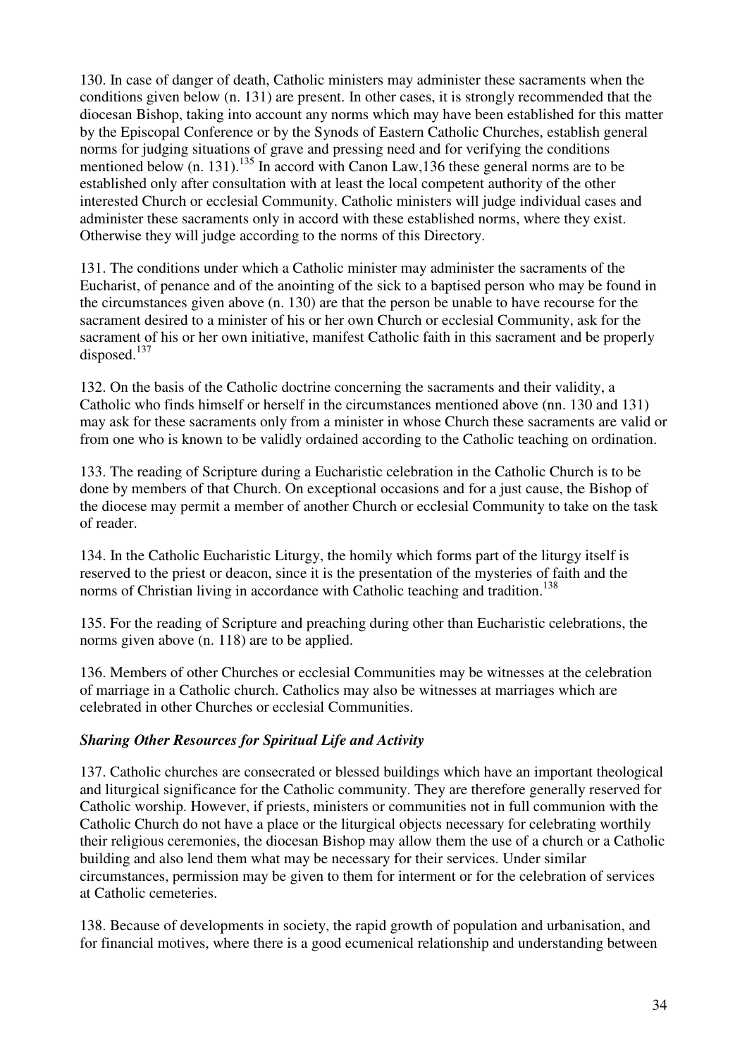130. In case of danger of death, Catholic ministers may administer these sacraments when the conditions given below (n. 131) are present. In other cases, it is strongly recommended that the diocesan Bishop, taking into account any norms which may have been established for this matter by the Episcopal Conference or by the Synods of Eastern Catholic Churches, establish general norms for judging situations of grave and pressing need and for verifying the conditions mentioned below (n. 131).[135] In accord with Canon Law,136 these general norms are to be established only after consultation with at least the local competent authority of the other interested Church or ecclesial Community. Catholic ministers will judge individual cases and administer these sacraments only in accord with these established norms, where they exist. Otherwise they will judge according to the norms of this Directory.

131. The conditions under which a Catholic minister may administer the sacraments of the Eucharist, of penance and of the anointing of the sick to a baptised person who may be found in the circumstances given above (n. 130) are that the person be unable to have recourse for the sacrament desired to a minister of his or her own Church or ecclesial Community, ask for the sacrament of his or her own initiative, manifest Catholic faith in this sacrament and be properly disposed.[137]

132. On the basis of the Catholic doctrine concerning the sacraments and their validity, a Catholic who finds himself or herself in the circumstances mentioned above (nn. 130 and 131) may ask for these sacraments only from a minister in whose Church these sacraments are valid or from one who is known to be validly ordained according to the Catholic teaching on ordination.

133. The reading of Scripture during a Eucharistic celebration in the Catholic Church is to be done by members of that Church. On exceptional occasions and for a just cause, the Bishop of the diocese may permit a member of another Church or ecclesial Community to take on the task of reader.

134. In the Catholic Eucharistic Liturgy, the homily which forms part of the liturgy itself is reserved to the priest or deacon, since it is the presentation of the mysteries of faith and the norms of Christian living in accordance with Catholic teaching and tradition.[138]

135. For the reading of Scripture and preaching during other than Eucharistic celebrations, the norms given above (n. 118) are to be applied.

136. Members of other Churches or ecclesial Communities may be witnesses at the celebration of marriage in a Catholic church. Catholics may also be witnesses at marriages which are celebrated in other Churches or ecclesial Communities.

***Sharing Other Resources for Spiritual Life and Activity***

137. Catholic churches are consecrated or blessed buildings which have an important theological and liturgical significance for the Catholic community. They are therefore generally reserved for Catholic worship. However, if priests, ministers or communities not in full communion with the Catholic Church do not have a place or the liturgical objects necessary for celebrating worthily their religious ceremonies, the diocesan Bishop may allow them the use of a church or a Catholic building and also lend them what may be necessary for their services. Under similar circumstances, permission may be given to them for interment or for the celebration of services at Catholic cemeteries.

138. Because of developments in society, the rapid growth of population and urbanisation, and for financial motives, where there is a good ecumenical relationship and understanding between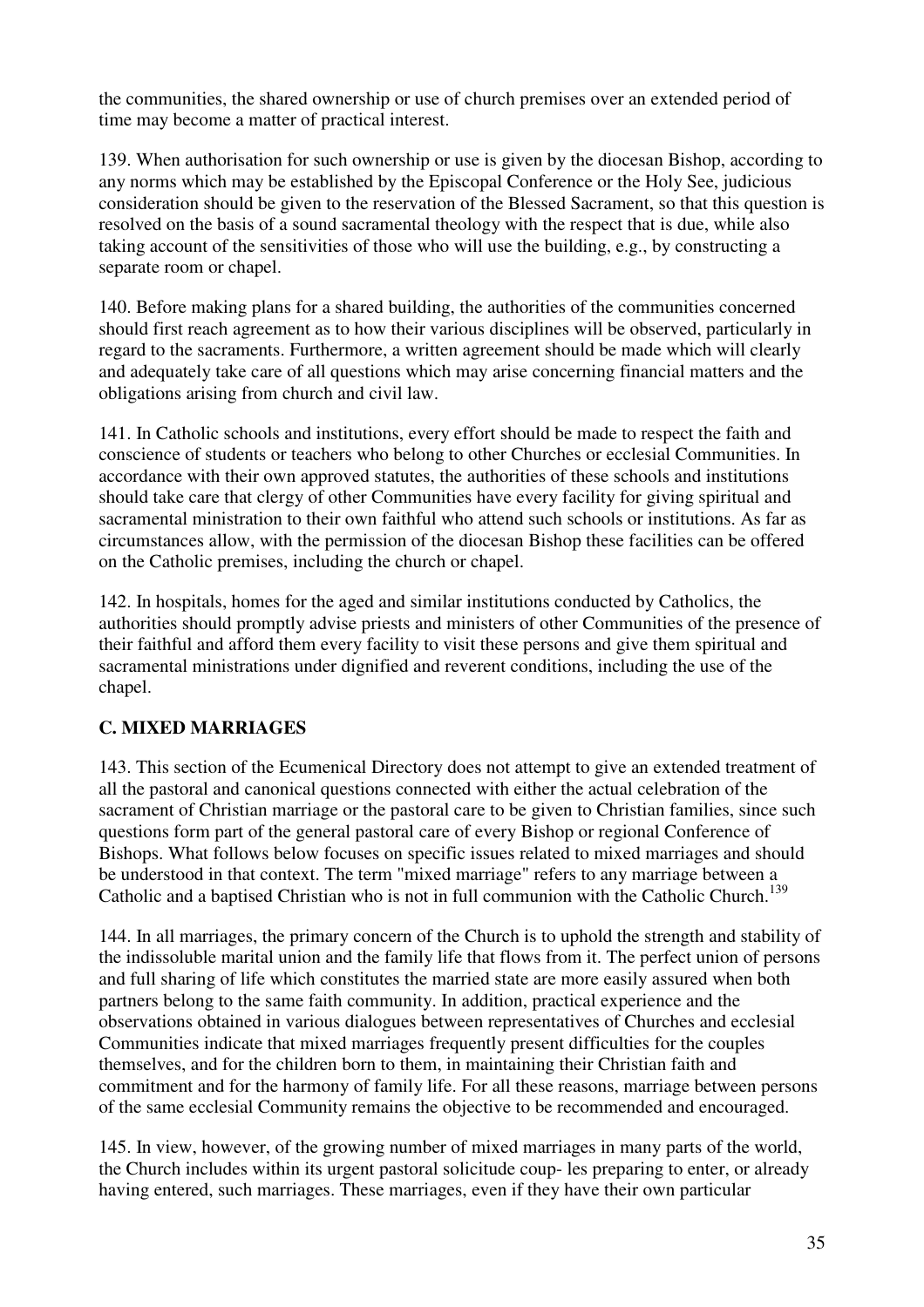the communities, the shared ownership or use of church premises over an extended period of time may become a matter of practical interest.

139. When authorisation for such ownership or use is given by the diocesan Bishop, according to any norms which may be established by the Episcopal Conference or the Holy See, judicious consideration should be given to the reservation of the Blessed Sacrament, so that this question is resolved on the basis of a sound sacramental theology with the respect that is due, while also taking account of the sensitivities of those who will use the building, e.g., by constructing a separate room or chapel.

140. Before making plans for a shared building, the authorities of the communities concerned should first reach agreement as to how their various disciplines will be observed, particularly in regard to the sacraments. Furthermore, a written agreement should be made which will clearly and adequately take care of all questions which may arise concerning financial matters and the obligations arising from church and civil law.

141. In Catholic schools and institutions, every effort should be made to respect the faith and conscience of students or teachers who belong to other Churches or ecclesial Communities. In accordance with their own approved statutes, the authorities of these schools and institutions should take care that clergy of other Communities have every facility for giving spiritual and sacramental ministration to their own faithful who attend such schools or institutions. As far as circumstances allow, with the permission of the diocesan Bishop these facilities can be offered on the Catholic premises, including the church or chapel.

142. In hospitals, homes for the aged and similar institutions conducted by Catholics, the authorities should promptly advise priests and ministers of other Communities of the presence of their faithful and afford them every facility to visit these persons and give them spiritual and sacramental ministrations under dignified and reverent conditions, including the use of the chapel.

### C. MIXED MARRIAGES

143. This section of the Ecumenical Directory does not attempt to give an extended treatment of all the pastoral and canonical questions connected with either the actual celebration of the sacrament of Christian marriage or the pastoral care to be given to Christian families, since such questions form part of the general pastoral care of every Bishop or regional Conference of Bishops. What follows below focuses on specific issues related to mixed marriages and should be understood in that context. The term "mixed marriage" refers to any marriage between a Catholic and a baptised Christian who is not in full communion with the Catholic Church.[139]

144. In all marriages, the primary concern of the Church is to uphold the strength and stability of the indissoluble marital union and the family life that flows from it. The perfect union of persons and full sharing of life which constitutes the married state are more easily assured when both partners belong to the same faith community. In addition, practical experience and the observations obtained in various dialogues between representatives of Churches and ecclesial Communities indicate that mixed marriages frequently present difficulties for the couples themselves, and for the children born to them, in maintaining their Christian faith and commitment and for the harmony of family life. For all these reasons, marriage between persons of the same ecclesial Community remains the objective to be recommended and encouraged.

145. In view, however, of the growing number of mixed marriages in many parts of the world, the Church includes within its urgent pastoral solicitude coup- les preparing to enter, or already having entered, such marriages. These marriages, even if they have their own particular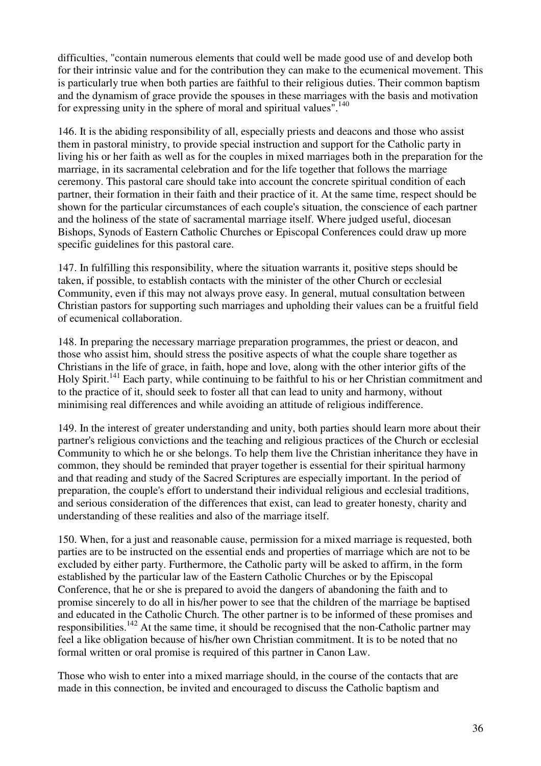difficulties, "contain numerous elements that could well be made good use of and develop both for their intrinsic value and for the contribution they can make to the ecumenical movement. This is particularly true when both parties are faithful to their religious duties. Their common baptism and the dynamism of grace provide the spouses in these marriages with the basis and motivation for expressing unity in the sphere of moral and spiritual values".[140]

146. It is the abiding responsibility of all, especially priests and deacons and those who assist them in pastoral ministry, to provide special instruction and support for the Catholic party in living his or her faith as well as for the couples in mixed marriages both in the preparation for the marriage, in its sacramental celebration and for the life together that follows the marriage ceremony. This pastoral care should take into account the concrete spiritual condition of each partner, their formation in their faith and their practice of it. At the same time, respect should be shown for the particular circumstances of each couple's situation, the conscience of each partner and the holiness of the state of sacramental marriage itself. Where judged useful, diocesan Bishops, Synods of Eastern Catholic Churches or Episcopal Conferences could draw up more specific guidelines for this pastoral care.

147. In fulfilling this responsibility, where the situation warrants it, positive steps should be taken, if possible, to establish contacts with the minister of the other Church or ecclesial Community, even if this may not always prove easy. In general, mutual consultation between Christian pastors for supporting such marriages and upholding their values can be a fruitful field of ecumenical collaboration.

148. In preparing the necessary marriage preparation programmes, the priest or deacon, and those who assist him, should stress the positive aspects of what the couple share together as Christians in the life of grace, in faith, hope and love, along with the other interior gifts of the Holy Spirit.[141] Each party, while continuing to be faithful to his or her Christian commitment and to the practice of it, should seek to foster all that can lead to unity and harmony, without minimising real differences and while avoiding an attitude of religious indifference.

149. In the interest of greater understanding and unity, both parties should learn more about their partner's religious convictions and the teaching and religious practices of the Church or ecclesial Community to which he or she belongs. To help them live the Christian inheritance they have in common, they should be reminded that prayer together is essential for their spiritual harmony and that reading and study of the Sacred Scriptures are especially important. In the period of preparation, the couple's effort to understand their individual religious and ecclesial traditions, and serious consideration of the differences that exist, can lead to greater honesty, charity and understanding of these realities and also of the marriage itself.

150. When, for a just and reasonable cause, permission for a mixed marriage is requested, both parties are to be instructed on the essential ends and properties of marriage which are not to be excluded by either party. Furthermore, the Catholic party will be asked to affirm, in the form established by the particular law of the Eastern Catholic Churches or by the Episcopal Conference, that he or she is prepared to avoid the dangers of abandoning the faith and to promise sincerely to do all in his/her power to see that the children of the marriage be baptised and educated in the Catholic Church. The other partner is to be informed of these promises and responsibilities.[142] At the same time, it should be recognised that the non-Catholic partner may feel a like obligation because of his/her own Christian commitment. It is to be noted that no formal written or oral promise is required of this partner in Canon Law.

Those who wish to enter into a mixed marriage should, in the course of the contacts that are made in this connection, be invited and encouraged to discuss the Catholic baptism and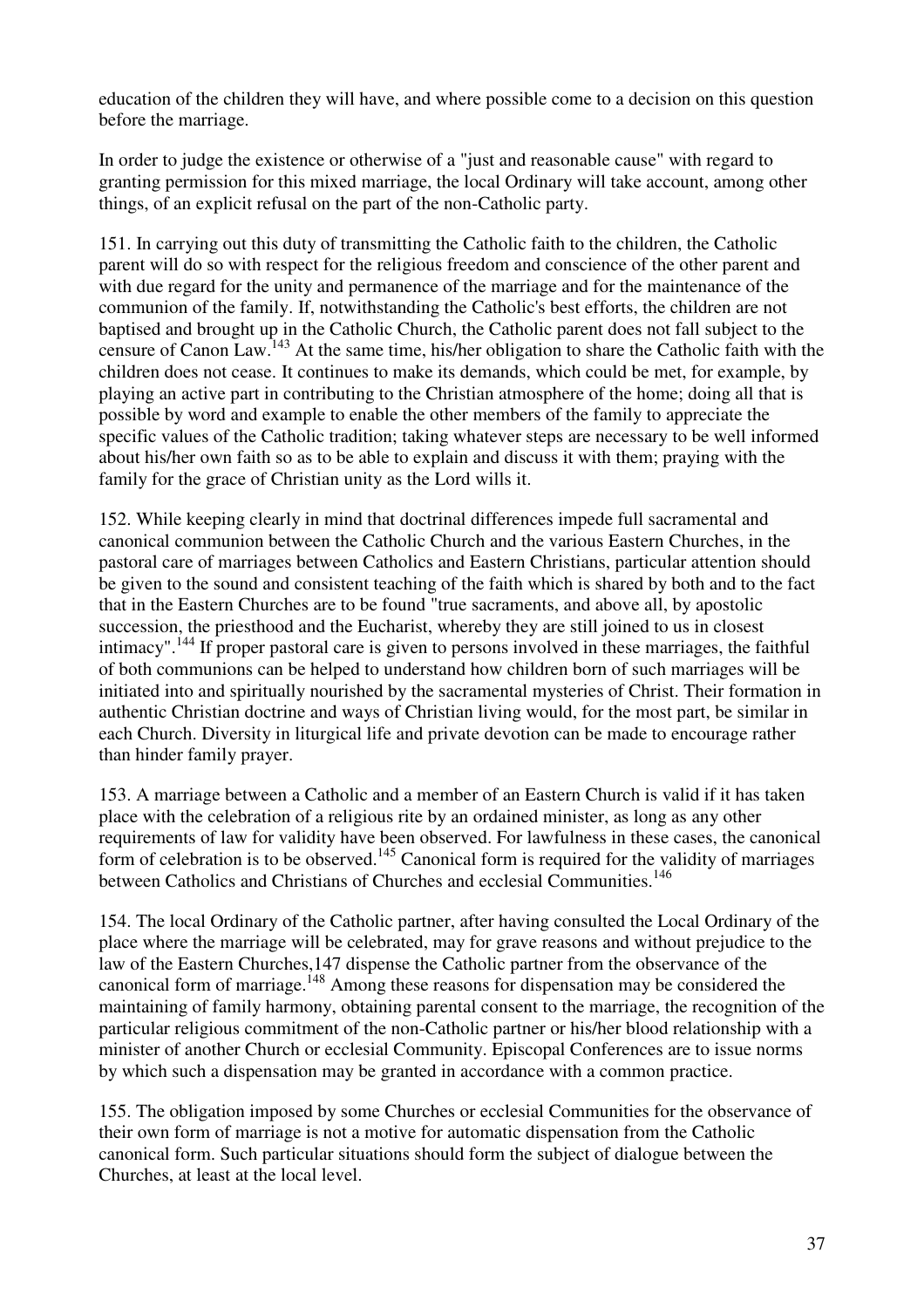education of the children they will have, and where possible come to a decision on this question before the marriage.

In order to judge the existence or otherwise of a "just and reasonable cause" with regard to granting permission for this mixed marriage, the local Ordinary will take account, among other things, of an explicit refusal on the part of the non-Catholic party.

151. In carrying out this duty of transmitting the Catholic faith to the children, the Catholic parent will do so with respect for the religious freedom and conscience of the other parent and with due regard for the unity and permanence of the marriage and for the maintenance of the communion of the family. If, notwithstanding the Catholic's best efforts, the children are not baptised and brought up in the Catholic Church, the Catholic parent does not fall subject to the censure of Canon Law.[143] At the same time, his/her obligation to share the Catholic faith with the children does not cease. It continues to make its demands, which could be met, for example, by playing an active part in contributing to the Christian atmosphere of the home; doing all that is possible by word and example to enable the other members of the family to appreciate the specific values of the Catholic tradition; taking whatever steps are necessary to be well informed about his/her own faith so as to be able to explain and discuss it with them; praying with the family for the grace of Christian unity as the Lord wills it.

152. While keeping clearly in mind that doctrinal differences impede full sacramental and canonical communion between the Catholic Church and the various Eastern Churches, in the pastoral care of marriages between Catholics and Eastern Christians, particular attention should be given to the sound and consistent teaching of the faith which is shared by both and to the fact that in the Eastern Churches are to be found "true sacraments, and above all, by apostolic succession, the priesthood and the Eucharist, whereby they are still joined to us in closest intimacy".[144] If proper pastoral care is given to persons involved in these marriages, the faithful of both communions can be helped to understand how children born of such marriages will be initiated into and spiritually nourished by the sacramental mysteries of Christ. Their formation in authentic Christian doctrine and ways of Christian living would, for the most part, be similar in each Church. Diversity in liturgical life and private devotion can be made to encourage rather than hinder family prayer.

153. A marriage between a Catholic and a member of an Eastern Church is valid if it has taken place with the celebration of a religious rite by an ordained minister, as long as any other requirements of law for validity have been observed. For lawfulness in these cases, the canonical form of celebration is to be observed.[145] Canonical form is required for the validity of marriages between Catholics and Christians of Churches and ecclesial Communities.[146]

154. The local Ordinary of the Catholic partner, after having consulted the Local Ordinary of the place where the marriage will be celebrated, may for grave reasons and without prejudice to the law of the Eastern Churches,147 dispense the Catholic partner from the observance of the canonical form of marriage.[148] Among these reasons for dispensation may be considered the maintaining of family harmony, obtaining parental consent to the marriage, the recognition of the particular religious commitment of the non-Catholic partner or his/her blood relationship with a minister of another Church or ecclesial Community. Episcopal Conferences are to issue norms by which such a dispensation may be granted in accordance with a common practice.

155. The obligation imposed by some Churches or ecclesial Communities for the observance of their own form of marriage is not a motive for automatic dispensation from the Catholic canonical form. Such particular situations should form the subject of dialogue between the Churches, at least at the local level.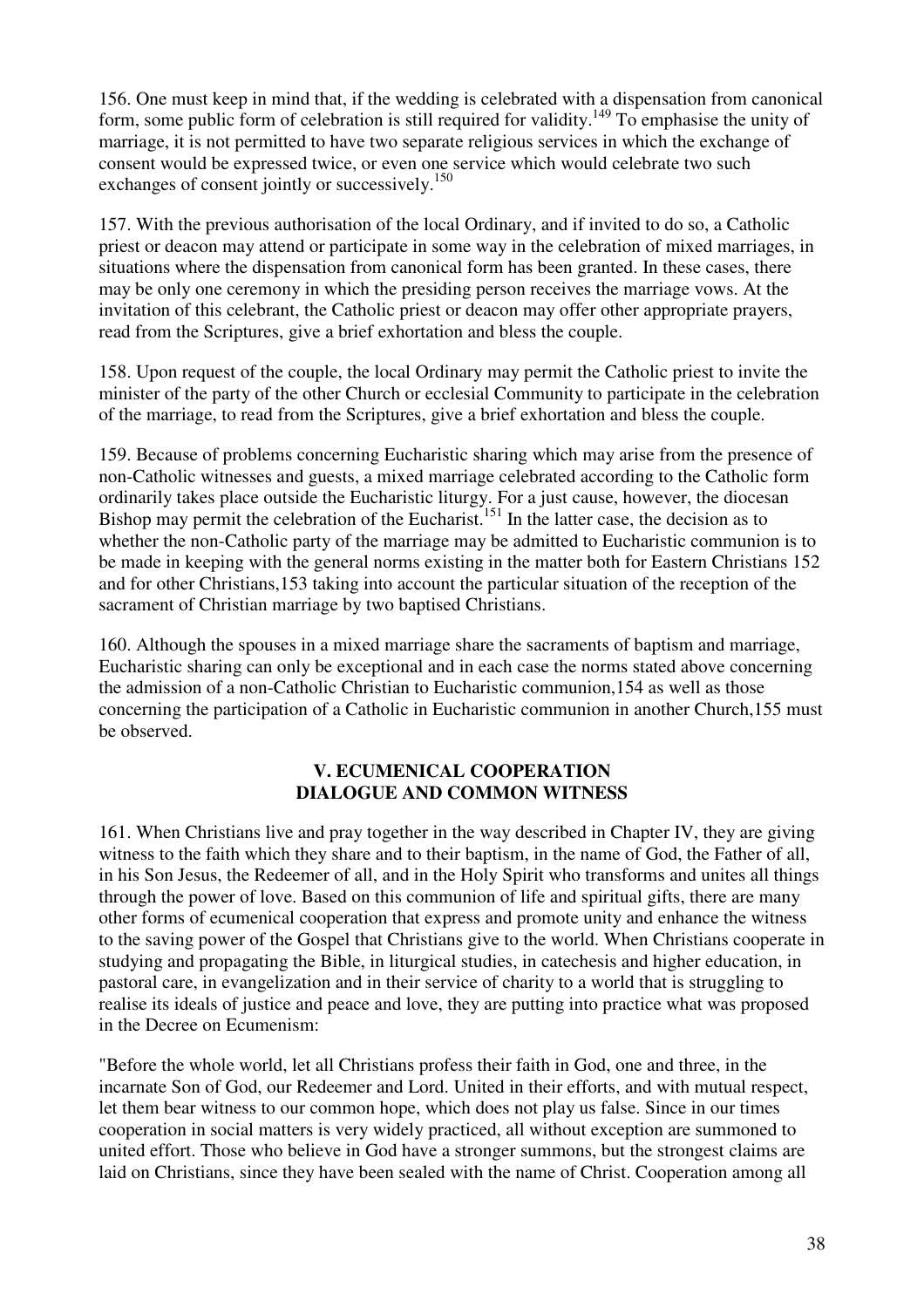156. One must keep in mind that, if the wedding is celebrated with a dispensation from canonical form, some public form of celebration is still required for validity.[149] To emphasise the unity of marriage, it is not permitted to have two separate religious services in which the exchange of consent would be expressed twice, or even one service which would celebrate two such exchanges of consent jointly or successively.[150]

157. With the previous authorisation of the local Ordinary, and if invited to do so, a Catholic priest or deacon may attend or participate in some way in the celebration of mixed marriages, in situations where the dispensation from canonical form has been granted. In these cases, there may be only one ceremony in which the presiding person receives the marriage vows. At the invitation of this celebrant, the Catholic priest or deacon may offer other appropriate prayers, read from the Scriptures, give a brief exhortation and bless the couple.

158. Upon request of the couple, the local Ordinary may permit the Catholic priest to invite the minister of the party of the other Church or ecclesial Community to participate in the celebration of the marriage, to read from the Scriptures, give a brief exhortation and bless the couple.

159. Because of problems concerning Eucharistic sharing which may arise from the presence of non-Catholic witnesses and guests, a mixed marriage celebrated according to the Catholic form ordinarily takes place outside the Eucharistic liturgy. For a just cause, however, the diocesan Bishop may permit the celebration of the Eucharist.[151] In the latter case, the decision as to whether the non-Catholic party of the marriage may be admitted to Eucharistic communion is to be made in keeping with the general norms existing in the matter both for Eastern Christians 152 and for other Christians,153 taking into account the particular situation of the reception of the sacrament of Christian marriage by two baptised Christians.

160. Although the spouses in a mixed marriage share the sacraments of baptism and marriage, Eucharistic sharing can only be exceptional and in each case the norms stated above concerning the admission of a non-Catholic Christian to Eucharistic communion,154 as well as those concerning the participation of a Catholic in Eucharistic communion in another Church,155 must be observed.

## V. ECUMENICAL COOPERATION DIALOGUE AND COMMON WITNESS

161. When Christians live and pray together in the way described in Chapter IV, they are giving witness to the faith which they share and to their baptism, in the name of God, the Father of all, in his Son Jesus, the Redeemer of all, and in the Holy Spirit who transforms and unites all things through the power of love. Based on this communion of life and spiritual gifts, there are many other forms of ecumenical cooperation that express and promote unity and enhance the witness to the saving power of the Gospel that Christians give to the world. When Christians cooperate in studying and propagating the Bible, in liturgical studies, in catechesis and higher education, in pastoral care, in evangelization and in their service of charity to a world that is struggling to realise its ideals of justice and peace and love, they are putting into practice what was proposed in the Decree on Ecumenism:

"Before the whole world, let all Christians profess their faith in God, one and three, in the incarnate Son of God, our Redeemer and Lord. United in their efforts, and with mutual respect, let them bear witness to our common hope, which does not play us false. Since in our times cooperation in social matters is very widely practiced, all without exception are summoned to united effort. Those who believe in God have a stronger summons, but the strongest claims are laid on Christians, since they have been sealed with the name of Christ. Cooperation among all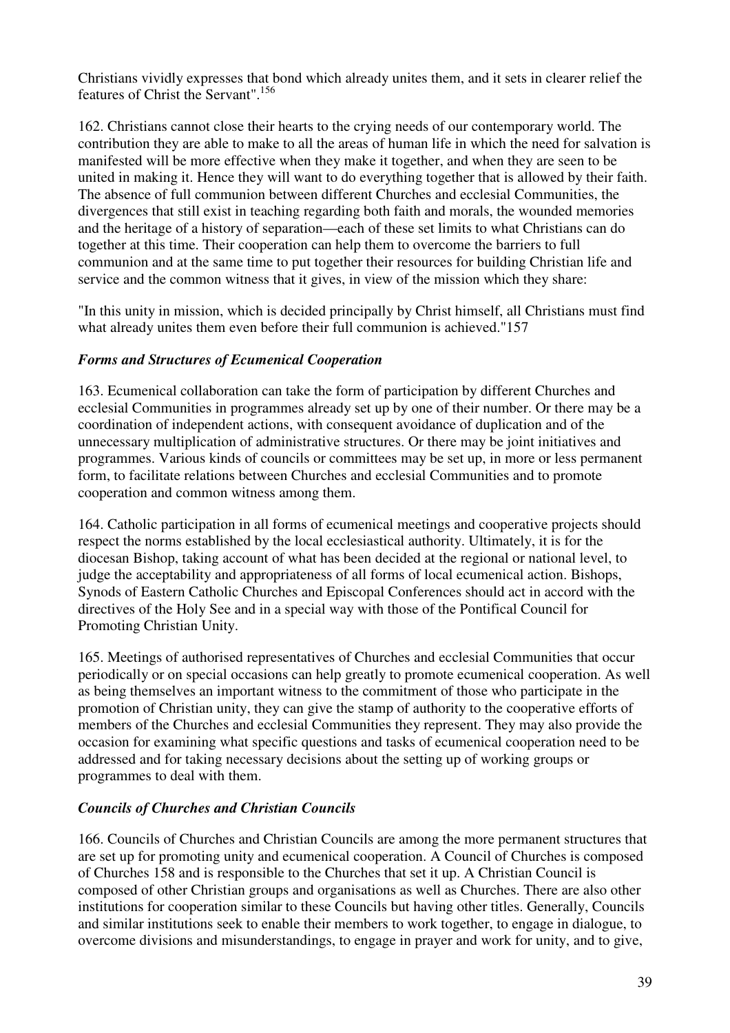Christians vividly expresses that bond which already unites them, and it sets in clearer relief the features of Christ the Servant".[156]

162. Christians cannot close their hearts to the crying needs of our contemporary world. The contribution they are able to make to all the areas of human life in which the need for salvation is manifested will be more effective when they make it together, and when they are seen to be united in making it. Hence they will want to do everything together that is allowed by their faith. The absence of full communion between different Churches and ecclesial Communities, the divergences that still exist in teaching regarding both faith and morals, the wounded memories and the heritage of a history of separation—each of these set limits to what Christians can do together at this time. Their cooperation can help them to overcome the barriers to full communion and at the same time to put together their resources for building Christian life and service and the common witness that it gives, in view of the mission which they share:

"In this unity in mission, which is decided principally by Christ himself, all Christians must find what already unites them even before their full communion is achieved."157

### *Forms and Structures of Ecumenical Cooperation*

163. Ecumenical collaboration can take the form of participation by different Churches and ecclesial Communities in programmes already set up by one of their number. Or there may be a coordination of independent actions, with consequent avoidance of duplication and of the unnecessary multiplication of administrative structures. Or there may be joint initiatives and programmes. Various kinds of councils or committees may be set up, in more or less permanent form, to facilitate relations between Churches and ecclesial Communities and to promote cooperation and common witness among them.

164. Catholic participation in all forms of ecumenical meetings and cooperative projects should respect the norms established by the local ecclesiastical authority. Ultimately, it is for the diocesan Bishop, taking account of what has been decided at the regional or national level, to judge the acceptability and appropriateness of all forms of local ecumenical action. Bishops, Synods of Eastern Catholic Churches and Episcopal Conferences should act in accord with the directives of the Holy See and in a special way with those of the Pontifical Council for Promoting Christian Unity.

165. Meetings of authorised representatives of Churches and ecclesial Communities that occur periodically or on special occasions can help greatly to promote ecumenical cooperation. As well as being themselves an important witness to the commitment of those who participate in the promotion of Christian unity, they can give the stamp of authority to the cooperative efforts of members of the Churches and ecclesial Communities they represent. They may also provide the occasion for examining what specific questions and tasks of ecumenical cooperation need to be addressed and for taking necessary decisions about the setting up of working groups or programmes to deal with them.

### *Councils of Churches and Christian Councils*

166. Councils of Churches and Christian Councils are among the more permanent structures that are set up for promoting unity and ecumenical cooperation. A Council of Churches is composed of Churches 158 and is responsible to the Churches that set it up. A Christian Council is composed of other Christian groups and organisations as well as Churches. There are also other institutions for cooperation similar to these Councils but having other titles. Generally, Councils and similar institutions seek to enable their members to work together, to engage in dialogue, to overcome divisions and misunderstandings, to engage in prayer and work for unity, and to give,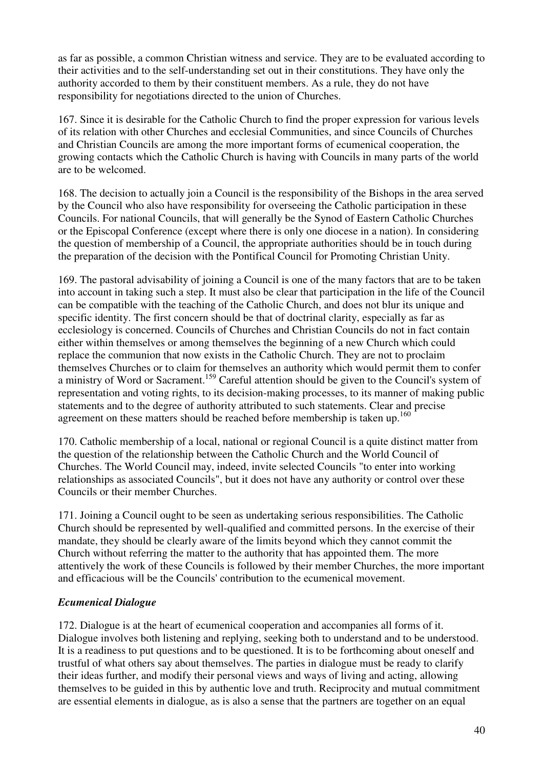as far as possible, a common Christian witness and service. They are to be evaluated according to their activities and to the self-understanding set out in their constitutions. They have only the authority accorded to them by their constituent members. As a rule, they do not have responsibility for negotiations directed to the union of Churches.

167. Since it is desirable for the Catholic Church to find the proper expression for various levels of its relation with other Churches and ecclesial Communities, and since Councils of Churches and Christian Councils are among the more important forms of ecumenical cooperation, the growing contacts which the Catholic Church is having with Councils in many parts of the world are to be welcomed.

168. The decision to actually join a Council is the responsibility of the Bishops in the area served by the Council who also have responsibility for overseeing the Catholic participation in these Councils. For national Councils, that will generally be the Synod of Eastern Catholic Churches or the Episcopal Conference (except where there is only one diocese in a nation). In considering the question of membership of a Council, the appropriate authorities should be in touch during the preparation of the decision with the Pontifical Council for Promoting Christian Unity.

169. The pastoral advisability of joining a Council is one of the many factors that are to be taken into account in taking such a step. It must also be clear that participation in the life of the Council can be compatible with the teaching of the Catholic Church, and does not blur its unique and specific identity. The first concern should be that of doctrinal clarity, especially as far as ecclesiology is concerned. Councils of Churches and Christian Councils do not in fact contain either within themselves or among themselves the beginning of a new Church which could replace the communion that now exists in the Catholic Church. They are not to proclaim themselves Churches or to claim for themselves an authority which would permit them to confer a ministry of Word or Sacrament.[159] Careful attention should be given to the Council's system of representation and voting rights, to its decision-making processes, to its manner of making public statements and to the degree of authority attributed to such statements. Clear and precise agreement on these matters should be reached before membership is taken up.[160]

170. Catholic membership of a local, national or regional Council is a quite distinct matter from the question of the relationship between the Catholic Church and the World Council of Churches. The World Council may, indeed, invite selected Councils "to enter into working relationships as associated Councils", but it does not have any authority or control over these Councils or their member Churches.

171. Joining a Council ought to be seen as undertaking serious responsibilities. The Catholic Church should be represented by well-qualified and committed persons. In the exercise of their mandate, they should be clearly aware of the limits beyond which they cannot commit the Church without referring the matter to the authority that has appointed them. The more attentively the work of these Councils is followed by their member Churches, the more important and efficacious will be the Councils' contribution to the ecumenical movement.

### *Ecumenical Dialogue*

172. Dialogue is at the heart of ecumenical cooperation and accompanies all forms of it. Dialogue involves both listening and replying, seeking both to understand and to be understood. It is a readiness to put questions and to be questioned. It is to be forthcoming about oneself and trustful of what others say about themselves. The parties in dialogue must be ready to clarify their ideas further, and modify their personal views and ways of living and acting, allowing themselves to be guided in this by authentic love and truth. Reciprocity and mutual commitment are essential elements in dialogue, as is also a sense that the partners are together on an equal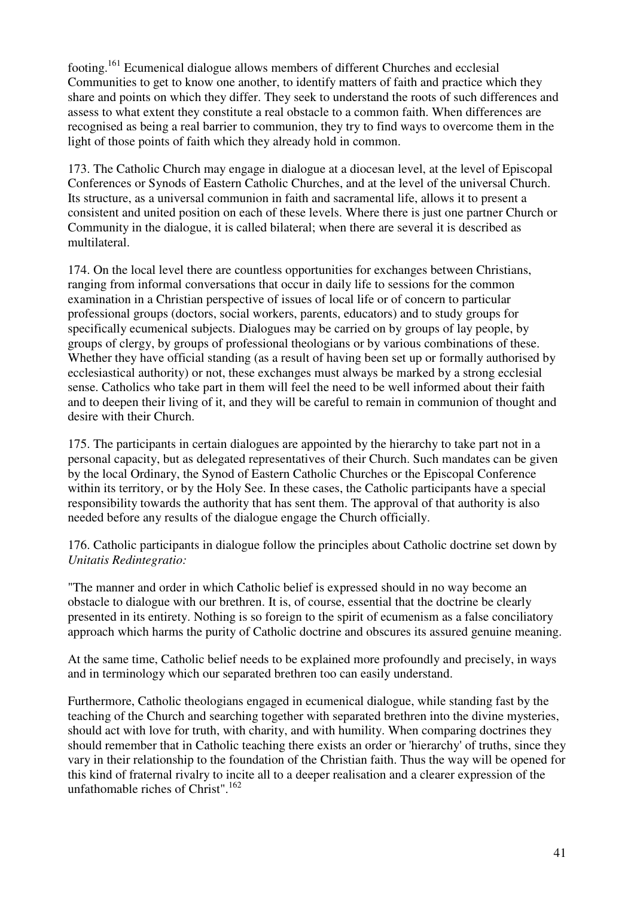footing.[161] Ecumenical dialogue allows members of different Churches and ecclesial Communities to get to know one another, to identify matters of faith and practice which they share and points on which they differ. They seek to understand the roots of such differences and assess to what extent they constitute a real obstacle to a common faith. When differences are recognised as being a real barrier to communion, they try to find ways to overcome them in the light of those points of faith which they already hold in common.

173. The Catholic Church may engage in dialogue at a diocesan level, at the level of Episcopal Conferences or Synods of Eastern Catholic Churches, and at the level of the universal Church. Its structure, as a universal communion in faith and sacramental life, allows it to present a consistent and united position on each of these levels. Where there is just one partner Church or Community in the dialogue, it is called bilateral; when there are several it is described as multilateral.

174. On the local level there are countless opportunities for exchanges between Christians, ranging from informal conversations that occur in daily life to sessions for the common examination in a Christian perspective of issues of local life or of concern to particular professional groups (doctors, social workers, parents, educators) and to study groups for specifically ecumenical subjects. Dialogues may be carried on by groups of lay people, by groups of clergy, by groups of professional theologians or by various combinations of these. Whether they have official standing (as a result of having been set up or formally authorised by ecclesiastical authority) or not, these exchanges must always be marked by a strong ecclesial sense. Catholics who take part in them will feel the need to be well informed about their faith and to deepen their living of it, and they will be careful to remain in communion of thought and desire with their Church.

175. The participants in certain dialogues are appointed by the hierarchy to take part not in a personal capacity, but as delegated representatives of their Church. Such mandates can be given by the local Ordinary, the Synod of Eastern Catholic Churches or the Episcopal Conference within its territory, or by the Holy See. In these cases, the Catholic participants have a special responsibility towards the authority that has sent them. The approval of that authority is also needed before any results of the dialogue engage the Church officially.

176. Catholic participants in dialogue follow the principles about Catholic doctrine set down by *Unitatis Redintegratio:*

"The manner and order in which Catholic belief is expressed should in no way become an obstacle to dialogue with our brethren. It is, of course, essential that the doctrine be clearly presented in its entirety. Nothing is so foreign to the spirit of ecumenism as a false conciliatory approach which harms the purity of Catholic doctrine and obscures its assured genuine meaning.

At the same time, Catholic belief needs to be explained more profoundly and precisely, in ways and in terminology which our separated brethren too can easily understand.

Furthermore, Catholic theologians engaged in ecumenical dialogue, while standing fast by the teaching of the Church and searching together with separated brethren into the divine mysteries, should act with love for truth, with charity, and with humility. When comparing doctrines they should remember that in Catholic teaching there exists an order or 'hierarchy' of truths, since they vary in their relationship to the foundation of the Christian faith. Thus the way will be opened for this kind of fraternal rivalry to incite all to a deeper realisation and a clearer expression of the unfathomable riches of Christ".[162]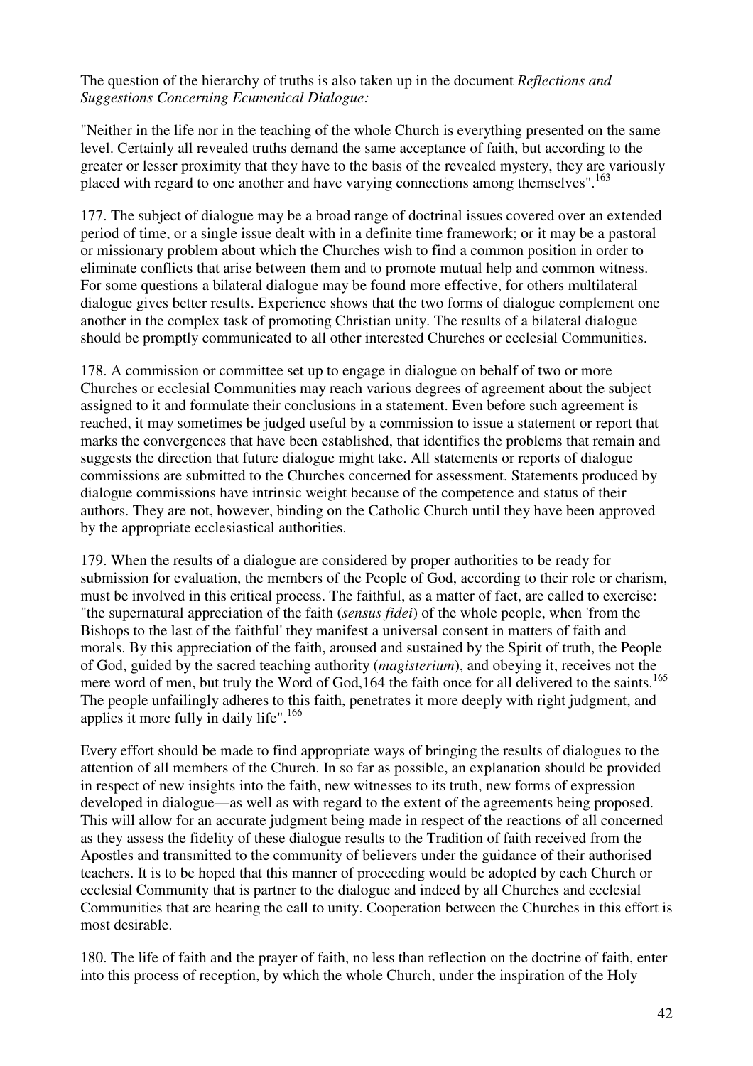The question of the hierarchy of truths is also taken up in the document *Reflections and Suggestions Concerning Ecumenical Dialogue:*

"Neither in the life nor in the teaching of the whole Church is everything presented on the same level. Certainly all revealed truths demand the same acceptance of faith, but according to the greater or lesser proximity that they have to the basis of the revealed mystery, they are variously placed with regard to one another and have varying connections among themselves".[163]

177. The subject of dialogue may be a broad range of doctrinal issues covered over an extended period of time, or a single issue dealt with in a definite time framework; or it may be a pastoral or missionary problem about which the Churches wish to find a common position in order to eliminate conflicts that arise between them and to promote mutual help and common witness. For some questions a bilateral dialogue may be found more effective, for others multilateral dialogue gives better results. Experience shows that the two forms of dialogue complement one another in the complex task of promoting Christian unity. The results of a bilateral dialogue should be promptly communicated to all other interested Churches or ecclesial Communities.

178. A commission or committee set up to engage in dialogue on behalf of two or more Churches or ecclesial Communities may reach various degrees of agreement about the subject assigned to it and formulate their conclusions in a statement. Even before such agreement is reached, it may sometimes be judged useful by a commission to issue a statement or report that marks the convergences that have been established, that identifies the problems that remain and suggests the direction that future dialogue might take. All statements or reports of dialogue commissions are submitted to the Churches concerned for assessment. Statements produced by dialogue commissions have intrinsic weight because of the competence and status of their authors. They are not, however, binding on the Catholic Church until they have been approved by the appropriate ecclesiastical authorities.

179. When the results of a dialogue are considered by proper authorities to be ready for submission for evaluation, the members of the People of God, according to their role or charism, must be involved in this critical process. The faithful, as a matter of fact, are called to exercise: "the supernatural appreciation of the faith (*sensus fidei*) of the whole people, when 'from the Bishops to the last of the faithful' they manifest a universal consent in matters of faith and morals. By this appreciation of the faith, aroused and sustained by the Spirit of truth, the People of God, guided by the sacred teaching authority (*magisterium*), and obeying it, receives not the mere word of men, but truly the Word of God,164 the faith once for all delivered to the saints.[165] The people unfailingly adheres to this faith, penetrates it more deeply with right judgment, and applies it more fully in daily life".[166]

Every effort should be made to find appropriate ways of bringing the results of dialogues to the attention of all members of the Church. In so far as possible, an explanation should be provided in respect of new insights into the faith, new witnesses to its truth, new forms of expression developed in dialogue—as well as with regard to the extent of the agreements being proposed. This will allow for an accurate judgment being made in respect of the reactions of all concerned as they assess the fidelity of these dialogue results to the Tradition of faith received from the Apostles and transmitted to the community of believers under the guidance of their authorised teachers. It is to be hoped that this manner of proceeding would be adopted by each Church or ecclesial Community that is partner to the dialogue and indeed by all Churches and ecclesial Communities that are hearing the call to unity. Cooperation between the Churches in this effort is most desirable.

180. The life of faith and the prayer of faith, no less than reflection on the doctrine of faith, enter into this process of reception, by which the whole Church, under the inspiration of the Holy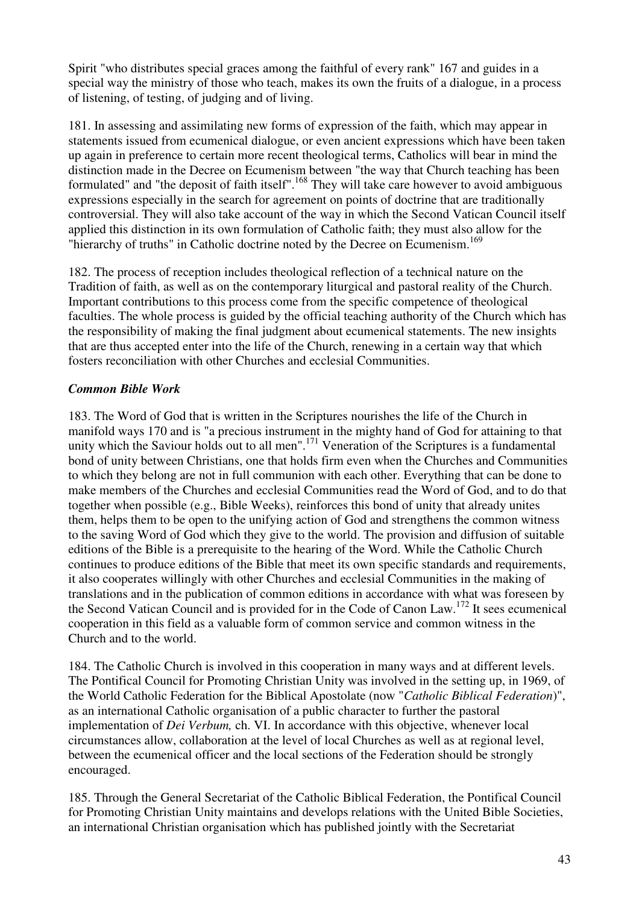Spirit "who distributes special graces among the faithful of every rank" 167 and guides in a special way the ministry of those who teach, makes its own the fruits of a dialogue, in a process of listening, of testing, of judging and of living.

181. In assessing and assimilating new forms of expression of the faith, which may appear in statements issued from ecumenical dialogue, or even ancient expressions which have been taken up again in preference to certain more recent theological terms, Catholics will bear in mind the distinction made in the Decree on Ecumenism between "the way that Church teaching has been formulated" and "the deposit of faith itself".[168] They will take care however to avoid ambiguous expressions especially in the search for agreement on points of doctrine that are traditionally controversial. They will also take account of the way in which the Second Vatican Council itself applied this distinction in its own formulation of Catholic faith; they must also allow for the "hierarchy of truths" in Catholic doctrine noted by the Decree on Ecumenism.[169]

182. The process of reception includes theological reflection of a technical nature on the Tradition of faith, as well as on the contemporary liturgical and pastoral reality of the Church. Important contributions to this process come from the specific competence of theological faculties. The whole process is guided by the official teaching authority of the Church which has the responsibility of making the final judgment about ecumenical statements. The new insights that are thus accepted enter into the life of the Church, renewing in a certain way that which fosters reconciliation with other Churches and ecclesial Communities.

***Common Bible Work***

183. The Word of God that is written in the Scriptures nourishes the life of the Church in manifold ways 170 and is "a precious instrument in the mighty hand of God for attaining to that unity which the Saviour holds out to all men".[171] Veneration of the Scriptures is a fundamental bond of unity between Christians, one that holds firm even when the Churches and Communities to which they belong are not in full communion with each other. Everything that can be done to make members of the Churches and ecclesial Communities read the Word of God, and to do that together when possible (e.g., Bible Weeks), reinforces this bond of unity that already unites them, helps them to be open to the unifying action of God and strengthens the common witness to the saving Word of God which they give to the world. The provision and diffusion of suitable editions of the Bible is a prerequisite to the hearing of the Word. While the Catholic Church continues to produce editions of the Bible that meet its own specific standards and requirements, it also cooperates willingly with other Churches and ecclesial Communities in the making of translations and in the publication of common editions in accordance with what was foreseen by the Second Vatican Council and is provided for in the Code of Canon Law.[172] It sees ecumenical cooperation in this field as a valuable form of common service and common witness in the Church and to the world.

184. The Catholic Church is involved in this cooperation in many ways and at different levels. The Pontifical Council for Promoting Christian Unity was involved in the setting up, in 1969, of the World Catholic Federation for the Biblical Apostolate (now "*Catholic Biblical Federation*)", as an international Catholic organisation of a public character to further the pastoral implementation of *Dei Verbum,* ch. VI. In accordance with this objective, whenever local circumstances allow, collaboration at the level of local Churches as well as at regional level, between the ecumenical officer and the local sections of the Federation should be strongly encouraged.

185. Through the General Secretariat of the Catholic Biblical Federation, the Pontifical Council for Promoting Christian Unity maintains and develops relations with the United Bible Societies, an international Christian organisation which has published jointly with the Secretariat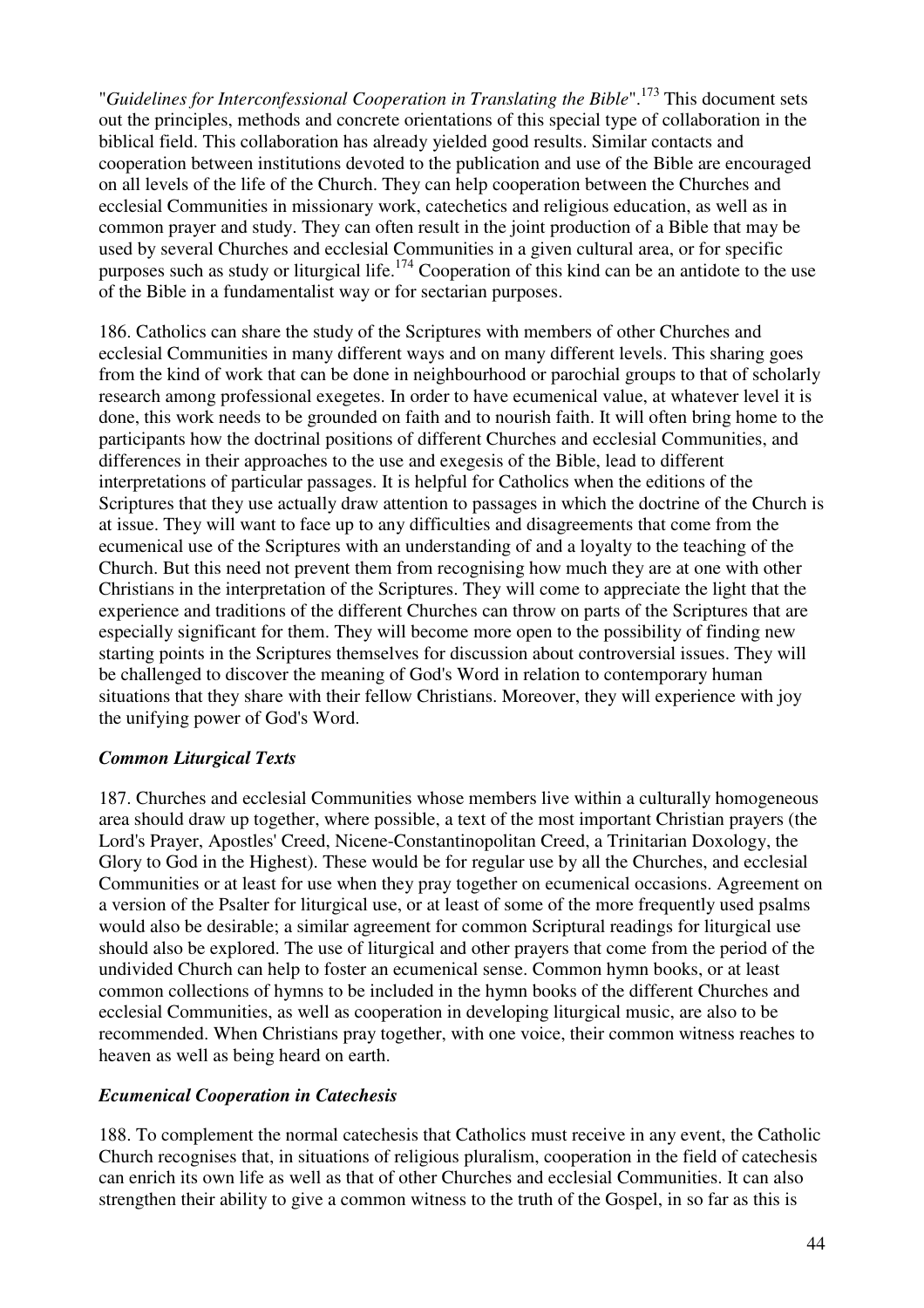"*Guidelines for Interconfessional Cooperation in Translating the Bible*".[173] This document sets out the principles, methods and concrete orientations of this special type of collaboration in the biblical field. This collaboration has already yielded good results. Similar contacts and cooperation between institutions devoted to the publication and use of the Bible are encouraged on all levels of the life of the Church. They can help cooperation between the Churches and ecclesial Communities in missionary work, catechetics and religious education, as well as in common prayer and study. They can often result in the joint production of a Bible that may be used by several Churches and ecclesial Communities in a given cultural area, or for specific purposes such as study or liturgical life.[174] Cooperation of this kind can be an antidote to the use of the Bible in a fundamentalist way or for sectarian purposes.

186. Catholics can share the study of the Scriptures with members of other Churches and ecclesial Communities in many different ways and on many different levels. This sharing goes from the kind of work that can be done in neighbourhood or parochial groups to that of scholarly research among professional exegetes. In order to have ecumenical value, at whatever level it is done, this work needs to be grounded on faith and to nourish faith. It will often bring home to the participants how the doctrinal positions of different Churches and ecclesial Communities, and differences in their approaches to the use and exegesis of the Bible, lead to different interpretations of particular passages. It is helpful for Catholics when the editions of the Scriptures that they use actually draw attention to passages in which the doctrine of the Church is at issue. They will want to face up to any difficulties and disagreements that come from the ecumenical use of the Scriptures with an understanding of and a loyalty to the teaching of the Church. But this need not prevent them from recognising how much they are at one with other Christians in the interpretation of the Scriptures. They will come to appreciate the light that the experience and traditions of the different Churches can throw on parts of the Scriptures that are especially significant for them. They will become more open to the possibility of finding new starting points in the Scriptures themselves for discussion about controversial issues. They will be challenged to discover the meaning of God's Word in relation to contemporary human situations that they share with their fellow Christians. Moreover, they will experience with joy the unifying power of God's Word.

### *Common Liturgical Texts*

187. Churches and ecclesial Communities whose members live within a culturally homogeneous area should draw up together, where possible, a text of the most important Christian prayers (the Lord's Prayer, Apostles' Creed, Nicene-Constantinopolitan Creed, a Trinitarian Doxology, the Glory to God in the Highest). These would be for regular use by all the Churches, and ecclesial Communities or at least for use when they pray together on ecumenical occasions. Agreement on a version of the Psalter for liturgical use, or at least of some of the more frequently used psalms would also be desirable; a similar agreement for common Scriptural readings for liturgical use should also be explored. The use of liturgical and other prayers that come from the period of the undivided Church can help to foster an ecumenical sense. Common hymn books, or at least common collections of hymns to be included in the hymn books of the different Churches and ecclesial Communities, as well as cooperation in developing liturgical music, are also to be recommended. When Christians pray together, with one voice, their common witness reaches to heaven as well as being heard on earth.

### *Ecumenical Cooperation in Catechesis*

188. To complement the normal catechesis that Catholics must receive in any event, the Catholic Church recognises that, in situations of religious pluralism, cooperation in the field of catechesis can enrich its own life as well as that of other Churches and ecclesial Communities. It can also strengthen their ability to give a common witness to the truth of the Gospel, in so far as this is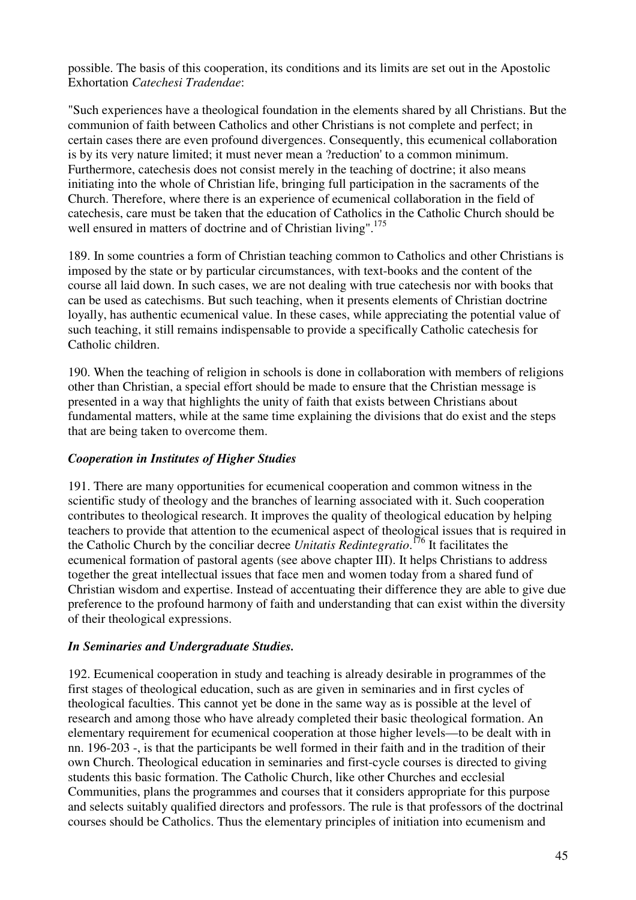possible. The basis of this cooperation, its conditions and its limits are set out in the Apostolic Exhortation *Catechesi Tradendae*:

"Such experiences have a theological foundation in the elements shared by all Christians. But the communion of faith between Catholics and other Christians is not complete and perfect; in certain cases there are even profound divergences. Consequently, this ecumenical collaboration is by its very nature limited; it must never mean a ?reduction' to a common minimum. Furthermore, catechesis does not consist merely in the teaching of doctrine; it also means initiating into the whole of Christian life, bringing full participation in the sacraments of the Church. Therefore, where there is an experience of ecumenical collaboration in the field of catechesis, care must be taken that the education of Catholics in the Catholic Church should be well ensured in matters of doctrine and of Christian living".[175]

189. In some countries a form of Christian teaching common to Catholics and other Christians is imposed by the state or by particular circumstances, with text-books and the content of the course all laid down. In such cases, we are not dealing with true catechesis nor with books that can be used as catechisms. But such teaching, when it presents elements of Christian doctrine loyally, has authentic ecumenical value. In these cases, while appreciating the potential value of such teaching, it still remains indispensable to provide a specifically Catholic catechesis for Catholic children.

190. When the teaching of religion in schools is done in collaboration with members of religions other than Christian, a special effort should be made to ensure that the Christian message is presented in a way that highlights the unity of faith that exists between Christians about fundamental matters, while at the same time explaining the divisions that do exist and the steps that are being taken to overcome them.

### *Cooperation in Institutes of Higher Studies*

191. There are many opportunities for ecumenical cooperation and common witness in the scientific study of theology and the branches of learning associated with it. Such cooperation contributes to theological research. It improves the quality of theological education by helping teachers to provide that attention to the ecumenical aspect of theological issues that is required in the Catholic Church by the conciliar decree *Unitatis Redintegratio*.[176] It facilitates the ecumenical formation of pastoral agents (see above chapter III). It helps Christians to address together the great intellectual issues that face men and women today from a shared fund of Christian wisdom and expertise. Instead of accentuating their difference they are able to give due preference to the profound harmony of faith and understanding that can exist within the diversity of their theological expressions.

### *In Seminaries and Undergraduate Studies.*

192. Ecumenical cooperation in study and teaching is already desirable in programmes of the first stages of theological education, such as are given in seminaries and in first cycles of theological faculties. This cannot yet be done in the same way as is possible at the level of research and among those who have already completed their basic theological formation. An elementary requirement for ecumenical cooperation at those higher levels—to be dealt with in nn. 196-203 -, is that the participants be well formed in their faith and in the tradition of their own Church. Theological education in seminaries and first-cycle courses is directed to giving students this basic formation. The Catholic Church, like other Churches and ecclesial Communities, plans the programmes and courses that it considers appropriate for this purpose and selects suitably qualified directors and professors. The rule is that professors of the doctrinal courses should be Catholics. Thus the elementary principles of initiation into ecumenism and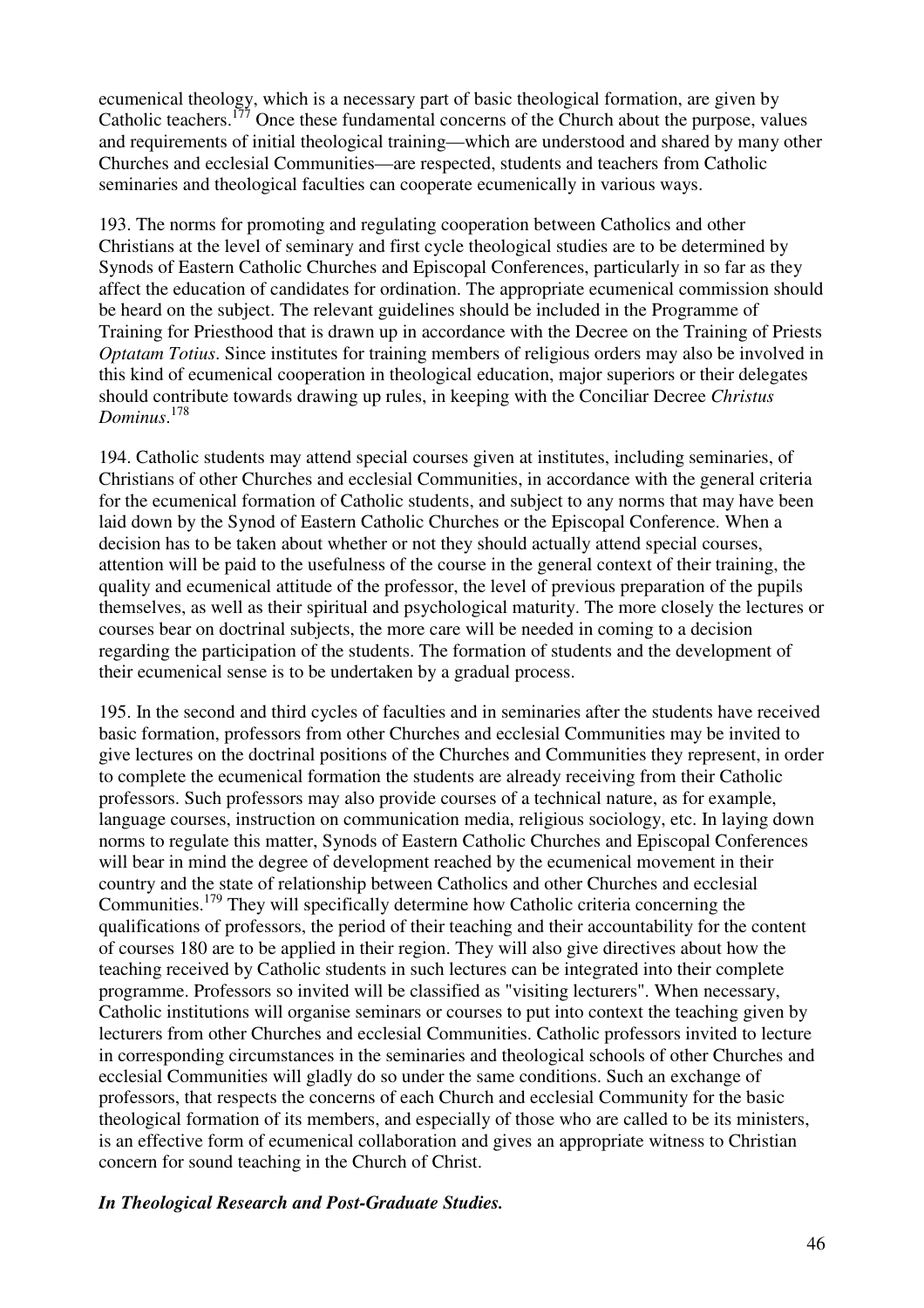ecumenical theology, which is a necessary part of basic theological formation, are given by Catholic teachers.[177] Once these fundamental concerns of the Church about the purpose, values and requirements of initial theological training—which are understood and shared by many other Churches and ecclesial Communities—are respected, students and teachers from Catholic seminaries and theological faculties can cooperate ecumenically in various ways.

193. The norms for promoting and regulating cooperation between Catholics and other Christians at the level of seminary and first cycle theological studies are to be determined by Synods of Eastern Catholic Churches and Episcopal Conferences, particularly in so far as they affect the education of candidates for ordination. The appropriate ecumenical commission should be heard on the subject. The relevant guidelines should be included in the Programme of Training for Priesthood that is drawn up in accordance with the Decree on the Training of Priests *Optatam Totius*. Since institutes for training members of religious orders may also be involved in this kind of ecumenical cooperation in theological education, major superiors or their delegates should contribute towards drawing up rules, in keeping with the Conciliar Decree *Christus Dominus*.[178]

194. Catholic students may attend special courses given at institutes, including seminaries, of Christians of other Churches and ecclesial Communities, in accordance with the general criteria for the ecumenical formation of Catholic students, and subject to any norms that may have been laid down by the Synod of Eastern Catholic Churches or the Episcopal Conference. When a decision has to be taken about whether or not they should actually attend special courses, attention will be paid to the usefulness of the course in the general context of their training, the quality and ecumenical attitude of the professor, the level of previous preparation of the pupils themselves, as well as their spiritual and psychological maturity. The more closely the lectures or courses bear on doctrinal subjects, the more care will be needed in coming to a decision regarding the participation of the students. The formation of students and the development of their ecumenical sense is to be undertaken by a gradual process.

195. In the second and third cycles of faculties and in seminaries after the students have received basic formation, professors from other Churches and ecclesial Communities may be invited to give lectures on the doctrinal positions of the Churches and Communities they represent, in order to complete the ecumenical formation the students are already receiving from their Catholic professors. Such professors may also provide courses of a technical nature, as for example, language courses, instruction on communication media, religious sociology, etc. In laying down norms to regulate this matter, Synods of Eastern Catholic Churches and Episcopal Conferences will bear in mind the degree of development reached by the ecumenical movement in their country and the state of relationship between Catholics and other Churches and ecclesial Communities.[179] They will specifically determine how Catholic criteria concerning the qualifications of professors, the period of their teaching and their accountability for the content of courses 180 are to be applied in their region. They will also give directives about how the teaching received by Catholic students in such lectures can be integrated into their complete programme. Professors so invited will be classified as "visiting lecturers". When necessary, Catholic institutions will organise seminars or courses to put into context the teaching given by lecturers from other Churches and ecclesial Communities. Catholic professors invited to lecture in corresponding circumstances in the seminaries and theological schools of other Churches and ecclesial Communities will gladly do so under the same conditions. Such an exchange of professors, that respects the concerns of each Church and ecclesial Community for the basic theological formation of its members, and especially of those who are called to be its ministers, is an effective form of ecumenical collaboration and gives an appropriate witness to Christian concern for sound teaching in the Church of Christ.

***In Theological Research and Post-Graduate Studies.***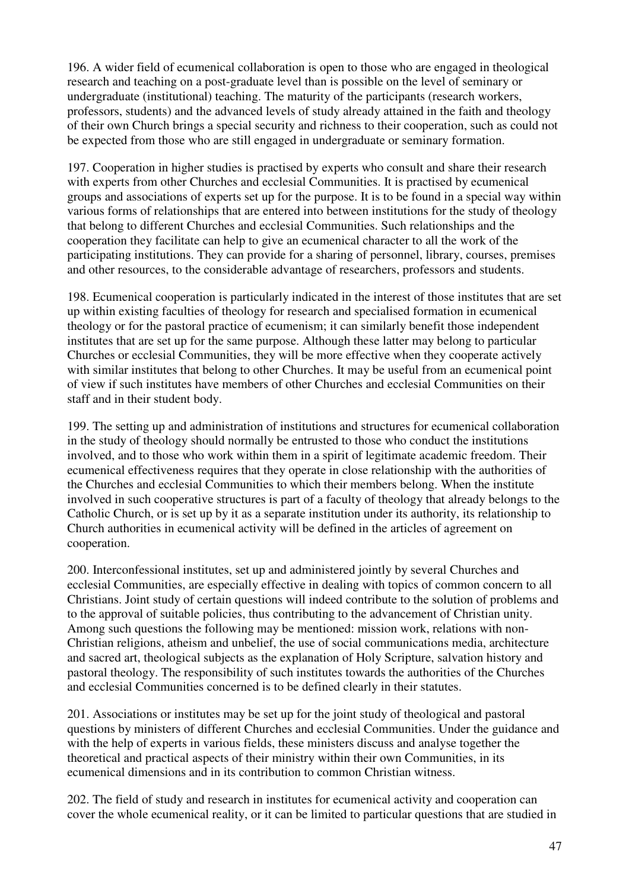196. A wider field of ecumenical collaboration is open to those who are engaged in theological research and teaching on a post-graduate level than is possible on the level of seminary or undergraduate (institutional) teaching. The maturity of the participants (research workers, professors, students) and the advanced levels of study already attained in the faith and theology of their own Church brings a special security and richness to their cooperation, such as could not be expected from those who are still engaged in undergraduate or seminary formation.

197. Cooperation in higher studies is practised by experts who consult and share their research with experts from other Churches and ecclesial Communities. It is practised by ecumenical groups and associations of experts set up for the purpose. It is to be found in a special way within various forms of relationships that are entered into between institutions for the study of theology that belong to different Churches and ecclesial Communities. Such relationships and the cooperation they facilitate can help to give an ecumenical character to all the work of the participating institutions. They can provide for a sharing of personnel, library, courses, premises and other resources, to the considerable advantage of researchers, professors and students.

198. Ecumenical cooperation is particularly indicated in the interest of those institutes that are set up within existing faculties of theology for research and specialised formation in ecumenical theology or for the pastoral practice of ecumenism; it can similarly benefit those independent institutes that are set up for the same purpose. Although these latter may belong to particular Churches or ecclesial Communities, they will be more effective when they cooperate actively with similar institutes that belong to other Churches. It may be useful from an ecumenical point of view if such institutes have members of other Churches and ecclesial Communities on their staff and in their student body.

199. The setting up and administration of institutions and structures for ecumenical collaboration in the study of theology should normally be entrusted to those who conduct the institutions involved, and to those who work within them in a spirit of legitimate academic freedom. Their ecumenical effectiveness requires that they operate in close relationship with the authorities of the Churches and ecclesial Communities to which their members belong. When the institute involved in such cooperative structures is part of a faculty of theology that already belongs to the Catholic Church, or is set up by it as a separate institution under its authority, its relationship to Church authorities in ecumenical activity will be defined in the articles of agreement on cooperation.

200. Interconfessional institutes, set up and administered jointly by several Churches and ecclesial Communities, are especially effective in dealing with topics of common concern to all Christians. Joint study of certain questions will indeed contribute to the solution of problems and to the approval of suitable policies, thus contributing to the advancement of Christian unity. Among such questions the following may be mentioned: mission work, relations with non-Christian religions, atheism and unbelief, the use of social communications media, architecture and sacred art, theological subjects as the explanation of Holy Scripture, salvation history and pastoral theology. The responsibility of such institutes towards the authorities of the Churches and ecclesial Communities concerned is to be defined clearly in their statutes.

201. Associations or institutes may be set up for the joint study of theological and pastoral questions by ministers of different Churches and ecclesial Communities. Under the guidance and with the help of experts in various fields, these ministers discuss and analyse together the theoretical and practical aspects of their ministry within their own Communities, in its ecumenical dimensions and in its contribution to common Christian witness.

202. The field of study and research in institutes for ecumenical activity and cooperation can cover the whole ecumenical reality, or it can be limited to particular questions that are studied in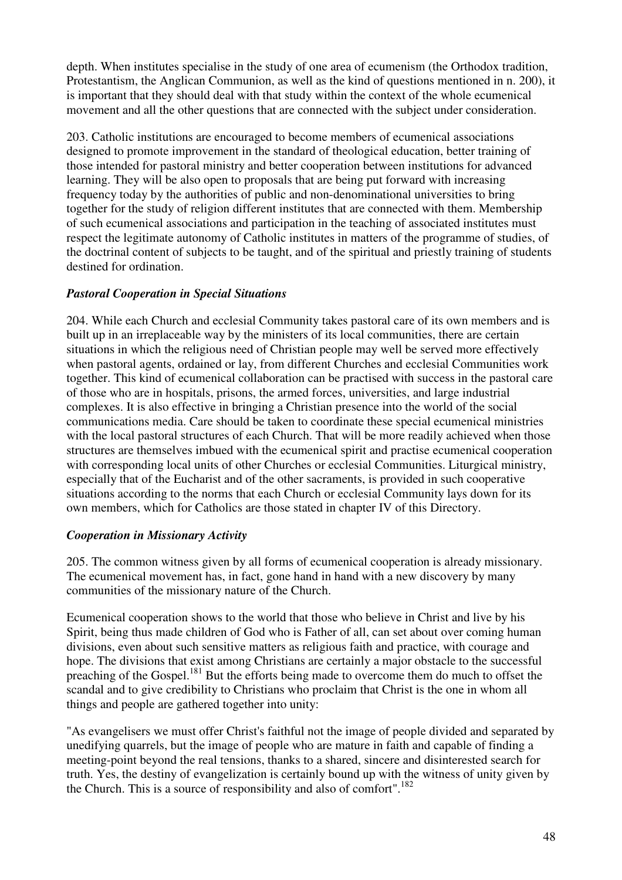depth. When institutes specialise in the study of one area of ecumenism (the Orthodox tradition, Protestantism, the Anglican Communion, as well as the kind of questions mentioned in n. 200), it is important that they should deal with that study within the context of the whole ecumenical movement and all the other questions that are connected with the subject under consideration.

203. Catholic institutions are encouraged to become members of ecumenical associations designed to promote improvement in the standard of theological education, better training of those intended for pastoral ministry and better cooperation between institutions for advanced learning. They will be also open to proposals that are being put forward with increasing frequency today by the authorities of public and non-denominational universities to bring together for the study of religion different institutes that are connected with them. Membership of such ecumenical associations and participation in the teaching of associated institutes must respect the legitimate autonomy of Catholic institutes in matters of the programme of studies, of the doctrinal content of subjects to be taught, and of the spiritual and priestly training of students destined for ordination.

### *Pastoral Cooperation in Special Situations*

204. While each Church and ecclesial Community takes pastoral care of its own members and is built up in an irreplaceable way by the ministers of its local communities, there are certain situations in which the religious need of Christian people may well be served more effectively when pastoral agents, ordained or lay, from different Churches and ecclesial Communities work together. This kind of ecumenical collaboration can be practised with success in the pastoral care of those who are in hospitals, prisons, the armed forces, universities, and large industrial complexes. It is also effective in bringing a Christian presence into the world of the social communications media. Care should be taken to coordinate these special ecumenical ministries with the local pastoral structures of each Church. That will be more readily achieved when those structures are themselves imbued with the ecumenical spirit and practise ecumenical cooperation with corresponding local units of other Churches or ecclesial Communities. Liturgical ministry, especially that of the Eucharist and of the other sacraments, is provided in such cooperative situations according to the norms that each Church or ecclesial Community lays down for its own members, which for Catholics are those stated in chapter IV of this Directory.

### *Cooperation in Missionary Activity*

205. The common witness given by all forms of ecumenical cooperation is already missionary. The ecumenical movement has, in fact, gone hand in hand with a new discovery by many communities of the missionary nature of the Church.

Ecumenical cooperation shows to the world that those who believe in Christ and live by his Spirit, being thus made children of God who is Father of all, can set about over coming human divisions, even about such sensitive matters as religious faith and practice, with courage and hope. The divisions that exist among Christians are certainly a major obstacle to the successful preaching of the Gospel.[181] But the efforts being made to overcome them do much to offset the scandal and to give credibility to Christians who proclaim that Christ is the one in whom all things and people are gathered together into unity:

"As evangelisers we must offer Christ's faithful not the image of people divided and separated by unedifying quarrels, but the image of people who are mature in faith and capable of finding a meeting-point beyond the real tensions, thanks to a shared, sincere and disinterested search for truth. Yes, the destiny of evangelization is certainly bound up with the witness of unity given by the Church. This is a source of responsibility and also of comfort".[182]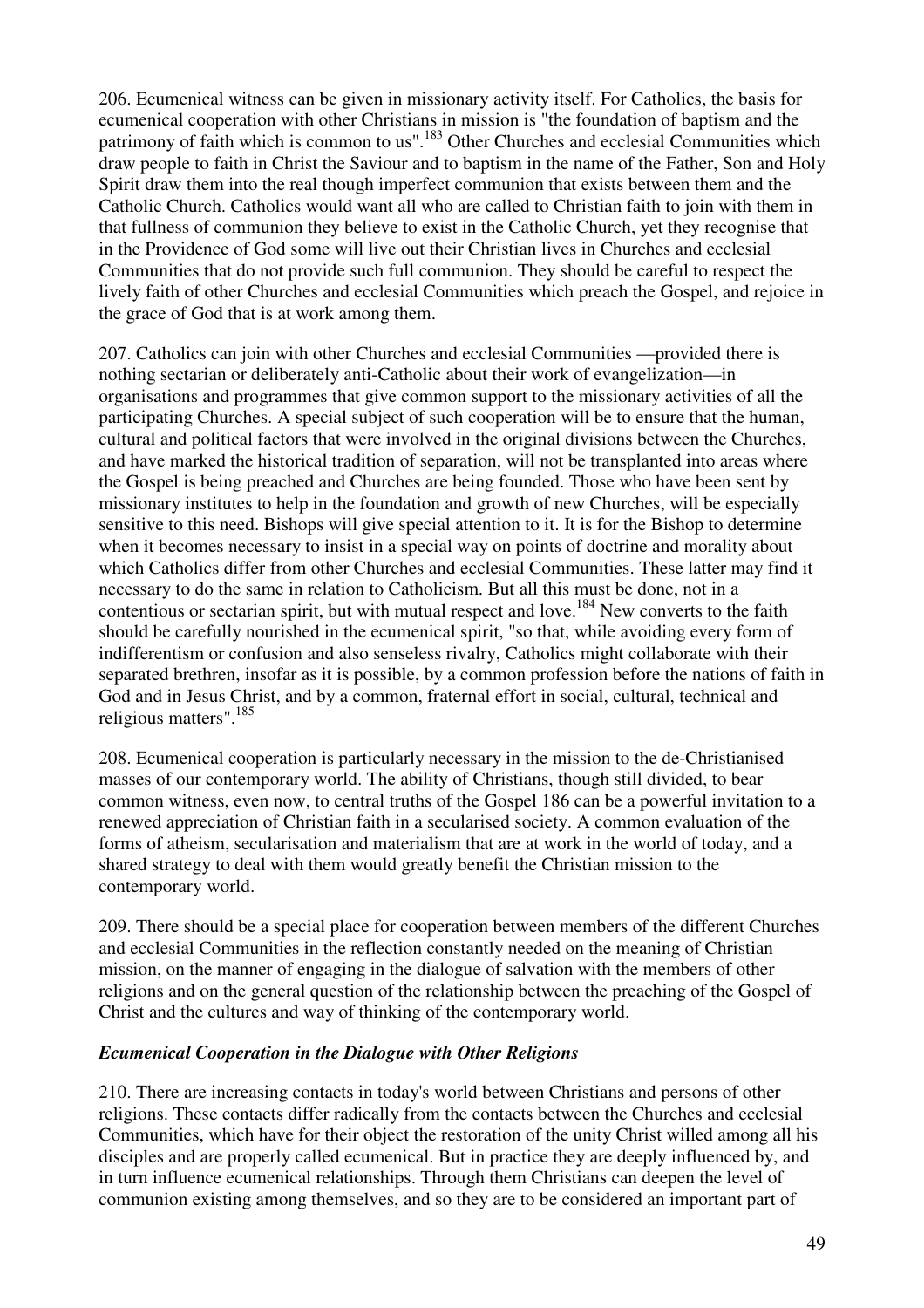206. Ecumenical witness can be given in missionary activity itself. For Catholics, the basis for ecumenical cooperation with other Christians in mission is "the foundation of baptism and the patrimony of faith which is common to us".[183] Other Churches and ecclesial Communities which draw people to faith in Christ the Saviour and to baptism in the name of the Father, Son and Holy Spirit draw them into the real though imperfect communion that exists between them and the Catholic Church. Catholics would want all who are called to Christian faith to join with them in that fullness of communion they believe to exist in the Catholic Church, yet they recognise that in the Providence of God some will live out their Christian lives in Churches and ecclesial Communities that do not provide such full communion. They should be careful to respect the lively faith of other Churches and ecclesial Communities which preach the Gospel, and rejoice in the grace of God that is at work among them.

207. Catholics can join with other Churches and ecclesial Communities —provided there is nothing sectarian or deliberately anti-Catholic about their work of evangelization—in organisations and programmes that give common support to the missionary activities of all the participating Churches. A special subject of such cooperation will be to ensure that the human, cultural and political factors that were involved in the original divisions between the Churches, and have marked the historical tradition of separation, will not be transplanted into areas where the Gospel is being preached and Churches are being founded. Those who have been sent by missionary institutes to help in the foundation and growth of new Churches, will be especially sensitive to this need. Bishops will give special attention to it. It is for the Bishop to determine when it becomes necessary to insist in a special way on points of doctrine and morality about which Catholics differ from other Churches and ecclesial Communities. These latter may find it necessary to do the same in relation to Catholicism. But all this must be done, not in a contentious or sectarian spirit, but with mutual respect and love.[184] New converts to the faith should be carefully nourished in the ecumenical spirit, "so that, while avoiding every form of indifferentism or confusion and also senseless rivalry, Catholics might collaborate with their separated brethren, insofar as it is possible, by a common profession before the nations of faith in God and in Jesus Christ, and by a common, fraternal effort in social, cultural, technical and religious matters".[185]

208. Ecumenical cooperation is particularly necessary in the mission to the de-Christianised masses of our contemporary world. The ability of Christians, though still divided, to bear common witness, even now, to central truths of the Gospel 186 can be a powerful invitation to a renewed appreciation of Christian faith in a secularised society. A common evaluation of the forms of atheism, secularisation and materialism that are at work in the world of today, and a shared strategy to deal with them would greatly benefit the Christian mission to the contemporary world.

209. There should be a special place for cooperation between members of the different Churches and ecclesial Communities in the reflection constantly needed on the meaning of Christian mission, on the manner of engaging in the dialogue of salvation with the members of other religions and on the general question of the relationship between the preaching of the Gospel of Christ and the cultures and way of thinking of the contemporary world.

### *Ecumenical Cooperation in the Dialogue with Other Religions*

210. There are increasing contacts in today's world between Christians and persons of other religions. These contacts differ radically from the contacts between the Churches and ecclesial Communities, which have for their object the restoration of the unity Christ willed among all his disciples and are properly called ecumenical. But in practice they are deeply influenced by, and in turn influence ecumenical relationships. Through them Christians can deepen the level of communion existing among themselves, and so they are to be considered an important part of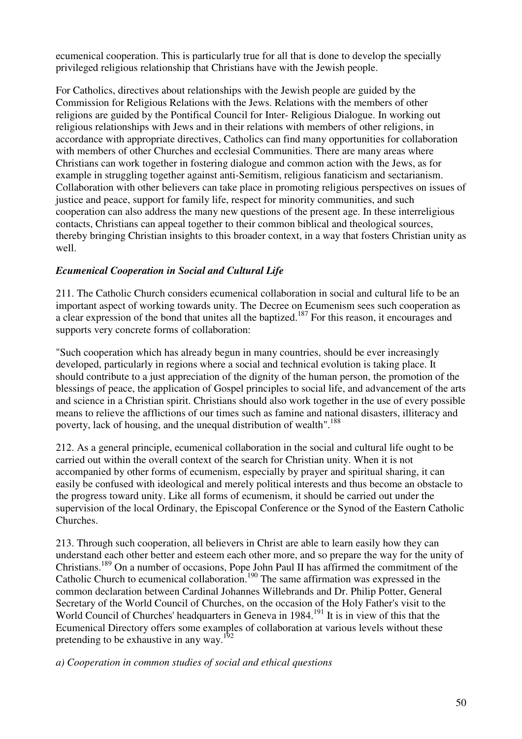ecumenical cooperation. This is particularly true for all that is done to develop the specially privileged religious relationship that Christians have with the Jewish people.

For Catholics, directives about relationships with the Jewish people are guided by the Commission for Religious Relations with the Jews. Relations with the members of other religions are guided by the Pontifical Council for Inter- Religious Dialogue. In working out religious relationships with Jews and in their relations with members of other religions, in accordance with appropriate directives, Catholics can find many opportunities for collaboration with members of other Churches and ecclesial Communities. There are many areas where Christians can work together in fostering dialogue and common action with the Jews, as for example in struggling together against anti-Semitism, religious fanaticism and sectarianism. Collaboration with other believers can take place in promoting religious perspectives on issues of justice and peace, support for family life, respect for minority communities, and such cooperation can also address the many new questions of the present age. In these interreligious contacts, Christians can appeal together to their common biblical and theological sources, thereby bringing Christian insights to this broader context, in a way that fosters Christian unity as well.

### *Ecumenical Cooperation in Social and Cultural Life*

211. The Catholic Church considers ecumenical collaboration in social and cultural life to be an important aspect of working towards unity. The Decree on Ecumenism sees such cooperation as a clear expression of the bond that unites all the baptized.[187] For this reason, it encourages and supports very concrete forms of collaboration:

"Such cooperation which has already begun in many countries, should be ever increasingly developed, particularly in regions where a social and technical evolution is taking place. It should contribute to a just appreciation of the dignity of the human person, the promotion of the blessings of peace, the application of Gospel principles to social life, and advancement of the arts and science in a Christian spirit. Christians should also work together in the use of every possible means to relieve the afflictions of our times such as famine and national disasters, illiteracy and poverty, lack of housing, and the unequal distribution of wealth".[188]

212. As a general principle, ecumenical collaboration in the social and cultural life ought to be carried out within the overall context of the search for Christian unity. When it is not accompanied by other forms of ecumenism, especially by prayer and spiritual sharing, it can easily be confused with ideological and merely political interests and thus become an obstacle to the progress toward unity. Like all forms of ecumenism, it should be carried out under the supervision of the local Ordinary, the Episcopal Conference or the Synod of the Eastern Catholic Churches.

213. Through such cooperation, all believers in Christ are able to learn easily how they can understand each other better and esteem each other more, and so prepare the way for the unity of Christians.[189] On a number of occasions, Pope John Paul II has affirmed the commitment of the Catholic Church to ecumenical collaboration.[190] The same affirmation was expressed in the common declaration between Cardinal Johannes Willebrands and Dr. Philip Potter, General Secretary of the World Council of Churches, on the occasion of the Holy Father's visit to the World Council of Churches' headquarters in Geneva in 1984.[191] It is in view of this that the Ecumenical Directory offers some examples of collaboration at various levels without these pretending to be exhaustive in any way.[192]

*a) Cooperation in common studies of social and ethical questions*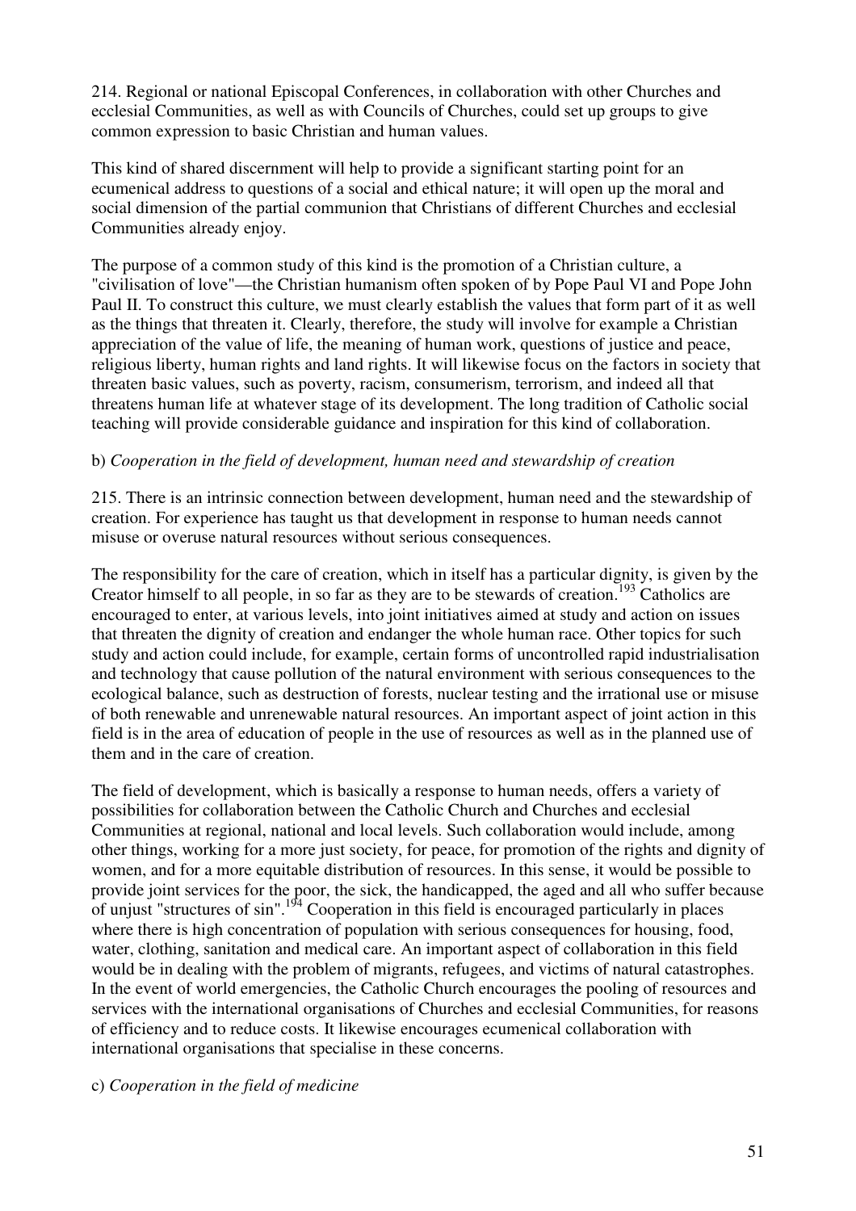214. Regional or national Episcopal Conferences, in collaboration with other Churches and ecclesial Communities, as well as with Councils of Churches, could set up groups to give common expression to basic Christian and human values.

This kind of shared discernment will help to provide a significant starting point for an ecumenical address to questions of a social and ethical nature; it will open up the moral and social dimension of the partial communion that Christians of different Churches and ecclesial Communities already enjoy.

The purpose of a common study of this kind is the promotion of a Christian culture, a "civilisation of love"—the Christian humanism often spoken of by Pope Paul VI and Pope John Paul II. To construct this culture, we must clearly establish the values that form part of it as well as the things that threaten it. Clearly, therefore, the study will involve for example a Christian appreciation of the value of life, the meaning of human work, questions of justice and peace, religious liberty, human rights and land rights. It will likewise focus on the factors in society that threaten basic values, such as poverty, racism, consumerism, terrorism, and indeed all that threatens human life at whatever stage of its development. The long tradition of Catholic social teaching will provide considerable guidance and inspiration for this kind of collaboration.

b) *Cooperation in the field of development, human need and stewardship of creation*

215. There is an intrinsic connection between development, human need and the stewardship of creation. For experience has taught us that development in response to human needs cannot misuse or overuse natural resources without serious consequences.

The responsibility for the care of creation, which in itself has a particular dignity, is given by the Creator himself to all people, in so far as they are to be stewards of creation.[193] Catholics are encouraged to enter, at various levels, into joint initiatives aimed at study and action on issues that threaten the dignity of creation and endanger the whole human race. Other topics for such study and action could include, for example, certain forms of uncontrolled rapid industrialisation and technology that cause pollution of the natural environment with serious consequences to the ecological balance, such as destruction of forests, nuclear testing and the irrational use or misuse of both renewable and unrenewable natural resources. An important aspect of joint action in this field is in the area of education of people in the use of resources as well as in the planned use of them and in the care of creation.

The field of development, which is basically a response to human needs, offers a variety of possibilities for collaboration between the Catholic Church and Churches and ecclesial Communities at regional, national and local levels. Such collaboration would include, among other things, working for a more just society, for peace, for promotion of the rights and dignity of women, and for a more equitable distribution of resources. In this sense, it would be possible to provide joint services for the poor, the sick, the handicapped, the aged and all who suffer because of unjust "structures of sin".[194] Cooperation in this field is encouraged particularly in places where there is high concentration of population with serious consequences for housing, food, water, clothing, sanitation and medical care. An important aspect of collaboration in this field would be in dealing with the problem of migrants, refugees, and victims of natural catastrophes. In the event of world emergencies, the Catholic Church encourages the pooling of resources and services with the international organisations of Churches and ecclesial Communities, for reasons of efficiency and to reduce costs. It likewise encourages ecumenical collaboration with international organisations that specialise in these concerns.

c) *Cooperation in the field of medicine*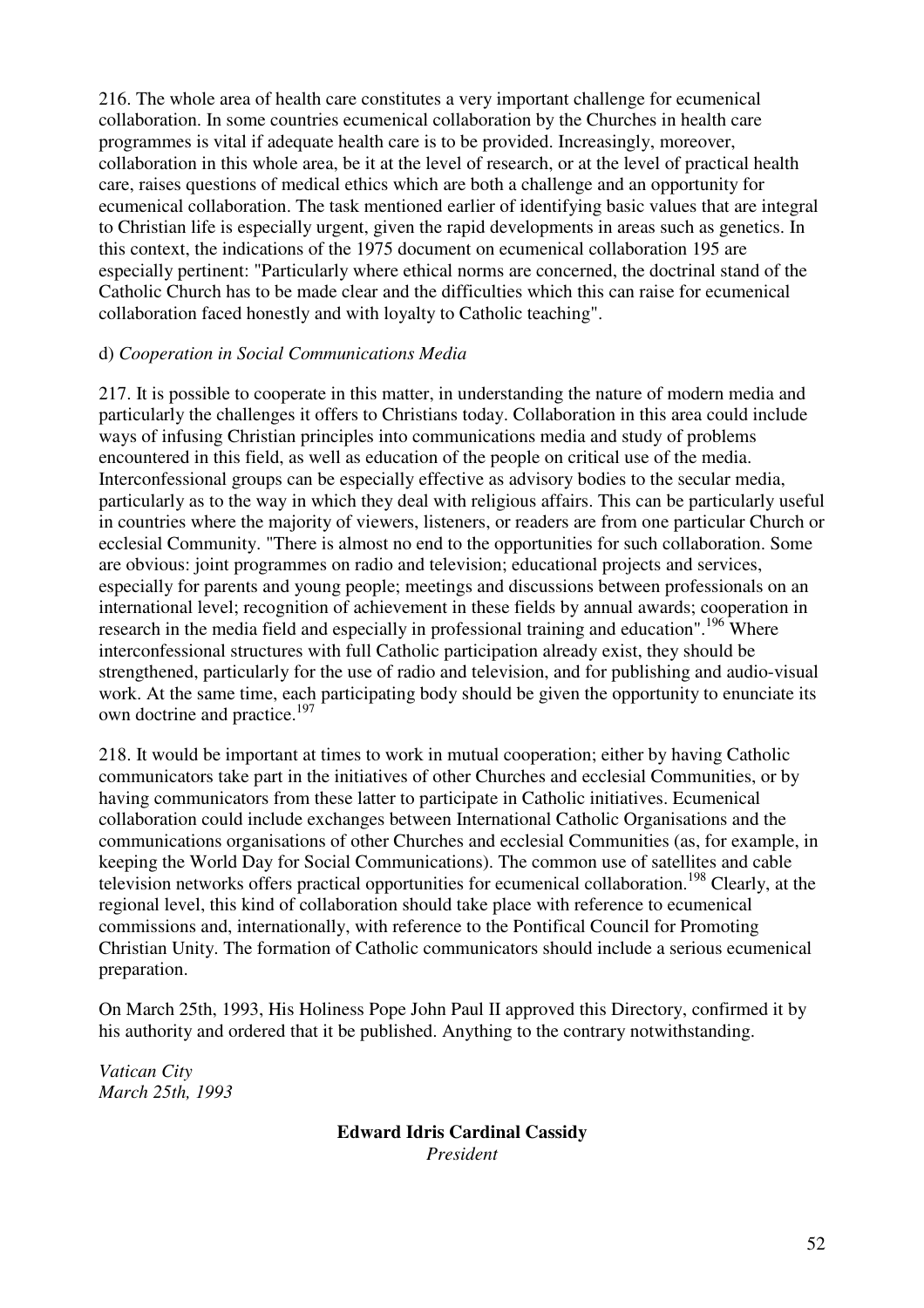216. The whole area of health care constitutes a very important challenge for ecumenical collaboration. In some countries ecumenical collaboration by the Churches in health care programmes is vital if adequate health care is to be provided. Increasingly, moreover, collaboration in this whole area, be it at the level of research, or at the level of practical health care, raises questions of medical ethics which are both a challenge and an opportunity for ecumenical collaboration. The task mentioned earlier of identifying basic values that are integral to Christian life is especially urgent, given the rapid developments in areas such as genetics. In this context, the indications of the 1975 document on ecumenical collaboration 195 are especially pertinent: "Particularly where ethical norms are concerned, the doctrinal stand of the Catholic Church has to be made clear and the difficulties which this can raise for ecumenical collaboration faced honestly and with loyalty to Catholic teaching".

d) *Cooperation in Social Communications Media*

217. It is possible to cooperate in this matter, in understanding the nature of modern media and particularly the challenges it offers to Christians today. Collaboration in this area could include ways of infusing Christian principles into communications media and study of problems encountered in this field, as well as education of the people on critical use of the media. Interconfessional groups can be especially effective as advisory bodies to the secular media, particularly as to the way in which they deal with religious affairs. This can be particularly useful in countries where the majority of viewers, listeners, or readers are from one particular Church or ecclesial Community. "There is almost no end to the opportunities for such collaboration. Some are obvious: joint programmes on radio and television; educational projects and services, especially for parents and young people; meetings and discussions between professionals on an international level; recognition of achievement in these fields by annual awards; cooperation in research in the media field and especially in professional training and education".[196] Where interconfessional structures with full Catholic participation already exist, they should be strengthened, particularly for the use of radio and television, and for publishing and audio-visual work. At the same time, each participating body should be given the opportunity to enunciate its own doctrine and practice.[197]

218. It would be important at times to work in mutual cooperation; either by having Catholic communicators take part in the initiatives of other Churches and ecclesial Communities, or by having communicators from these latter to participate in Catholic initiatives. Ecumenical collaboration could include exchanges between International Catholic Organisations and the communications organisations of other Churches and ecclesial Communities (as, for example, in keeping the World Day for Social Communications). The common use of satellites and cable television networks offers practical opportunities for ecumenical collaboration.[198] Clearly, at the regional level, this kind of collaboration should take place with reference to ecumenical commissions and, internationally, with reference to the Pontifical Council for Promoting Christian Unity. The formation of Catholic communicators should include a serious ecumenical preparation.

On March 25th, 1993, His Holiness Pope John Paul II approved this Directory, confirmed it by his authority and ordered that it be published. Anything to the contrary notwithstanding.

*Vatican City*
*March 25th, 1993*

**Edward Idris Cardinal Cassidy**
*President*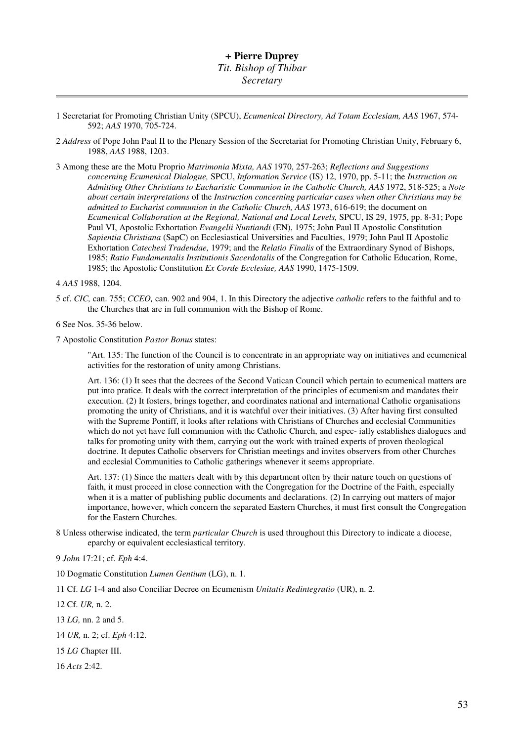**+ Pierre Duprey**
*Tit. Bishop of Thibar*
*Secretary*

---

1 Secretariat for Promoting Christian Unity (SPCU), *Ecumenical Directory, Ad Totam Ecclesiam, AAS* 1967, 574-592; *AAS* 1970, 705-724.

2 *Address* of Pope John Paul II to the Plenary Session of the Secretariat for Promoting Christian Unity, February 6, 1988, *AAS* 1988, 1203.

3 Among these are the Motu Proprio *Matrimonia Mixta, AAS* 1970, 257-263; *Reflections and Suggestions concerning Ecumenical Dialogue,* SPCU, *Information Service* (IS) 12, 1970, pp. 5-11; the *Instruction on Admitting Other Christians to Eucharistic Communion in the Catholic Church, AAS* 1972, 518-525; a *Note about certain interpretations* of the *Instruction concerning particular cases when other Christians may be admitted to Eucharist communion in the Catholic Church, AAS* 1973, 616-619; the document on *Ecumenical Collaboration at the Regional, National and Local Levels,* SPCU, IS 29, 1975, pp. 8-31; Pope Paul VI, Apostolic Exhortation *Evangelii Nuntiandi* (EN), 1975; John Paul II Apostolic Constitution *Sapientia Christiana* (SapC) on Ecclesiastical Universities and Faculties, 1979; John Paul II Apostolic Exhortation *Catechesi Tradendae,* 1979; and the *Relatio Finalis* of the Extraordinary Synod of Bishops, 1985; *Ratio Fundamentalis Institutionis Sacerdotalis* of the Congregation for Catholic Education, Rome, 1985; the Apostolic Constitution *Ex Corde Ecclesiae, AAS* 1990, 1475-1509.

4 *AAS* 1988, 1204.

5 cf. *CIC,* can. 755; *CCEO,* can. 902 and 904, 1. In this Directory the adjective *catholic* refers to the faithful and to the Churches that are in full communion with the Bishop of Rome.

6 See Nos. 35-36 below.

7 Apostolic Constitution *Pastor Bonus* states:

> "Art. 135: The function of the Council is to concentrate in an appropriate way on initiatives and ecumenical activities for the restoration of unity among Christians.
>
> Art. 136: (1) It sees that the decrees of the Second Vatican Council which pertain to ecumenical matters are put into pratice. It deals with the correct interpretation of the principles of ecumenism and mandates their execution. (2) It fosters, brings together, and coordinates national and international Catholic organisations promoting the unity of Christians, and it is watchful over their initiatives. (3) After having first consulted with the Supreme Pontiff, it looks after relations with Christians of Churches and ecclesial Communities which do not yet have full communion with the Catholic Church, and espec- ially establishes dialogues and talks for promoting unity with them, carrying out the work with trained experts of proven theological doctrine. It deputes Catholic observers for Christian meetings and invites observers from other Churches and ecclesial Communities to Catholic gatherings whenever it seems appropriate.
>
> Art. 137: (1) Since the matters dealt with by this department often by their nature touch on questions of faith, it must proceed in close connection with the Congregation for the Doctrine of the Faith, especially when it is a matter of publishing public documents and declarations. (2) In carrying out matters of major importance, however, which concern the separated Eastern Churches, it must first consult the Congregation for the Eastern Churches.

8 Unless otherwise indicated, the term *particular Church* is used throughout this Directory to indicate a diocese, eparchy or equivalent ecclesiastical territory.

9 *John* 17:21; cf. *Eph* 4:4.

10 Dogmatic Constitution *Lumen Gentium* (LG), n. 1.

11 Cf. *LG* 1-4 and also Conciliar Decree on Ecumenism *Unitatis Redintegratio* (UR), n. 2.

12 Cf. *UR,* n. 2.

13 *LG,* nn. 2 and 5.

14 *UR,* n. 2; cf. *Eph* 4:12.

15 *LG C*hapter III.

16 *Acts* 2:42.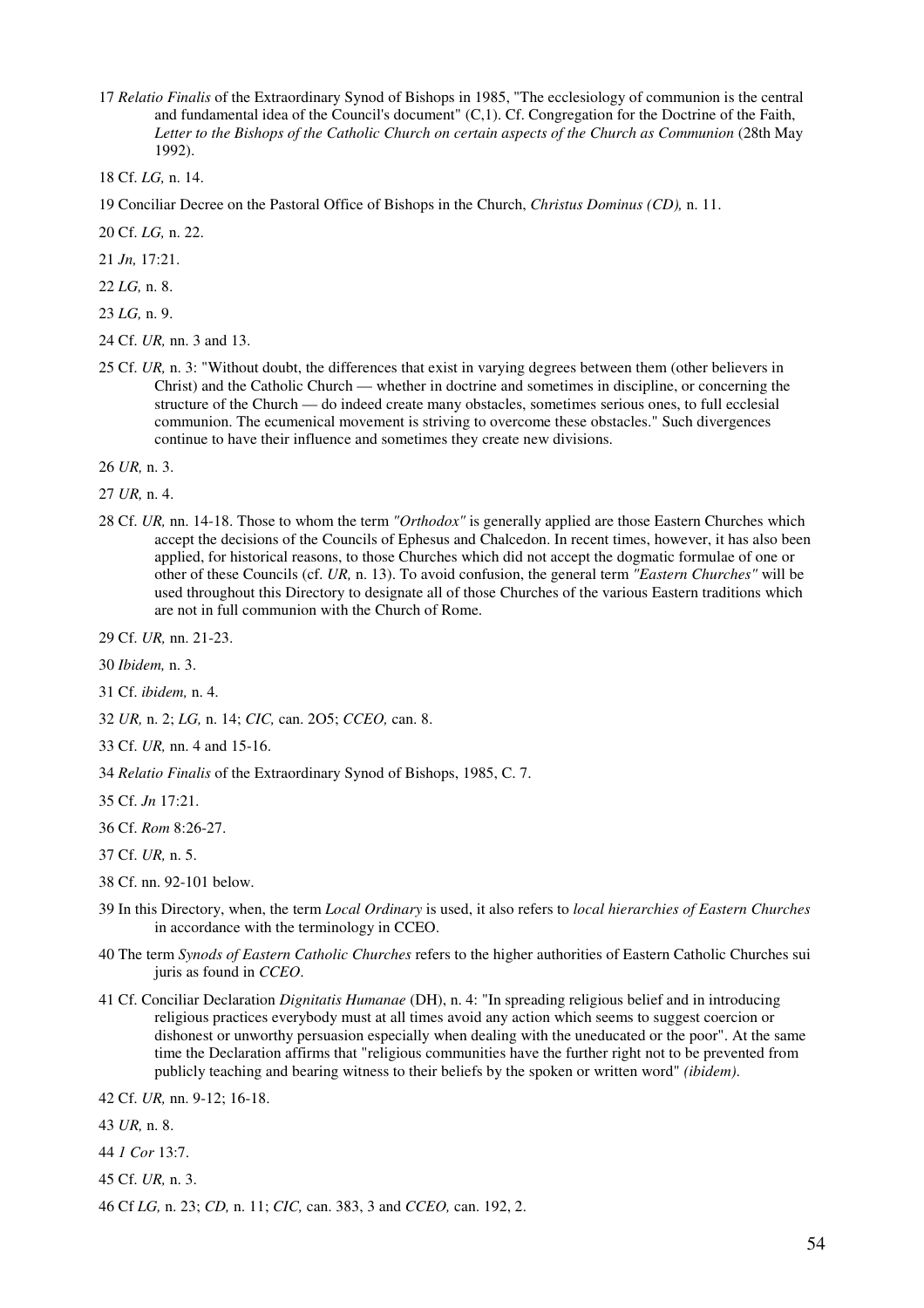17 *Relatio Finalis* of the Extraordinary Synod of Bishops in 1985, "The ecclesiology of communion is the central and fundamental idea of the Council's document" (C,1). Cf. Congregation for the Doctrine of the Faith, *Letter to the Bishops of the Catholic Church on certain aspects of the Church as Communion* (28th May 1992).

18 Cf. *LG,* n. 14.

19 Conciliar Decree on the Pastoral Office of Bishops in the Church, *Christus Dominus (CD),* n. 11.

20 Cf. *LG,* n. 22.

21 *Jn,* 17:21.

22 *LG,* n. 8.

23 *LG,* n. 9.

24 Cf. *UR,* nn. 3 and 13.

25 Cf. *UR,* n. 3: "Without doubt, the differences that exist in varying degrees between them (other believers in Christ) and the Catholic Church — whether in doctrine and sometimes in discipline, or concerning the structure of the Church — do indeed create many obstacles, sometimes serious ones, to full ecclesial communion. The ecumenical movement is striving to overcome these obstacles." Such divergences continue to have their influence and sometimes they create new divisions.

26 *UR,* n. 3.

27 *UR,* n. 4.

28 Cf. *UR,* nn. 14-18. Those to whom the term *"Orthodox"* is generally applied are those Eastern Churches which accept the decisions of the Councils of Ephesus and Chalcedon. In recent times, however, it has also been applied, for historical reasons, to those Churches which did not accept the dogmatic formulae of one or other of these Councils (cf. *UR,* n. 13). To avoid confusion, the general term *"Eastern Churches"* will be used throughout this Directory to designate all of those Churches of the various Eastern traditions which are not in full communion with the Church of Rome.

29 Cf. *UR,* nn. 21-23.

30 *Ibidem,* n. 3.

31 Cf. *ibidem,* n. 4.

32 *UR,* n. 2; *LG,* n. 14; *CIC,* can. 2O5; *CCEO,* can. 8.

33 Cf. *UR,* nn. 4 and 15-16.

34 *Relatio Finalis* of the Extraordinary Synod of Bishops, 1985, C. 7.

35 Cf. *Jn* 17:21.

36 Cf. *Rom* 8:26-27.

37 Cf. *UR,* n. 5.

38 Cf. nn. 92-101 below.

39 In this Directory, when, the term *Local Ordinary* is used, it also refers to *local hierarchies of Eastern Churches* in accordance with the terminology in CCEO.

40 The term *Synods of Eastern Catholic Churches* refers to the higher authorities of Eastern Catholic Churches sui juris as found in *CCEO*.

41 Cf. Conciliar Declaration *Dignitatis Humanae* (DH), n. 4: "In spreading religious belief and in introducing religious practices everybody must at all times avoid any action which seems to suggest coercion or dishonest or unworthy persuasion especially when dealing with the uneducated or the poor". At the same time the Declaration affirms that "religious communities have the further right not to be prevented from publicly teaching and bearing witness to their beliefs by the spoken or written word" *(ibidem).*

42 Cf. *UR,* nn. 9-12; 16-18.

43 *UR,* n. 8.

44 *1 Cor* 13:7.

45 Cf. *UR,* n. 3.

46 Cf *LG,* n. 23; *CD,* n. 11; *CIC,* can. 383, 3 and *CCEO,* can. 192, 2.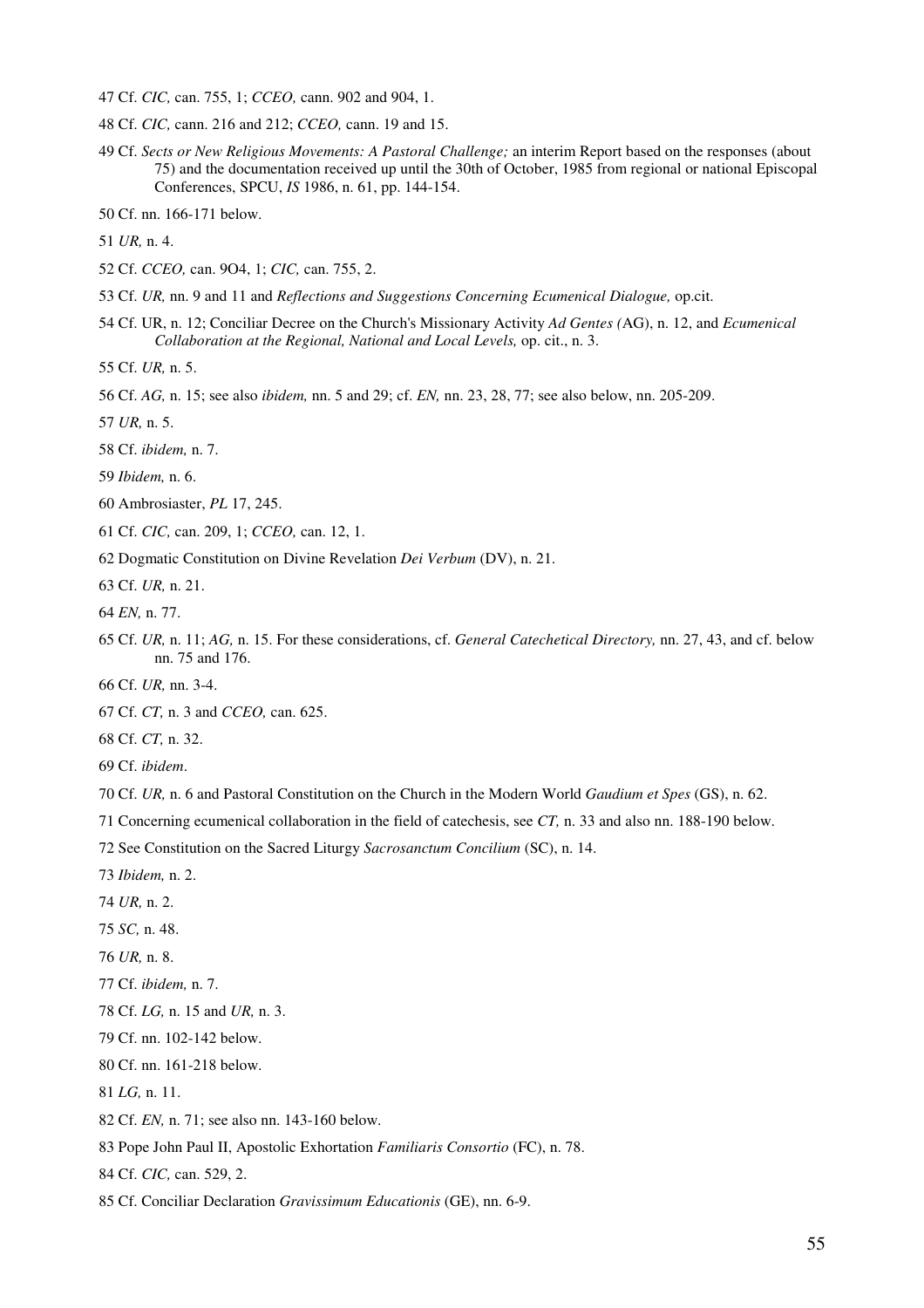47 Cf. *CIC,* can. 755, 1; *CCEO,* cann. 902 and 904, 1.

48 Cf. *CIC,* cann. 216 and 212; *CCEO,* cann. 19 and 15.

49 Cf. *Sects or New Religious Movements: A Pastoral Challenge;* an interim Report based on the responses (about 75) and the documentation received up until the 30th of October, 1985 from regional or national Episcopal Conferences, SPCU, *IS* 1986, n. 61, pp. 144-154.

50 Cf. nn. 166-171 below.

51 *UR,* n. 4.

52 Cf. *CCEO,* can. 9O4, 1; *CIC,* can. 755, 2.

53 Cf. *UR,* nn. 9 and 11 and *Reflections and Suggestions Concerning Ecumenical Dialogue,* op.cit.

54 Cf. UR, n. 12; Conciliar Decree on the Church's Missionary Activity *Ad Gentes (*AG), n. 12, and *Ecumenical Collaboration at the Regional, National and Local Levels,* op. cit., n. 3.

55 Cf. *UR,* n. 5.

56 Cf. *AG,* n. 15; see also *ibidem,* nn. 5 and 29; cf. *EN,* nn. 23, 28, 77; see also below, nn. 205-209.

57 *UR,* n. 5.

58 Cf. *ibidem,* n. 7.

59 *Ibidem,* n. 6.

60 Ambrosiaster, *PL* 17, 245.

61 Cf. *CIC,* can. 209, 1; *CCEO,* can. 12, 1.

62 Dogmatic Constitution on Divine Revelation *Dei Verbum* (DV), n. 21.

63 Cf. *UR,* n. 21.

64 *EN,* n. 77.

65 Cf. *UR,* n. 11; *AG,* n. 15. For these considerations, cf. *General Catechetical Directory,* nn. 27, 43, and cf. below nn. 75 and 176.

66 Cf. *UR,* nn. 3-4.

67 Cf. *CT,* n. 3 and *CCEO,* can. 625.

68 Cf. *CT,* n. 32.

69 Cf. *ibidem*.

70 Cf. *UR,* n. 6 and Pastoral Constitution on the Church in the Modern World *Gaudium et Spes* (GS), n. 62.

71 Concerning ecumenical collaboration in the field of catechesis, see *CT,* n. 33 and also nn. 188-190 below.

72 See Constitution on the Sacred Liturgy *Sacrosanctum Concilium* (SC), n. 14.

73 *Ibidem,* n. 2.

74 *UR,* n. 2.

75 *SC,* n. 48.

76 *UR,* n. 8.

77 Cf. *ibidem,* n. 7.

78 Cf. *LG,* n. 15 and *UR,* n. 3.

79 Cf. nn. 102-142 below.

80 Cf. nn. 161-218 below.

81 *LG,* n. 11.

82 Cf. *EN,* n. 71; see also nn. 143-160 below.

83 Pope John Paul II, Apostolic Exhortation *Familiaris Consortio* (FC), n. 78.

84 Cf. *CIC,* can. 529, 2.

85 Cf. Conciliar Declaration *Gravissimum Educationis* (GE), nn. 6-9.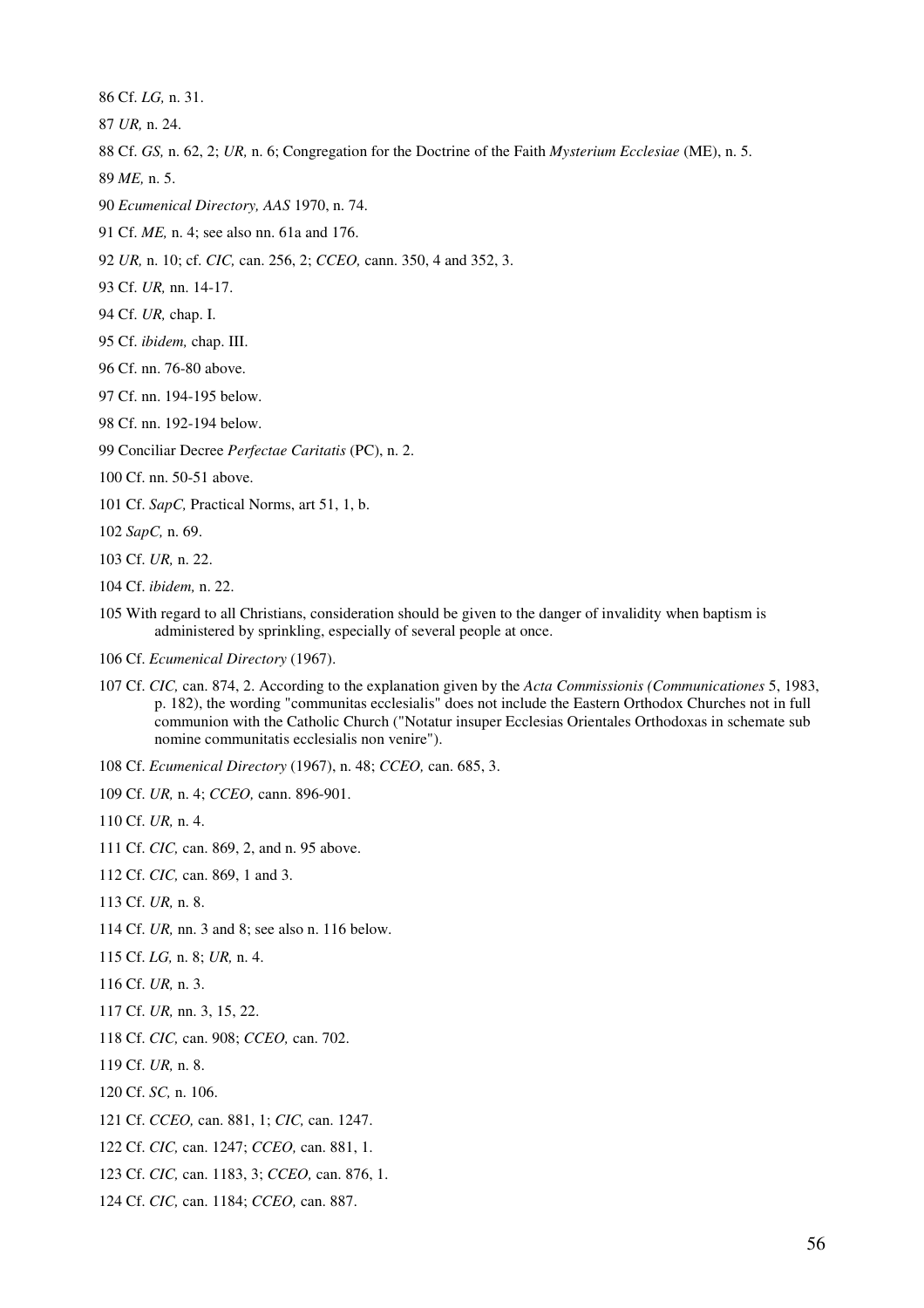86 Cf. *LG,* n. 31.

87 *UR,* n. 24.

88 Cf. *GS,* n. 62, 2; *UR,* n. 6; Congregation for the Doctrine of the Faith *Mysterium Ecclesiae* (ME), n. 5.

89 *ME,* n. 5.

90 *Ecumenical Directory, AAS* 1970, n. 74.

91 Cf. *ME,* n. 4; see also nn. 61a and 176.

92 *UR,* n. 10; cf. *CIC,* can. 256, 2; *CCEO,* cann. 350, 4 and 352, 3.

93 Cf. *UR,* nn. 14-17.

94 Cf. *UR,* chap. I.

95 Cf. *ibidem,* chap. III.

96 Cf. nn. 76-80 above.

97 Cf. nn. 194-195 below.

98 Cf. nn. 192-194 below.

99 Conciliar Decree *Perfectae Caritatis* (PC), n. 2.

100 Cf. nn. 50-51 above.

101 Cf. *SapC,* Practical Norms, art 51, 1, b.

102 *SapC,* n. 69.

103 Cf. *UR,* n. 22.

104 Cf. *ibidem,* n. 22.

105 With regard to all Christians, consideration should be given to the danger of invalidity when baptism is administered by sprinkling, especially of several people at once.

106 Cf. *Ecumenical Directory* (1967).

107 Cf. *CIC,* can. 874, 2. According to the explanation given by the *Acta Commissionis (Communicationes* 5, 1983, p. 182), the wording "communitas ecclesialis" does not include the Eastern Orthodox Churches not in full communion with the Catholic Church ("Notatur insuper Ecclesias Orientales Orthodoxas in schemate sub nomine communitatis ecclesialis non venire").

108 Cf. *Ecumenical Directory* (1967), n. 48; *CCEO,* can. 685, 3.

109 Cf. *UR,* n. 4; *CCEO,* cann. 896-901.

110 Cf. *UR,* n. 4.

111 Cf. *CIC,* can. 869, 2, and n. 95 above.

112 Cf. *CIC,* can. 869, 1 and 3.

113 Cf. *UR,* n. 8.

114 Cf. *UR,* nn. 3 and 8; see also n. 116 below.

115 Cf. *LG,* n. 8; *UR,* n. 4.

116 Cf. *UR,* n. 3.

117 Cf. *UR,* nn. 3, 15, 22.

118 Cf. *CIC,* can. 908; *CCEO,* can. 702.

119 Cf. *UR,* n. 8.

120 Cf. *SC,* n. 106.

121 Cf. *CCEO,* can. 881, 1; *CIC,* can. 1247.

122 Cf. *CIC,* can. 1247; *CCEO,* can. 881, 1.

123 Cf. *CIC,* can. 1183, 3; *CCEO,* can. 876, 1.

124 Cf. *CIC,* can. 1184; *CCEO,* can. 887.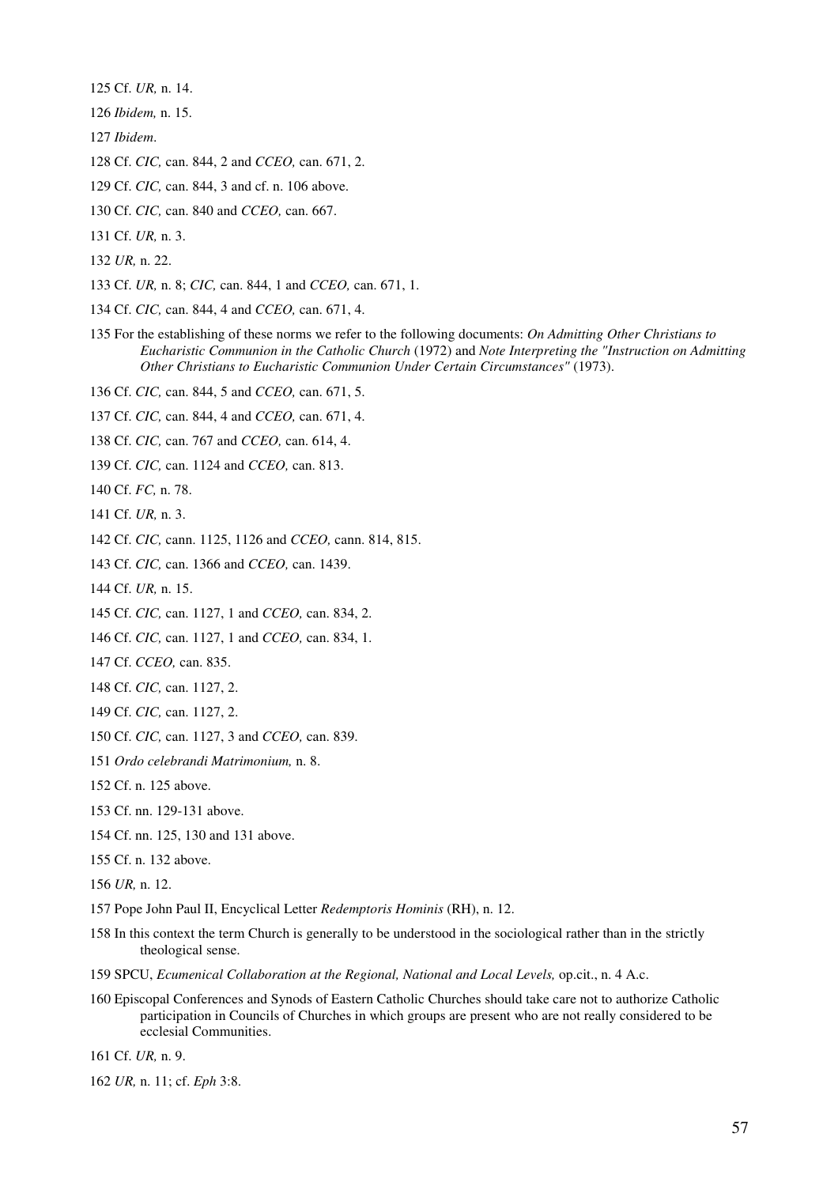125 Cf. *UR,* n. 14.

126 *Ibidem,* n. 15.

127 *Ibidem*.

128 Cf. *CIC,* can. 844, 2 and *CCEO,* can. 671, 2.

129 Cf. *CIC,* can. 844, 3 and cf. n. 106 above.

130 Cf. *CIC,* can. 840 and *CCEO,* can. 667.

131 Cf. *UR,* n. 3.

132 *UR,* n. 22.

133 Cf. *UR,* n. 8; *CIC,* can. 844, 1 and *CCEO,* can. 671, 1.

134 Cf. *CIC,* can. 844, 4 and *CCEO,* can. 671, 4.

135 For the establishing of these norms we refer to the following documents: *On Admitting Other Christians to Eucharistic Communion in the Catholic Church* (1972) and *Note Interpreting the "Instruction on Admitting Other Christians to Eucharistic Communion Under Certain Circumstances"* (1973).

136 Cf. *CIC,* can. 844, 5 and *CCEO,* can. 671, 5.

137 Cf. *CIC,* can. 844, 4 and *CCEO,* can. 671, 4.

138 Cf. *CIC,* can. 767 and *CCEO,* can. 614, 4.

139 Cf. *CIC,* can. 1124 and *CCEO,* can. 813.

140 Cf. *FC,* n. 78.

141 Cf. *UR,* n. 3.

142 Cf. *CIC,* cann. 1125, 1126 and *CCEO,* cann. 814, 815.

143 Cf. *CIC,* can. 1366 and *CCEO,* can. 1439.

144 Cf. *UR,* n. 15.

145 Cf. *CIC,* can. 1127, 1 and *CCEO,* can. 834, 2.

146 Cf. *CIC,* can. 1127, 1 and *CCEO,* can. 834, 1.

147 Cf. *CCEO,* can. 835.

148 Cf. *CIC,* can. 1127, 2.

149 Cf. *CIC,* can. 1127, 2.

150 Cf. *CIC,* can. 1127, 3 and *CCEO,* can. 839.

151 *Ordo celebrandi Matrimonium,* n. 8.

152 Cf. n. 125 above.

153 Cf. nn. 129-131 above.

154 Cf. nn. 125, 130 and 131 above.

155 Cf. n. 132 above.

156 *UR,* n. 12.

157 Pope John Paul II, Encyclical Letter *Redemptoris Hominis* (RH), n. 12.

158 In this context the term Church is generally to be understood in the sociological rather than in the strictly theological sense.

159 SPCU, *Ecumenical Collaboration at the Regional, National and Local Levels,* op.cit., n. 4 A.c.

160 Episcopal Conferences and Synods of Eastern Catholic Churches should take care not to authorize Catholic participation in Councils of Churches in which groups are present who are not really considered to be ecclesial Communities.

161 Cf. *UR,* n. 9.

162 *UR,* n. 11; cf. *Eph* 3:8.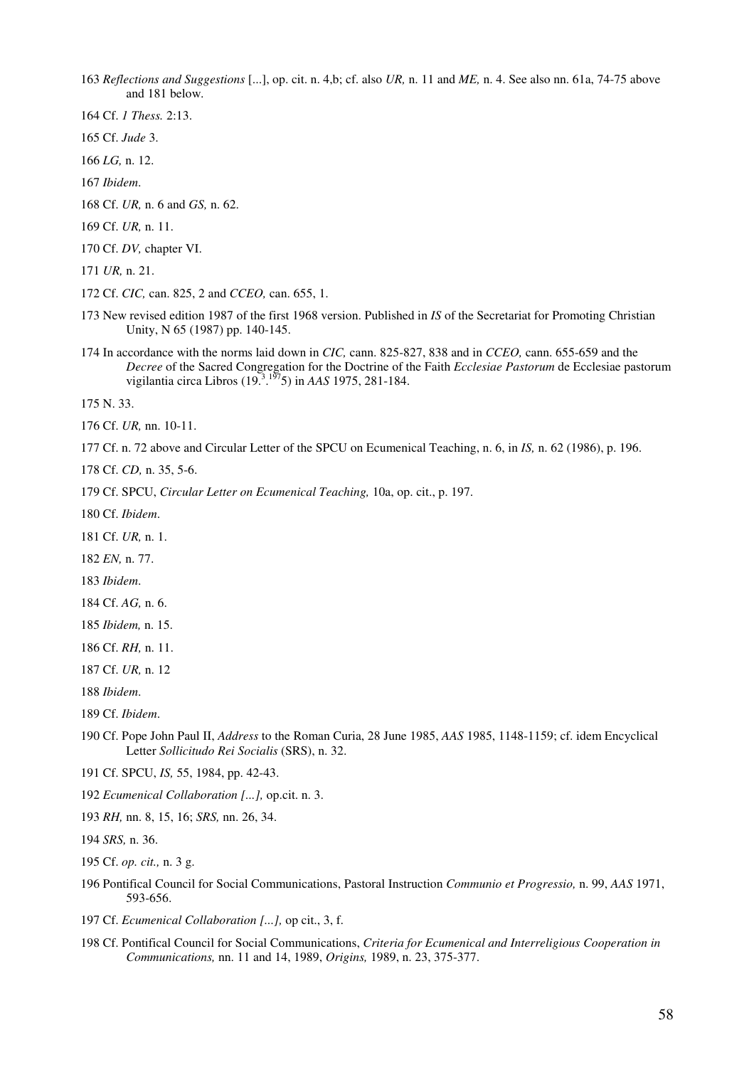163 *Reflections and Suggestions* [...], op. cit. n. 4,b; cf. also *UR,* n. 11 and *ME,* n. 4. See also nn. 61a, 74-75 above and 181 below.

164 Cf. *1 Thess.* 2:13.

165 Cf. *Jude* 3.

166 *LG,* n. 12.

167 *Ibidem*.

168 Cf. *UR,* n. 6 and *GS,* n. 62.

169 Cf. *UR,* n. 11.

170 Cf. *DV,* chapter VI.

171 *UR,* n. 21.

172 Cf. *CIC,* can. 825, 2 and *CCEO,* can. 655, 1.

173 New revised edition 1987 of the first 1968 version. Published in *IS* of the Secretariat for Promoting Christian Unity, N 65 (1987) pp. 140-145.

174 In accordance with the norms laid down in *CIC,* cann. 825-827, 838 and in *CCEO,* cann. 655-659 and the *Decree* of the Sacred Congregation for the Doctrine of the Faith *Ecclesiae Pastorum* de Ecclesiae pastorum vigilantia circa Libros (19.[3].[197]5) in *AAS* 1975, 281-184.

175 N. 33.

176 Cf. *UR,* nn. 10-11.

177 Cf. n. 72 above and Circular Letter of the SPCU on Ecumenical Teaching, n. 6, in *IS,* n. 62 (1986), p. 196.

178 Cf. *CD,* n. 35, 5-6.

179 Cf. SPCU, *Circular Letter on Ecumenical Teaching,* 10a, op. cit., p. 197.

180 Cf. *Ibidem*.

181 Cf. *UR,* n. 1.

182 *EN,* n. 77.

183 *Ibidem*.

184 Cf. *AG,* n. 6.

185 *Ibidem,* n. 15.

186 Cf. *RH,* n. 11.

187 Cf. *UR,* n. 12

188 *Ibidem*.

189 Cf. *Ibidem*.

190 Cf. Pope John Paul II, *Address* to the Roman Curia, 28 June 1985, *AAS* 1985, 1148-1159; cf. idem Encyclical Letter *Sollicitudo Rei Socialis* (SRS), n. 32.

191 Cf. SPCU, *IS,* 55, 1984, pp. 42-43.

192 *Ecumenical Collaboration [...],* op.cit. n. 3.

193 *RH,* nn. 8, 15, 16; *SRS,* nn. 26, 34.

194 *SRS,* n. 36.

195 Cf. *op. cit.,* n. 3 g.

196 Pontifical Council for Social Communications, Pastoral Instruction *Communio et Progressio,* n. 99, *AAS* 1971, 593-656.

197 Cf. *Ecumenical Collaboration [...],* op cit., 3, f.

198 Cf. Pontifical Council for Social Communications, *Criteria for Ecumenical and Interreligious Cooperation in Communications,* nn. 11 and 14, 1989, *Origins,* 1989, n. 23, 375-377.